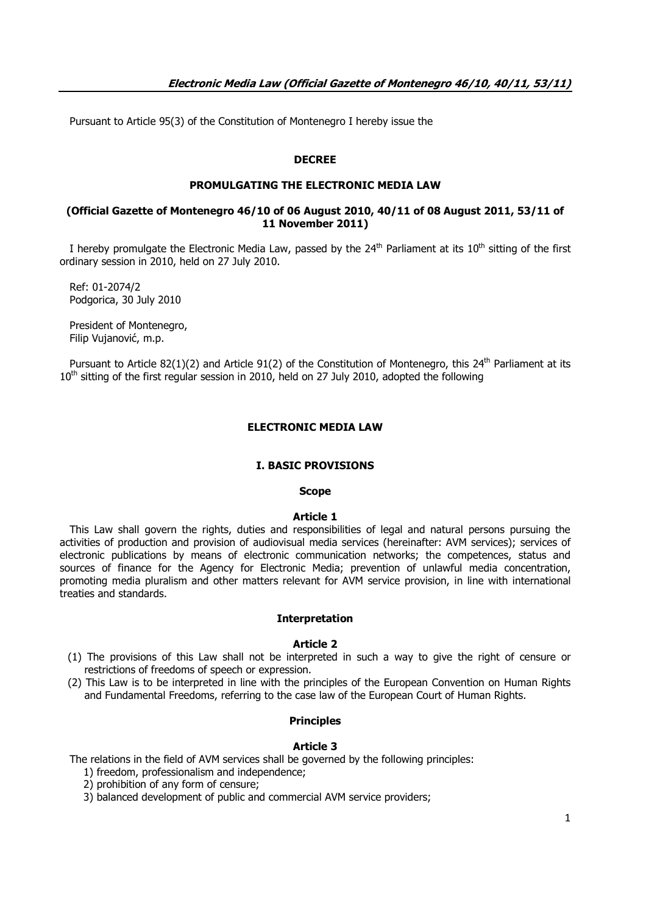Pursuant to Article 95(3) of the Constitution of Montenegro I hereby issue the

## DECREE

## PROMULGATING THE ELECTRONIC MEDIA LAW

**(Official Gazette of Montenegro 46/10 of 06 August 2010, 40/11 of 08 August 2011, 53/11 of 11 November 2011)**

I hereby promulgate the Electronic Media Law, passed by the 24th Parliament at its 10th sitting of the first ordinary session in 2010, held on 27 July 2010.

Ref: 01-2074/2
Podgorica, 30 July 2010

President of Montenegro,
Filip Vujanović, m.p.

Pursuant to Article 82(1)(2) and Article 91(2) of the Constitution of Montenegro, this 24th Parliament at its 10th sitting of the first regular session in 2010, held on 27 July 2010, adopted the following

# ELECTRONIC MEDIA LAW

## I. BASIC PROVISIONS

### Scope

#### Article 1

This Law shall govern the rights, duties and responsibilities of legal and natural persons pursuing the activities of production and provision of audiovisual media services (hereinafter: AVM services); services of electronic publications by means of electronic communication networks; the competences, status and sources of finance for the Agency for Electronic Media; prevention of unlawful media concentration, promoting media pluralism and other matters relevant for AVM service provision, in line with international treaties and standards.

### Interpretation

#### Article 2

(1) The provisions of this Law shall not be interpreted in such a way to give the right of censure or restrictions of freedoms of speech or expression.

(2) This Law is to be interpreted in line with the principles of the European Convention on Human Rights and Fundamental Freedoms, referring to the case law of the European Court of Human Rights.

### Principles

#### Article 3

The relations in the field of AVM services shall be governed by the following principles:

1) freedom, professionalism and independence;
2) prohibition of any form of censure;
3) balanced development of public and commercial AVM service providers;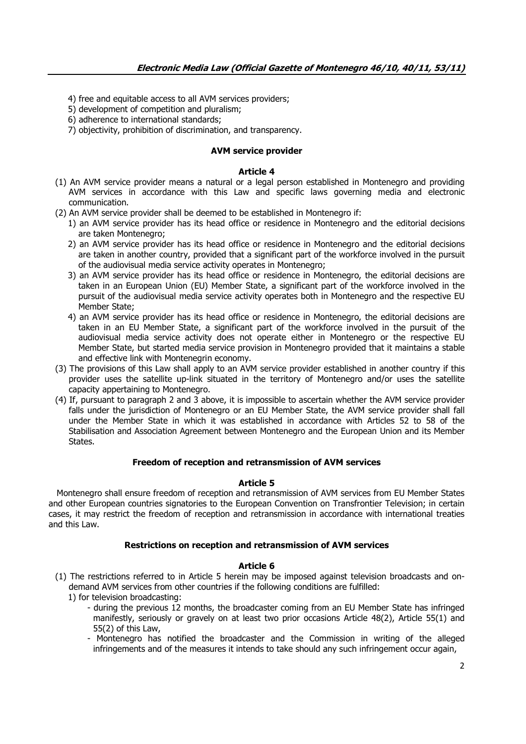4) free and equitable access to all AVM services providers;
5) development of competition and pluralism;
6) adherence to international standards;
7) objectivity, prohibition of discrimination, and transparency.

### AVM service provider

#### Article 4

(1) An AVM service provider means a natural or a legal person established in Montenegro and providing AVM services in accordance with this Law and specific laws governing media and electronic communication.

(2) An AVM service provider shall be deemed to be established in Montenegro if:

1) an AVM service provider has its head office or residence in Montenegro and the editorial decisions are taken Montenegro;
2) an AVM service provider has its head office or residence in Montenegro and the editorial decisions are taken in another country, provided that a significant part of the workforce involved in the pursuit of the audiovisual media service activity operates in Montenegro;
3) an AVM service provider has its head office or residence in Montenegro, the editorial decisions are taken in an European Union (EU) Member State, a significant part of the workforce involved in the pursuit of the audiovisual media service activity operates both in Montenegro and the respective EU Member State;
4) an AVM service provider has its head office or residence in Montenegro, the editorial decisions are taken in an EU Member State, a significant part of the workforce involved in the pursuit of the audiovisual media service activity does not operate either in Montenegro or the respective EU Member State, but started media service provision in Montenegro provided that it maintains a stable and effective link with Montenegrin economy.

(3) The provisions of this Law shall apply to an AVM service provider established in another country if this provider uses the satellite up-link situated in the territory of Montenegro and/or uses the satellite capacity appertaining to Montenegro.

(4) If, pursuant to paragraph 2 and 3 above, it is impossible to ascertain whether the AVM service provider falls under the jurisdiction of Montenegro or an EU Member State, the AVM service provider shall fall under the Member State in which it was established in accordance with Articles 52 to 58 of the Stabilisation and Association Agreement between Montenegro and the European Union and its Member States.

### Freedom of reception and retransmission of AVM services

#### Article 5

Montenegro shall ensure freedom of reception and retransmission of AVM services from EU Member States and other European countries signatories to the European Convention on Transfrontier Television; in certain cases, it may restrict the freedom of reception and retransmission in accordance with international treaties and this Law.

### Restrictions on reception and retransmission of AVM services

#### Article 6

(1) The restrictions referred to in Article 5 herein may be imposed against television broadcasts and on-demand AVM services from other countries if the following conditions are fulfilled:

1) for television broadcasting:
   - during the previous 12 months, the broadcaster coming from an EU Member State has infringed manifestly, seriously or gravely on at least two prior occasions Article 48(2), Article 55(1) and 55(2) of this Law,
   - Montenegro has notified the broadcaster and the Commission in writing of the alleged infringements and of the measures it intends to take should any such infringement occur again,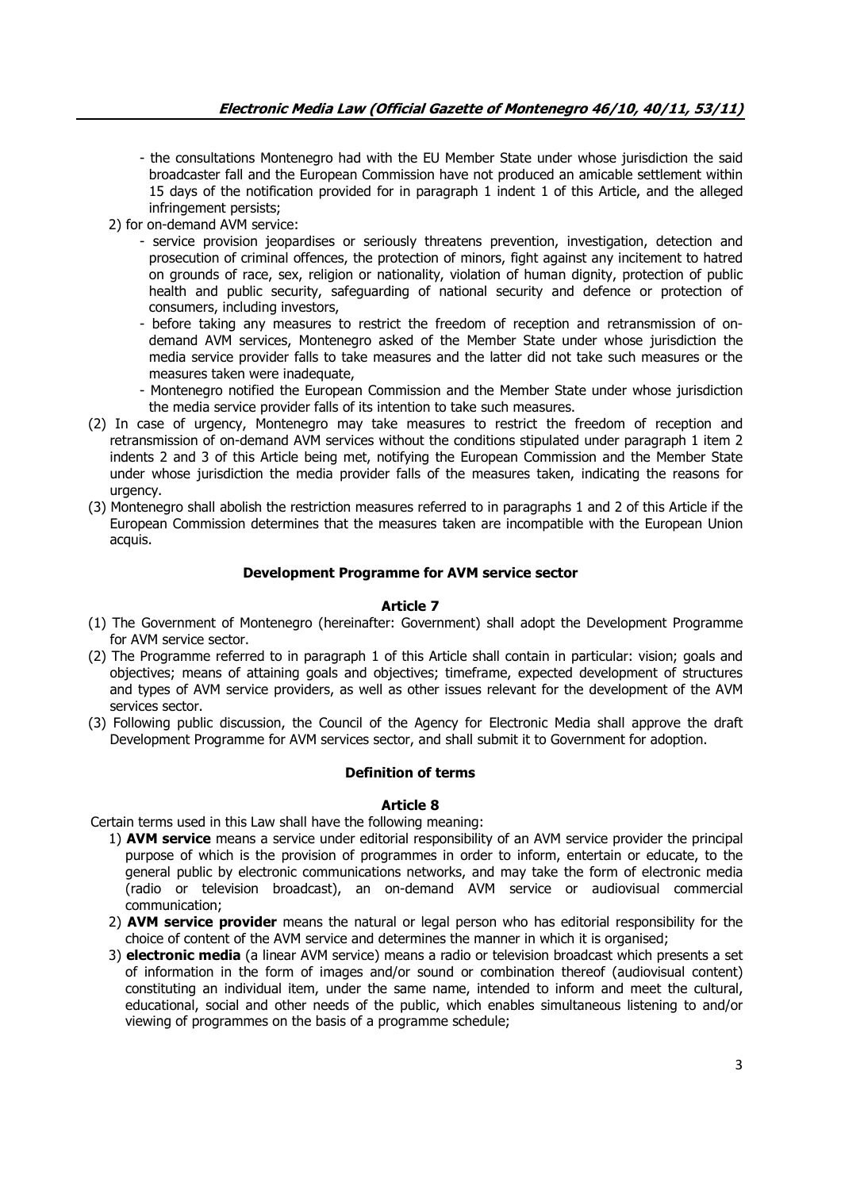- the consultations Montenegro had with the EU Member State under whose jurisdiction the said broadcaster fall and the European Commission have not produced an amicable settlement within 15 days of the notification provided for in paragraph 1 indent 1 of this Article, and the alleged infringement persists;

2) for on-demand AVM service:
   - service provision jeopardises or seriously threatens prevention, investigation, detection and prosecution of criminal offences, the protection of minors, fight against any incitement to hatred on grounds of race, sex, religion or nationality, violation of human dignity, protection of public health and public security, safeguarding of national security and defence or protection of consumers, including investors,
   - before taking any measures to restrict the freedom of reception and retransmission of on-demand AVM services, Montenegro asked of the Member State under whose jurisdiction the media service provider falls to take measures and the latter did not take such measures or the measures taken were inadequate,
   - Montenegro notified the European Commission and the Member State under whose jurisdiction the media service provider falls of its intention to take such measures.

(2) In case of urgency, Montenegro may take measures to restrict the freedom of reception and retransmission of on-demand AVM services without the conditions stipulated under paragraph 1 item 2 indents 2 and 3 of this Article being met, notifying the European Commission and the Member State under whose jurisdiction the media provider falls of the measures taken, indicating the reasons for urgency.

(3) Montenegro shall abolish the restriction measures referred to in paragraphs 1 and 2 of this Article if the European Commission determines that the measures taken are incompatible with the European Union acquis.

### Development Programme for AVM service sector

#### Article 7

(1) The Government of Montenegro (hereinafter: Government) shall adopt the Development Programme for AVM service sector.

(2) The Programme referred to in paragraph 1 of this Article shall contain in particular: vision; goals and objectives; means of attaining goals and objectives; timeframe, expected development of structures and types of AVM service providers, as well as other issues relevant for the development of the AVM services sector.

(3) Following public discussion, the Council of the Agency for Electronic Media shall approve the draft Development Programme for AVM services sector, and shall submit it to Government for adoption.

### Definition of terms

#### Article 8

Certain terms used in this Law shall have the following meaning:

1) **AVM service** means a service under editorial responsibility of an AVM service provider the principal purpose of which is the provision of programmes in order to inform, entertain or educate, to the general public by electronic communications networks, and may take the form of electronic media (radio or television broadcast), an on-demand AVM service or audiovisual commercial communication;
2) **AVM service provider** means the natural or legal person who has editorial responsibility for the choice of content of the AVM service and determines the manner in which it is organised;
3) **electronic media** (a linear AVM service) means a radio or television broadcast which presents a set of information in the form of images and/or sound or combination thereof (audiovisual content) constituting an individual item, under the same name, intended to inform and meet the cultural, educational, social and other needs of the public, which enables simultaneous listening to and/or viewing of programmes on the basis of a programme schedule;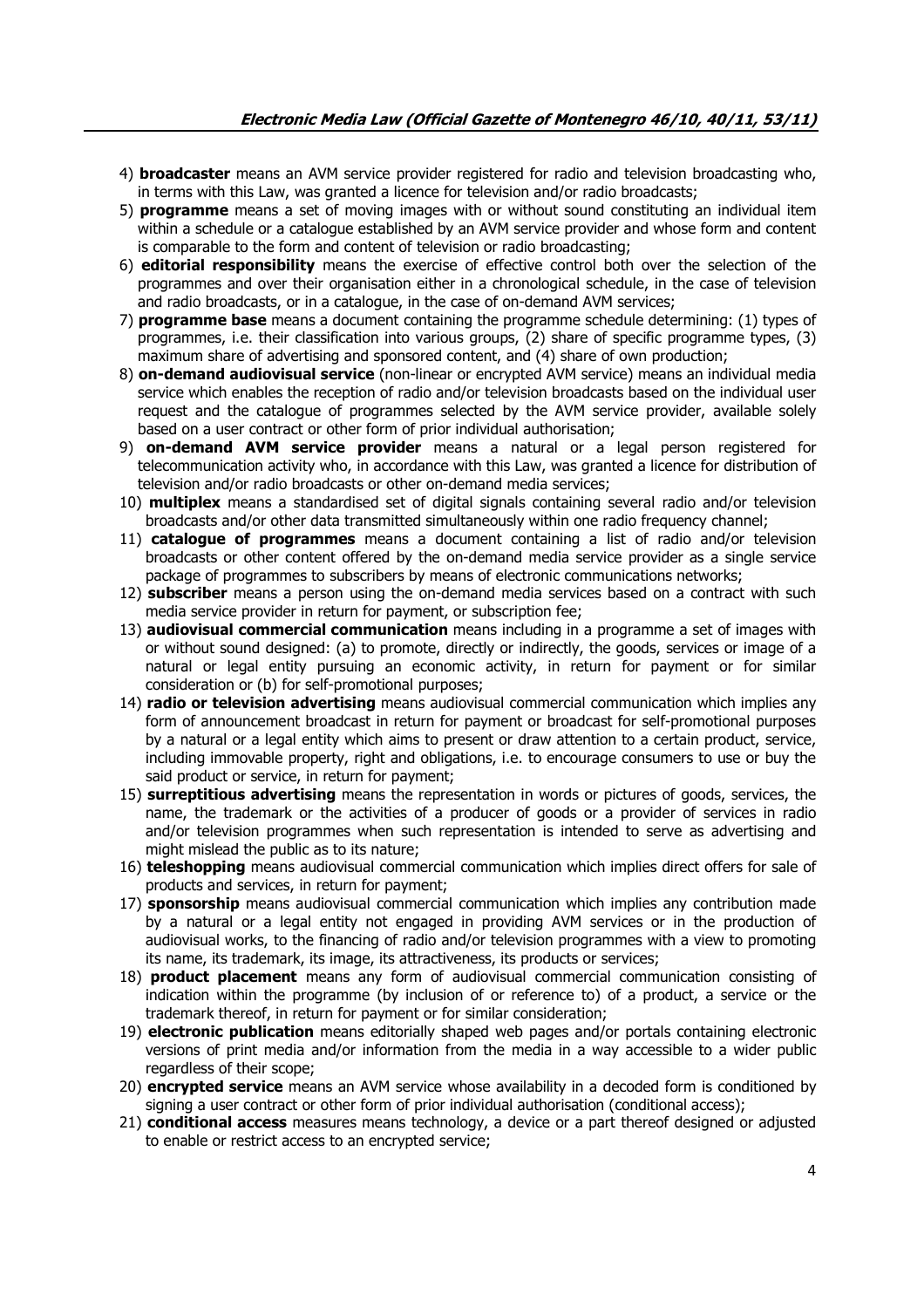4) **broadcaster** means an AVM service provider registered for radio and television broadcasting who, in terms with this Law, was granted a licence for television and/or radio broadcasts;
5) **programme** means a set of moving images with or without sound constituting an individual item within a schedule or a catalogue established by an AVM service provider and whose form and content is comparable to the form and content of television or radio broadcasting;
6) **editorial responsibility** means the exercise of effective control both over the selection of the programmes and over their organisation either in a chronological schedule, in the case of television and radio broadcasts, or in a catalogue, in the case of on-demand AVM services;
7) **programme base** means a document containing the programme schedule determining: (1) types of programmes, i.e. their classification into various groups, (2) share of specific programme types, (3) maximum share of advertising and sponsored content, and (4) share of own production;
8) **on-demand audiovisual service** (non-linear or encrypted AVM service) means an individual media service which enables the reception of radio and/or television broadcasts based on the individual user request and the catalogue of programmes selected by the AVM service provider, available solely based on a user contract or other form of prior individual authorisation;
9) **on-demand AVM service provider** means a natural or a legal person registered for telecommunication activity who, in accordance with this Law, was granted a licence for distribution of television and/or radio broadcasts or other on-demand media services;
10) **multiplex** means a standardised set of digital signals containing several radio and/or television broadcasts and/or other data transmitted simultaneously within one radio frequency channel;
11) **catalogue of programmes** means a document containing a list of radio and/or television broadcasts or other content offered by the on-demand media service provider as a single service package of programmes to subscribers by means of electronic communications networks;
12) **subscriber** means a person using the on-demand media services based on a contract with such media service provider in return for payment, or subscription fee;
13) **audiovisual commercial communication** means including in a programme a set of images with or without sound designed: (a) to promote, directly or indirectly, the goods, services or image of a natural or legal entity pursuing an economic activity, in return for payment or for similar consideration or (b) for self-promotional purposes;
14) **radio or television advertising** means audiovisual commercial communication which implies any form of announcement broadcast in return for payment or broadcast for self-promotional purposes by a natural or a legal entity which aims to present or draw attention to a certain product, service, including immovable property, right and obligations, i.e. to encourage consumers to use or buy the said product or service, in return for payment;
15) **surreptitious advertising** means the representation in words or pictures of goods, services, the name, the trademark or the activities of a producer of goods or a provider of services in radio and/or television programmes when such representation is intended to serve as advertising and might mislead the public as to its nature;
16) **teleshopping** means audiovisual commercial communication which implies direct offers for sale of products and services, in return for payment;
17) **sponsorship** means audiovisual commercial communication which implies any contribution made by a natural or a legal entity not engaged in providing AVM services or in the production of audiovisual works, to the financing of radio and/or television programmes with a view to promoting its name, its trademark, its image, its attractiveness, its products or services;
18) **product placement** means any form of audiovisual commercial communication consisting of indication within the programme (by inclusion of or reference to) of a product, a service or the trademark thereof, in return for payment or for similar consideration;
19) **electronic publication** means editorially shaped web pages and/or portals containing electronic versions of print media and/or information from the media in a way accessible to a wider public regardless of their scope;
20) **encrypted service** means an AVM service whose availability in a decoded form is conditioned by signing a user contract or other form of prior individual authorisation (conditional access);
21) **conditional access** measures means technology, a device or a part thereof designed or adjusted to enable or restrict access to an encrypted service;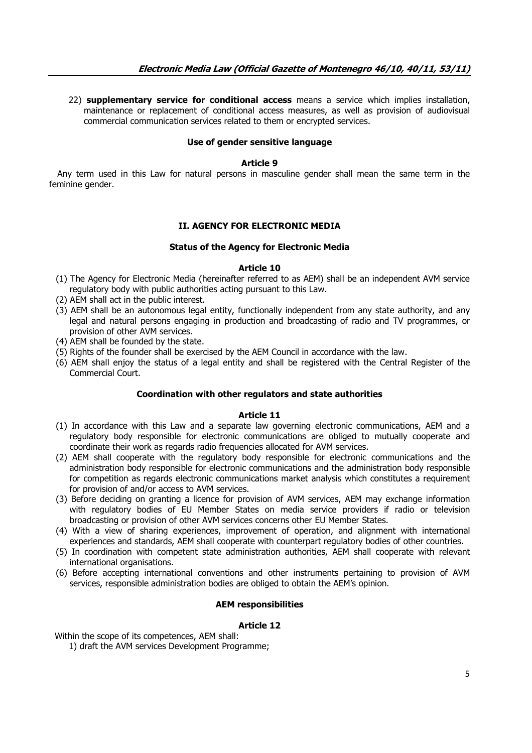22) **supplementary service for conditional access** means a service which implies installation, maintenance or replacement of conditional access measures, as well as provision of audiovisual commercial communication services related to them or encrypted services.

### Use of gender sensitive language

**Article 9**

Any term used in this Law for natural persons in masculine gender shall mean the same term in the feminine gender.

## II. AGENCY FOR ELECTRONIC MEDIA

### Status of the Agency for Electronic Media

**Article 10**

(1) The Agency for Electronic Media (hereinafter referred to as AEM) shall be an independent AVM service regulatory body with public authorities acting pursuant to this Law.
(2) AEM shall act in the public interest.
(3) AEM shall be an autonomous legal entity, functionally independent from any state authority, and any legal and natural persons engaging in production and broadcasting of radio and TV programmes, or provision of other AVM services.
(4) AEM shall be founded by the state.
(5) Rights of the founder shall be exercised by the AEM Council in accordance with the law.
(6) AEM shall enjoy the status of a legal entity and shall be registered with the Central Register of the Commercial Court.

### Coordination with other regulators and state authorities

**Article 11**

(1) In accordance with this Law and a separate law governing electronic communications, AEM and a regulatory body responsible for electronic communications are obliged to mutually cooperate and coordinate their work as regards radio frequencies allocated for AVM services.
(2) AEM shall cooperate with the regulatory body responsible for electronic communications and the administration body responsible for electronic communications and the administration body responsible for competition as regards electronic communications market analysis which constitutes a requirement for provision of and/or access to AVM services.
(3) Before deciding on granting a licence for provision of AVM services, AEM may exchange information with regulatory bodies of EU Member States on media service providers if radio or television broadcasting or provision of other AVM services concerns other EU Member States.
(4) With a view of sharing experiences, improvement of operation, and alignment with international experiences and standards, AEM shall cooperate with counterpart regulatory bodies of other countries.
(5) In coordination with competent state administration authorities, AEM shall cooperate with relevant international organisations.
(6) Before accepting international conventions and other instruments pertaining to provision of AVM services, responsible administration bodies are obliged to obtain the AEM's opinion.

### AEM responsibilities

**Article 12**

Within the scope of its competences, AEM shall:

1) draft the AVM services Development Programme;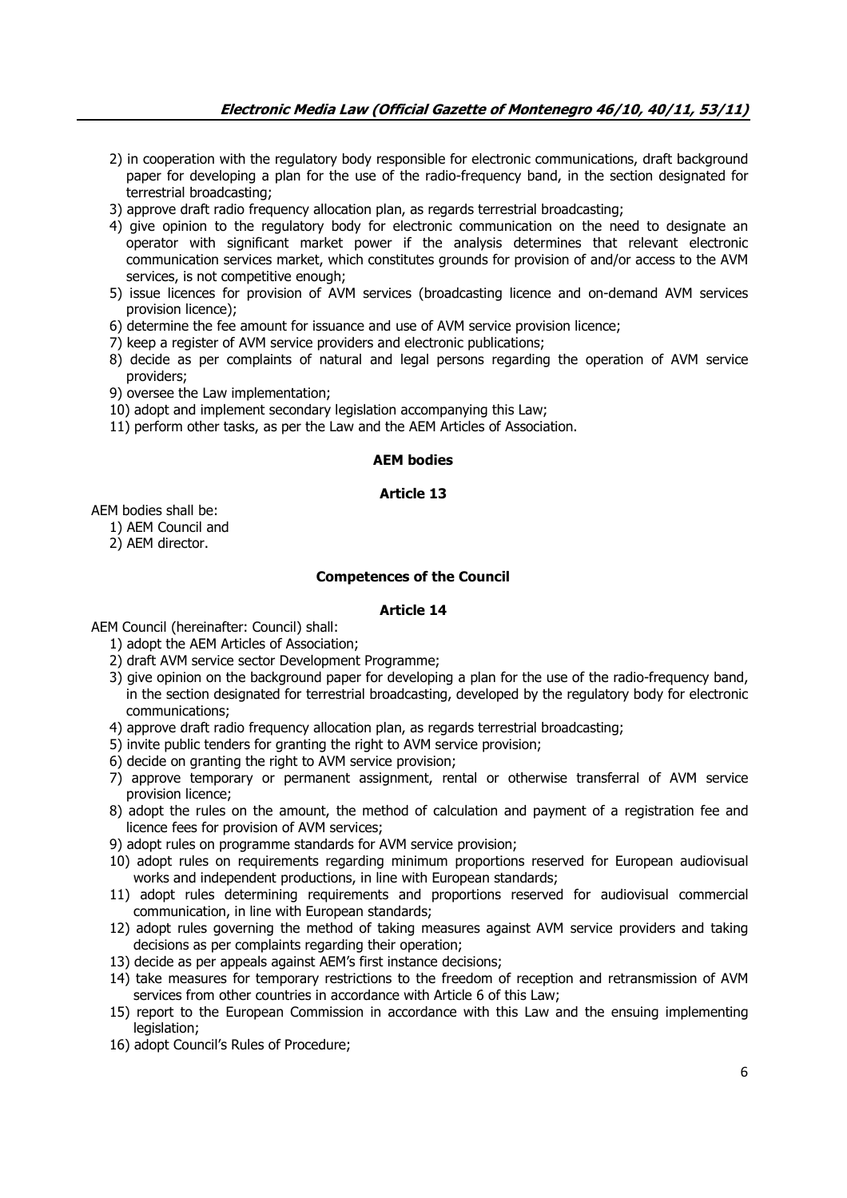2) in cooperation with the regulatory body responsible for electronic communications, draft background paper for developing a plan for the use of the radio-frequency band, in the section designated for terrestrial broadcasting;
3) approve draft radio frequency allocation plan, as regards terrestrial broadcasting;
4) give opinion to the regulatory body for electronic communication on the need to designate an operator with significant market power if the analysis determines that relevant electronic communication services market, which constitutes grounds for provision of and/or access to the AVM services, is not competitive enough;
5) issue licences for provision of AVM services (broadcasting licence and on-demand AVM services provision licence);
6) determine the fee amount for issuance and use of AVM service provision licence;
7) keep a register of AVM service providers and electronic publications;
8) decide as per complaints of natural and legal persons regarding the operation of AVM service providers;
9) oversee the Law implementation;
10) adopt and implement secondary legislation accompanying this Law;
11) perform other tasks, as per the Law and the AEM Articles of Association.

**AEM bodies**

**Article 13**

AEM bodies shall be:

1) AEM Council and
2) AEM director.

**Competences of the Council**

**Article 14**

AEM Council (hereinafter: Council) shall:

1) adopt the AEM Articles of Association;
2) draft AVM service sector Development Programme;
3) give opinion on the background paper for developing a plan for the use of the radio-frequency band, in the section designated for terrestrial broadcasting, developed by the regulatory body for electronic communications;
4) approve draft radio frequency allocation plan, as regards terrestrial broadcasting;
5) invite public tenders for granting the right to AVM service provision;
6) decide on granting the right to AVM service provision;
7) approve temporary or permanent assignment, rental or otherwise transferral of AVM service provision licence;
8) adopt the rules on the amount, the method of calculation and payment of a registration fee and licence fees for provision of AVM services;
9) adopt rules on programme standards for AVM service provision;
10) adopt rules on requirements regarding minimum proportions reserved for European audiovisual works and independent productions, in line with European standards;
11) adopt rules determining requirements and proportions reserved for audiovisual commercial communication, in line with European standards;
12) adopt rules governing the method of taking measures against AVM service providers and taking decisions as per complaints regarding their operation;
13) decide as per appeals against AEM's first instance decisions;
14) take measures for temporary restrictions to the freedom of reception and retransmission of AVM services from other countries in accordance with Article 6 of this Law;
15) report to the European Commission in accordance with this Law and the ensuing implementing legislation;
16) adopt Council's Rules of Procedure;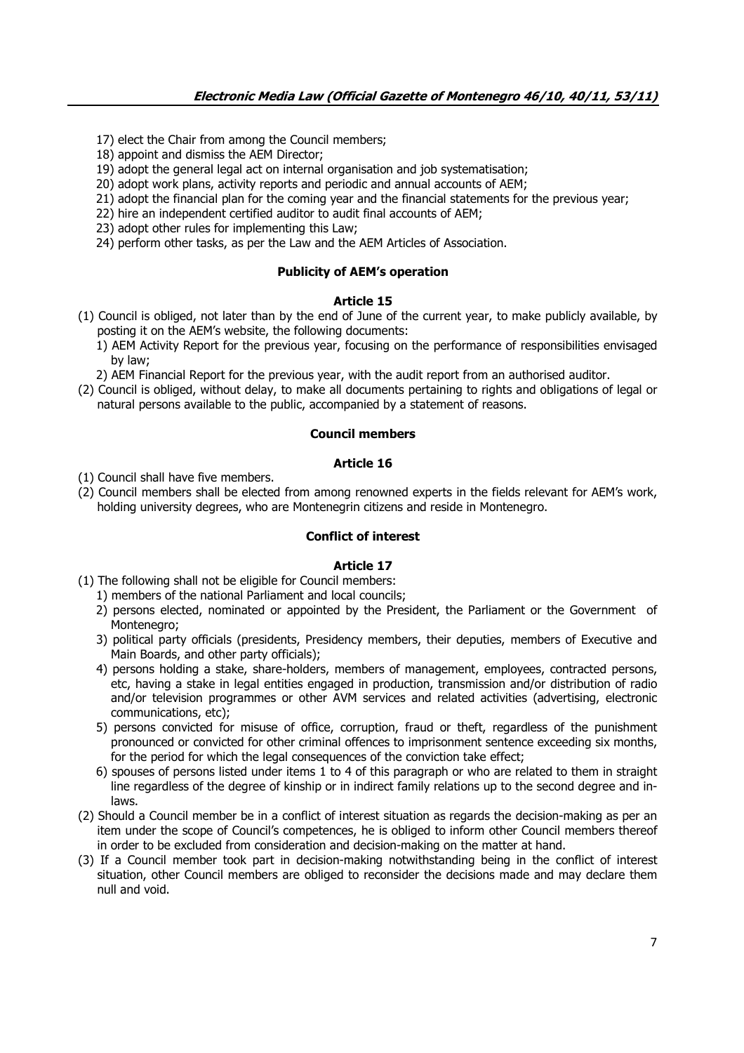17) elect the Chair from among the Council members;
18) appoint and dismiss the AEM Director;
19) adopt the general legal act on internal organisation and job systematisation;
20) adopt work plans, activity reports and periodic and annual accounts of AEM;
21) adopt the financial plan for the coming year and the financial statements for the previous year;
22) hire an independent certified auditor to audit final accounts of AEM;
23) adopt other rules for implementing this Law;
24) perform other tasks, as per the Law and the AEM Articles of Association.

**Publicity of AEM's operation**

**Article 15**

(1) Council is obliged, not later than by the end of June of the current year, to make publicly available, by posting it on the AEM's website, the following documents:
   1) AEM Activity Report for the previous year, focusing on the performance of responsibilities envisaged by law;
   2) AEM Financial Report for the previous year, with the audit report from an authorised auditor.
(2) Council is obliged, without delay, to make all documents pertaining to rights and obligations of legal or natural persons available to the public, accompanied by a statement of reasons.

**Council members**

**Article 16**

(1) Council shall have five members.
(2) Council members shall be elected from among renowned experts in the fields relevant for AEM's work, holding university degrees, who are Montenegrin citizens and reside in Montenegro.

**Conflict of interest**

**Article 17**

(1) The following shall not be eligible for Council members:
   1) members of the national Parliament and local councils;
   2) persons elected, nominated or appointed by the President, the Parliament or the Government of Montenegro;
   3) political party officials (presidents, Presidency members, their deputies, members of Executive and Main Boards, and other party officials);
   4) persons holding a stake, share-holders, members of management, employees, contracted persons, etc, having a stake in legal entities engaged in production, transmission and/or distribution of radio and/or television programmes or other AVM services and related activities (advertising, electronic communications, etc);
   5) persons convicted for misuse of office, corruption, fraud or theft, regardless of the punishment pronounced or convicted for other criminal offences to imprisonment sentence exceeding six months, for the period for which the legal consequences of the conviction take effect;
   6) spouses of persons listed under items 1 to 4 of this paragraph or who are related to them in straight line regardless of the degree of kinship or in indirect family relations up to the second degree and in-laws.
(2) Should a Council member be in a conflict of interest situation as regards the decision-making as per an item under the scope of Council's competences, he is obliged to inform other Council members thereof in order to be excluded from consideration and decision-making on the matter at hand.
(3) If a Council member took part in decision-making notwithstanding being in the conflict of interest situation, other Council members are obliged to reconsider the decisions made and may declare them null and void.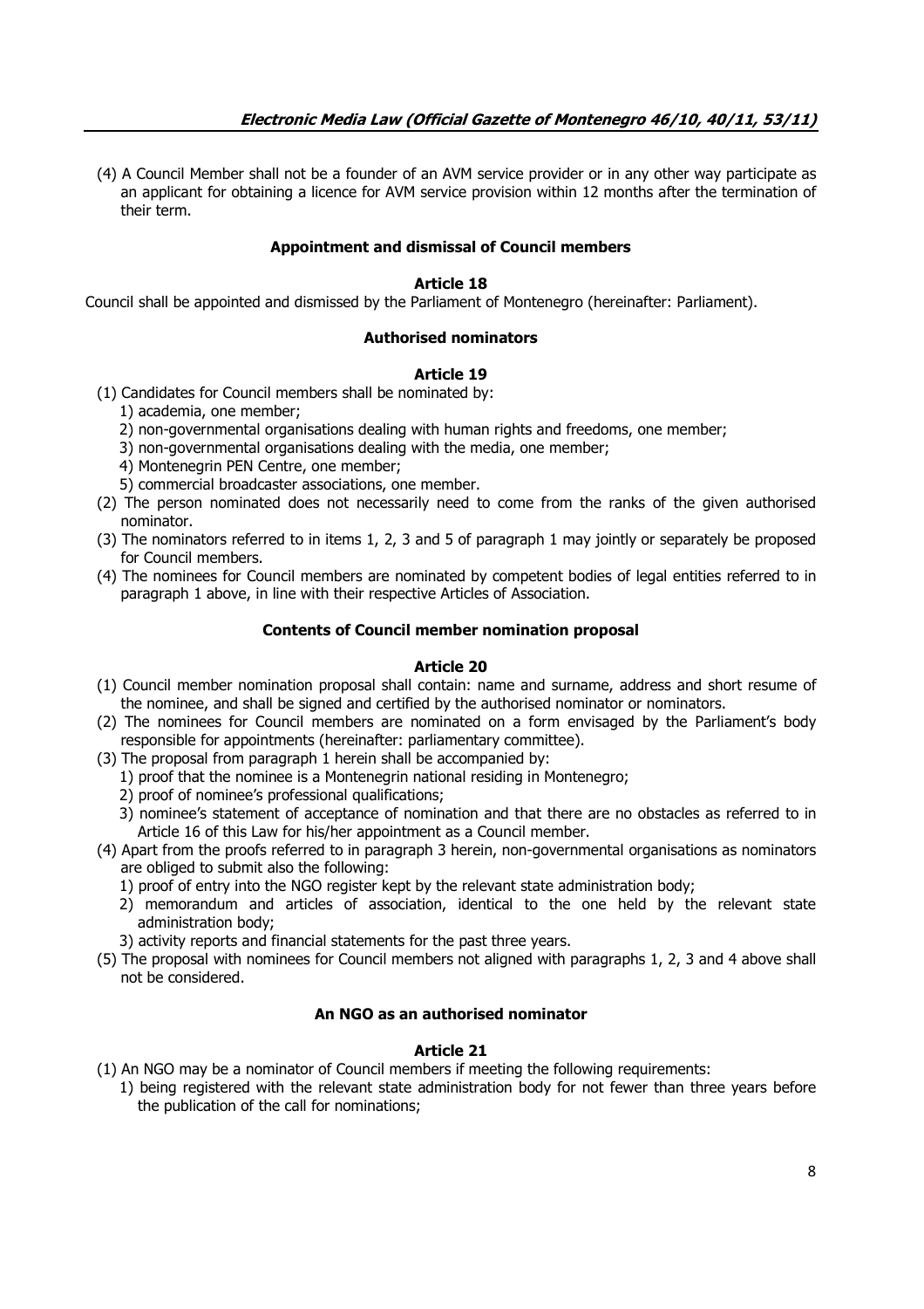(4) A Council Member shall not be a founder of an AVM service provider or in any other way participate as an applicant for obtaining a licence for AVM service provision within 12 months after the termination of their term.

### Appointment and dismissal of Council members

#### Article 18

Council shall be appointed and dismissed by the Parliament of Montenegro (hereinafter: Parliament).

### Authorised nominators

#### Article 19

(1) Candidates for Council members shall be nominated by:
   1) academia, one member;
   2) non-governmental organisations dealing with human rights and freedoms, one member;
   3) non-governmental organisations dealing with the media, one member;
   4) Montenegrin PEN Centre, one member;
   5) commercial broadcaster associations, one member.

(2) The person nominated does not necessarily need to come from the ranks of the given authorised nominator.

(3) The nominators referred to in items 1, 2, 3 and 5 of paragraph 1 may jointly or separately be proposed for Council members.

(4) The nominees for Council members are nominated by competent bodies of legal entities referred to in paragraph 1 above, in line with their respective Articles of Association.

### Contents of Council member nomination proposal

#### Article 20

(1) Council member nomination proposal shall contain: name and surname, address and short resume of the nominee, and shall be signed and certified by the authorised nominator or nominators.

(2) The nominees for Council members are nominated on a form envisaged by the Parliament's body responsible for appointments (hereinafter: parliamentary committee).

(3) The proposal from paragraph 1 herein shall be accompanied by:
   1) proof that the nominee is a Montenegrin national residing in Montenegro;
   2) proof of nominee's professional qualifications;
   3) nominee's statement of acceptance of nomination and that there are no obstacles as referred to in Article 16 of this Law for his/her appointment as a Council member.

(4) Apart from the proofs referred to in paragraph 3 herein, non-governmental organisations as nominators are obliged to submit also the following:
   1) proof of entry into the NGO register kept by the relevant state administration body;
   2) memorandum and articles of association, identical to the one held by the relevant state administration body;
   3) activity reports and financial statements for the past three years.

(5) The proposal with nominees for Council members not aligned with paragraphs 1, 2, 3 and 4 above shall not be considered.

### An NGO as an authorised nominator

#### Article 21

(1) An NGO may be a nominator of Council members if meeting the following requirements:
   1) being registered with the relevant state administration body for not fewer than three years before the publication of the call for nominations;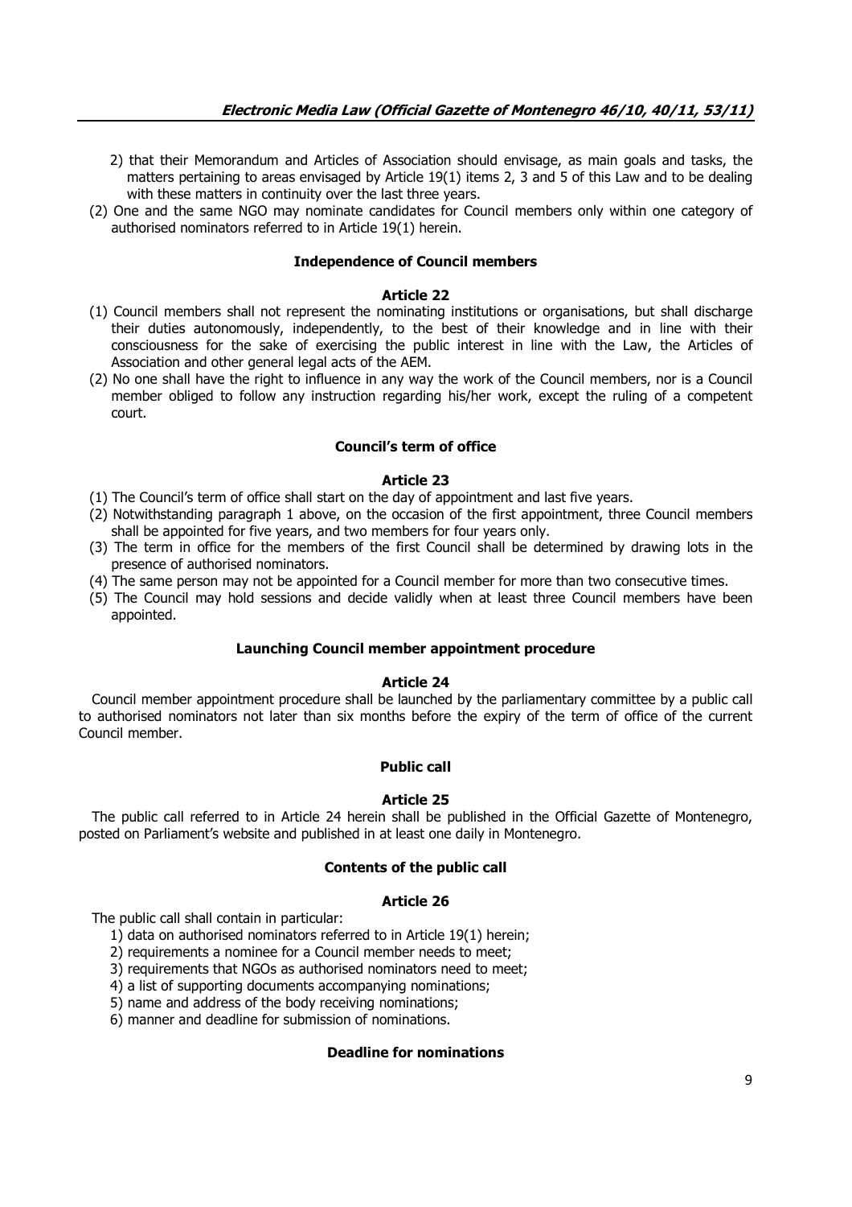2) that their Memorandum and Articles of Association should envisage, as main goals and tasks, the matters pertaining to areas envisaged by Article 19(1) items 2, 3 and 5 of this Law and to be dealing with these matters in continuity over the last three years.

(2) One and the same NGO may nominate candidates for Council members only within one category of authorised nominators referred to in Article 19(1) herein.

**Independence of Council members**

**Article 22**

(1) Council members shall not represent the nominating institutions or organisations, but shall discharge their duties autonomously, independently, to the best of their knowledge and in line with their consciousness for the sake of exercising the public interest in line with the Law, the Articles of Association and other general legal acts of the AEM.

(2) No one shall have the right to influence in any way the work of the Council members, nor is a Council member obliged to follow any instruction regarding his/her work, except the ruling of a competent court.

**Council's term of office**

**Article 23**

(1) The Council's term of office shall start on the day of appointment and last five years.

(2) Notwithstanding paragraph 1 above, on the occasion of the first appointment, three Council members shall be appointed for five years, and two members for four years only.

(3) The term in office for the members of the first Council shall be determined by drawing lots in the presence of authorised nominators.

(4) The same person may not be appointed for a Council member for more than two consecutive times.

(5) The Council may hold sessions and decide validly when at least three Council members have been appointed.

**Launching Council member appointment procedure**

**Article 24**

Council member appointment procedure shall be launched by the parliamentary committee by a public call to authorised nominators not later than six months before the expiry of the term of office of the current Council member.

**Public call**

**Article 25**

The public call referred to in Article 24 herein shall be published in the Official Gazette of Montenegro, posted on Parliament's website and published in at least one daily in Montenegro.

**Contents of the public call**

**Article 26**

The public call shall contain in particular:

1) data on authorised nominators referred to in Article 19(1) herein;
2) requirements a nominee for a Council member needs to meet;
3) requirements that NGOs as authorised nominators need to meet;
4) a list of supporting documents accompanying nominations;
5) name and address of the body receiving nominations;
6) manner and deadline for submission of nominations.

**Deadline for nominations**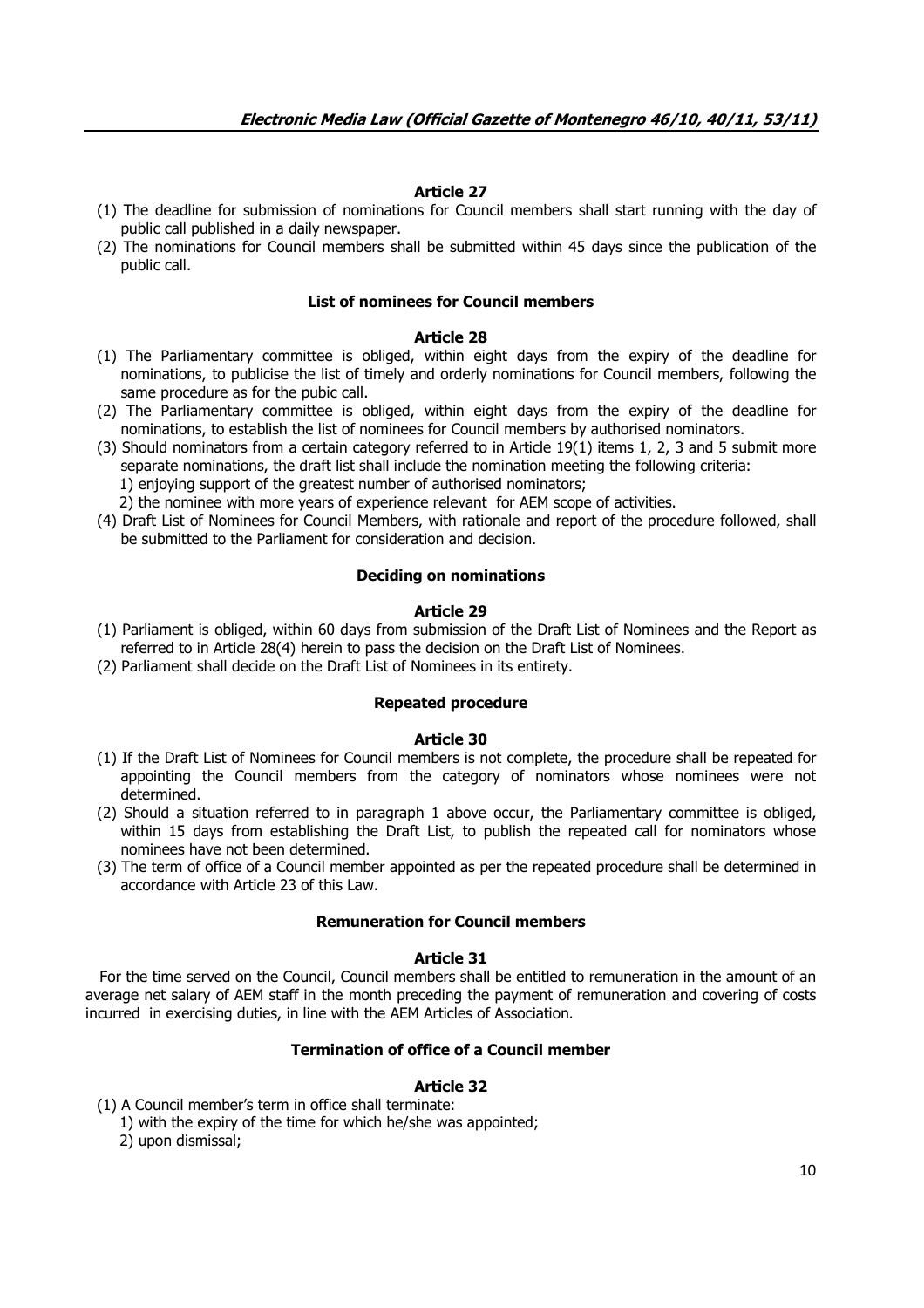**Article 27**

(1) The deadline for submission of nominations for Council members shall start running with the day of public call published in a daily newspaper.

(2) The nominations for Council members shall be submitted within 45 days since the publication of the public call.

**List of nominees for Council members**

**Article 28**

(1) The Parliamentary committee is obliged, within eight days from the expiry of the deadline for nominations, to publicise the list of timely and orderly nominations for Council members, following the same procedure as for the pubic call.

(2) The Parliamentary committee is obliged, within eight days from the expiry of the deadline for nominations, to establish the list of nominees for Council members by authorised nominators.

(3) Should nominators from a certain category referred to in Article 19(1) items 1, 2, 3 and 5 submit more separate nominations, the draft list shall include the nomination meeting the following criteria:
   1) enjoying support of the greatest number of authorised nominators;
   2) the nominee with more years of experience relevant for AEM scope of activities.

(4) Draft List of Nominees for Council Members, with rationale and report of the procedure followed, shall be submitted to the Parliament for consideration and decision.

**Deciding on nominations**

**Article 29**

(1) Parliament is obliged, within 60 days from submission of the Draft List of Nominees and the Report as referred to in Article 28(4) herein to pass the decision on the Draft List of Nominees.

(2) Parliament shall decide on the Draft List of Nominees in its entirety.

**Repeated procedure**

**Article 30**

(1) If the Draft List of Nominees for Council members is not complete, the procedure shall be repeated for appointing the Council members from the category of nominators whose nominees were not determined.

(2) Should a situation referred to in paragraph 1 above occur, the Parliamentary committee is obliged, within 15 days from establishing the Draft List, to publish the repeated call for nominators whose nominees have not been determined.

(3) The term of office of a Council member appointed as per the repeated procedure shall be determined in accordance with Article 23 of this Law.

**Remuneration for Council members**

**Article 31**

For the time served on the Council, Council members shall be entitled to remuneration in the amount of an average net salary of AEM staff in the month preceding the payment of remuneration and covering of costs incurred in exercising duties, in line with the AEM Articles of Association.

**Termination of office of a Council member**

**Article 32**

(1) A Council member's term in office shall terminate:
   1) with the expiry of the time for which he/she was appointed;
   2) upon dismissal;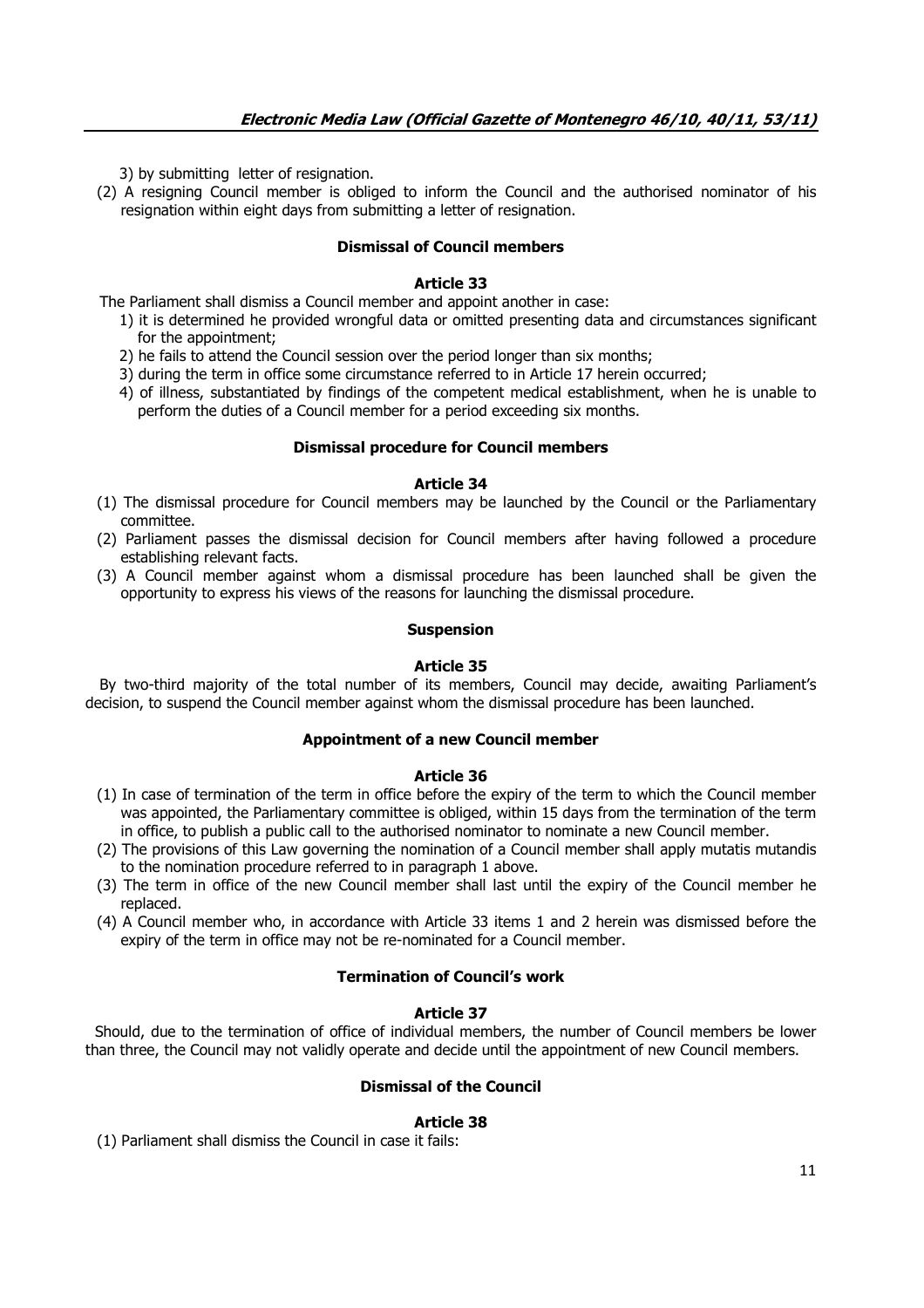3) by submitting letter of resignation.

(2) A resigning Council member is obliged to inform the Council and the authorised nominator of his resignation within eight days from submitting a letter of resignation.

**Dismissal of Council members**

**Article 33**

The Parliament shall dismiss a Council member and appoint another in case:

1) it is determined he provided wrongful data or omitted presenting data and circumstances significant for the appointment;
2) he fails to attend the Council session over the period longer than six months;
3) during the term in office some circumstance referred to in Article 17 herein occurred;
4) of illness, substantiated by findings of the competent medical establishment, when he is unable to perform the duties of a Council member for a period exceeding six months.

**Dismissal procedure for Council members**

**Article 34**

(1) The dismissal procedure for Council members may be launched by the Council or the Parliamentary committee.

(2) Parliament passes the dismissal decision for Council members after having followed a procedure establishing relevant facts.

(3) A Council member against whom a dismissal procedure has been launched shall be given the opportunity to express his views of the reasons for launching the dismissal procedure.

**Suspension**

**Article 35**

By two-third majority of the total number of its members, Council may decide, awaiting Parliament's decision, to suspend the Council member against whom the dismissal procedure has been launched.

**Appointment of a new Council member**

**Article 36**

(1) In case of termination of the term in office before the expiry of the term to which the Council member was appointed, the Parliamentary committee is obliged, within 15 days from the termination of the term in office, to publish a public call to the authorised nominator to nominate a new Council member.

(2) The provisions of this Law governing the nomination of a Council member shall apply mutatis mutandis to the nomination procedure referred to in paragraph 1 above.

(3) The term in office of the new Council member shall last until the expiry of the Council member he replaced.

(4) A Council member who, in accordance with Article 33 items 1 and 2 herein was dismissed before the expiry of the term in office may not be re-nominated for a Council member.

**Termination of Council's work**

**Article 37**

Should, due to the termination of office of individual members, the number of Council members be lower than three, the Council may not validly operate and decide until the appointment of new Council members.

**Dismissal of the Council**

**Article 38**

(1) Parliament shall dismiss the Council in case it fails: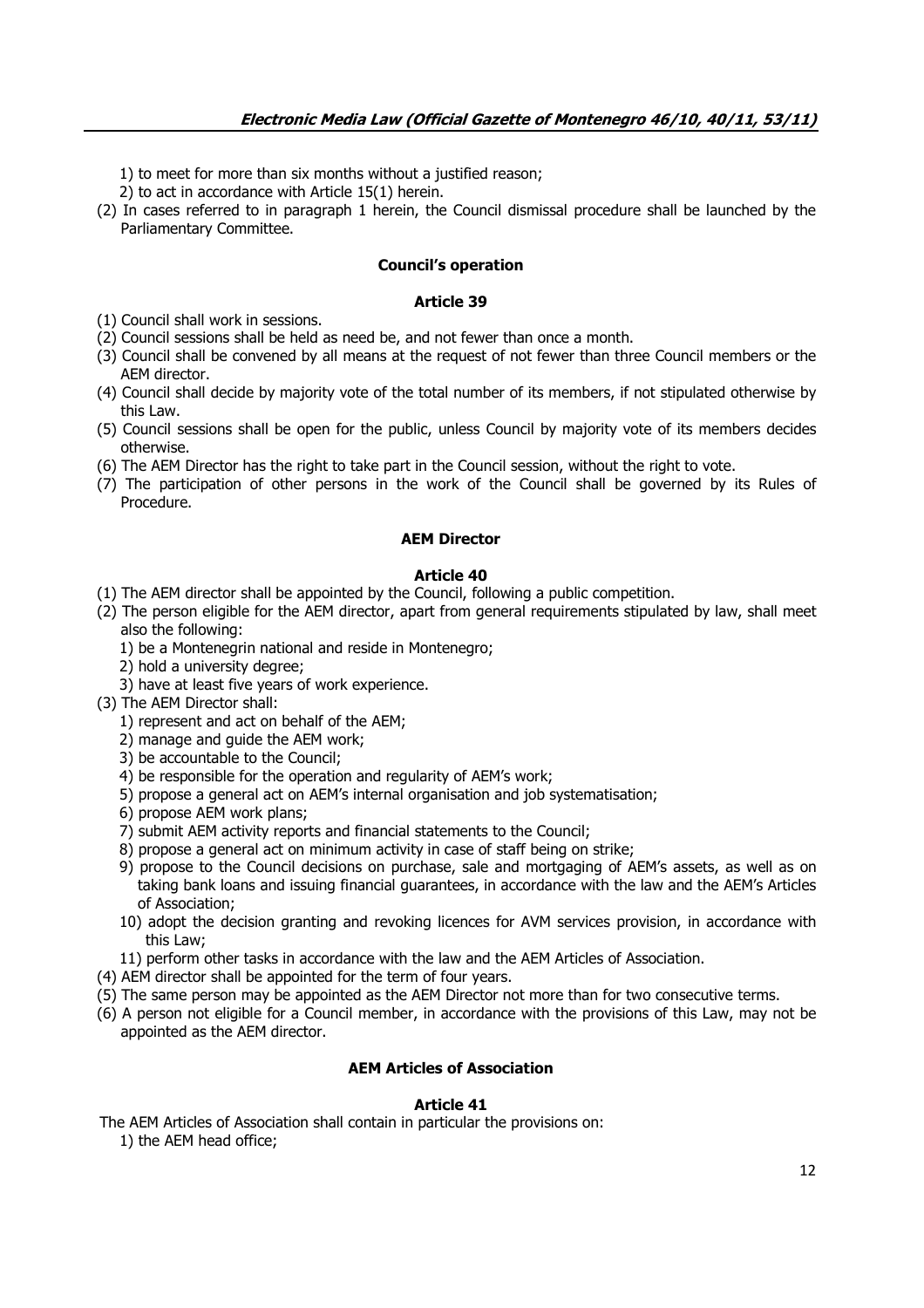1) to meet for more than six months without a justified reason;
2) to act in accordance with Article 15(1) herein.

(2) In cases referred to in paragraph 1 herein, the Council dismissal procedure shall be launched by the Parliamentary Committee.

### Council's operation

#### Article 39

(1) Council shall work in sessions.
(2) Council sessions shall be held as need be, and not fewer than once a month.
(3) Council shall be convened by all means at the request of not fewer than three Council members or the AEM director.
(4) Council shall decide by majority vote of the total number of its members, if not stipulated otherwise by this Law.
(5) Council sessions shall be open for the public, unless Council by majority vote of its members decides otherwise.
(6) The AEM Director has the right to take part in the Council session, without the right to vote.
(7) The participation of other persons in the work of the Council shall be governed by its Rules of Procedure.

### AEM Director

#### Article 40

(1) The AEM director shall be appointed by the Council, following a public competition.
(2) The person eligible for the AEM director, apart from general requirements stipulated by law, shall meet also the following:
   1) be a Montenegrin national and reside in Montenegro;
   2) hold a university degree;
   3) have at least five years of work experience.
(3) The AEM Director shall:
   1) represent and act on behalf of the AEM;
   2) manage and guide the AEM work;
   3) be accountable to the Council;
   4) be responsible for the operation and regularity of AEM's work;
   5) propose a general act on AEM's internal organisation and job systematisation;
   6) propose AEM work plans;
   7) submit AEM activity reports and financial statements to the Council;
   8) propose a general act on minimum activity in case of staff being on strike;
   9) propose to the Council decisions on purchase, sale and mortgaging of AEM's assets, as well as on taking bank loans and issuing financial guarantees, in accordance with the law and the AEM's Articles of Association;
   10) adopt the decision granting and revoking licences for AVM services provision, in accordance with this Law;
   11) perform other tasks in accordance with the law and the AEM Articles of Association.
(4) AEM director shall be appointed for the term of four years.
(5) The same person may be appointed as the AEM Director not more than for two consecutive terms.
(6) A person not eligible for a Council member, in accordance with the provisions of this Law, may not be appointed as the AEM director.

### AEM Articles of Association

#### Article 41

The AEM Articles of Association shall contain in particular the provisions on:
   1) the AEM head office;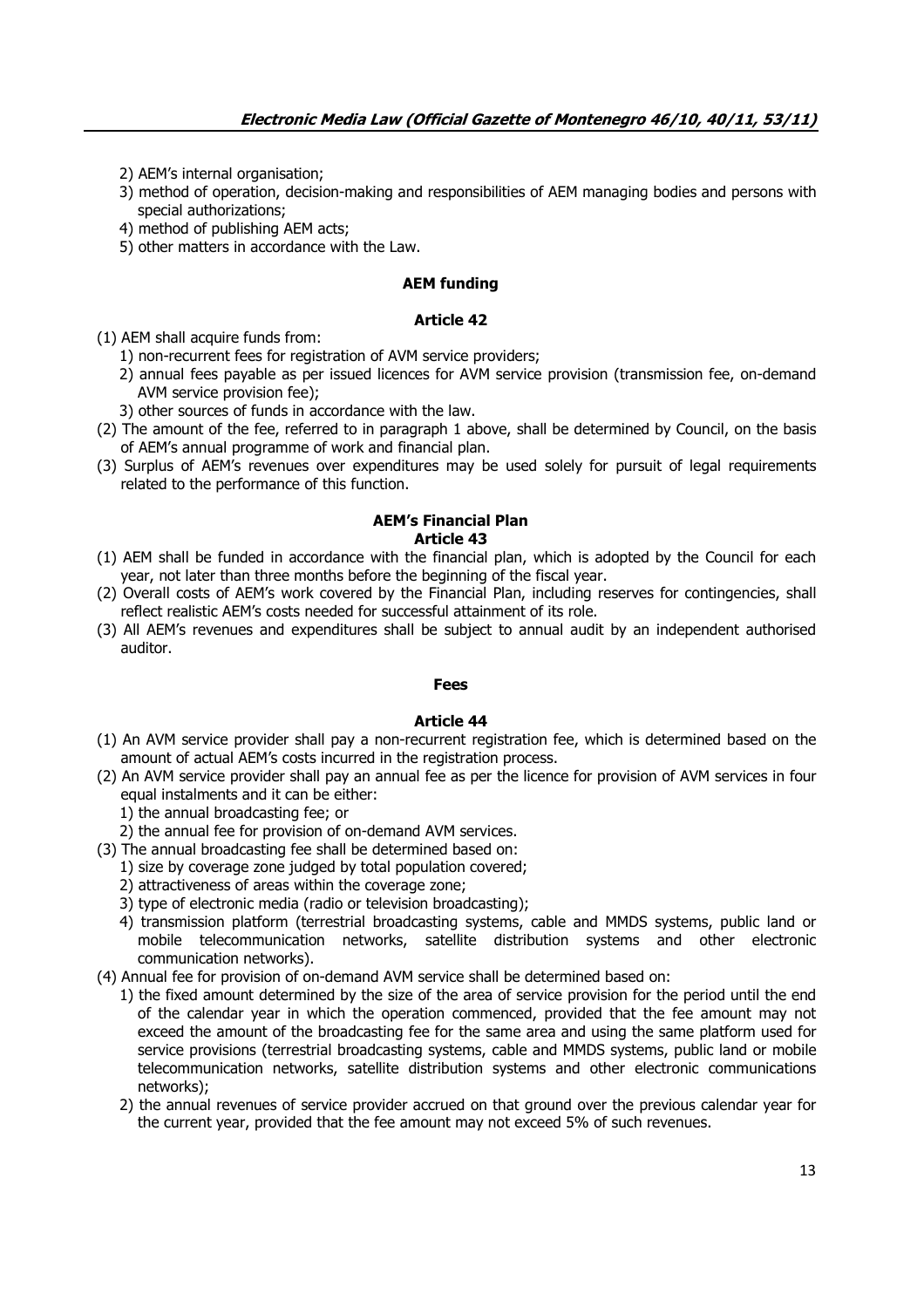2) AEM's internal organisation;
3) method of operation, decision-making and responsibilities of AEM managing bodies and persons with special authorizations;
4) method of publishing AEM acts;
5) other matters in accordance with the Law.

### AEM funding

### Article 42

(1) AEM shall acquire funds from:
   1) non-recurrent fees for registration of AVM service providers;
   2) annual fees payable as per issued licences for AVM service provision (transmission fee, on-demand AVM service provision fee);
   3) other sources of funds in accordance with the law.
(2) The amount of the fee, referred to in paragraph 1 above, shall be determined by Council, on the basis of AEM's annual programme of work and financial plan.
(3) Surplus of AEM's revenues over expenditures may be used solely for pursuit of legal requirements related to the performance of this function.

### AEM's Financial Plan
### Article 43

(1) AEM shall be funded in accordance with the financial plan, which is adopted by the Council for each year, not later than three months before the beginning of the fiscal year.
(2) Overall costs of AEM's work covered by the Financial Plan, including reserves for contingencies, shall reflect realistic AEM's costs needed for successful attainment of its role.
(3) All AEM's revenues and expenditures shall be subject to annual audit by an independent authorised auditor.

### Fees

### Article 44

(1) An AVM service provider shall pay a non-recurrent registration fee, which is determined based on the amount of actual AEM's costs incurred in the registration process.
(2) An AVM service provider shall pay an annual fee as per the licence for provision of AVM services in four equal instalments and it can be either:
   1) the annual broadcasting fee; or
   2) the annual fee for provision of on-demand AVM services.
(3) The annual broadcasting fee shall be determined based on:
   1) size by coverage zone judged by total population covered;
   2) attractiveness of areas within the coverage zone;
   3) type of electronic media (radio or television broadcasting);
   4) transmission platform (terrestrial broadcasting systems, cable and MMDS systems, public land or mobile telecommunication networks, satellite distribution systems and other electronic communication networks).
(4) Annual fee for provision of on-demand AVM service shall be determined based on:
   1) the fixed amount determined by the size of the area of service provision for the period until the end of the calendar year in which the operation commenced, provided that the fee amount may not exceed the amount of the broadcasting fee for the same area and using the same platform used for service provisions (terrestrial broadcasting systems, cable and MMDS systems, public land or mobile telecommunication networks, satellite distribution systems and other electronic communications networks);
   2) the annual revenues of service provider accrued on that ground over the previous calendar year for the current year, provided that the fee amount may not exceed 5% of such revenues.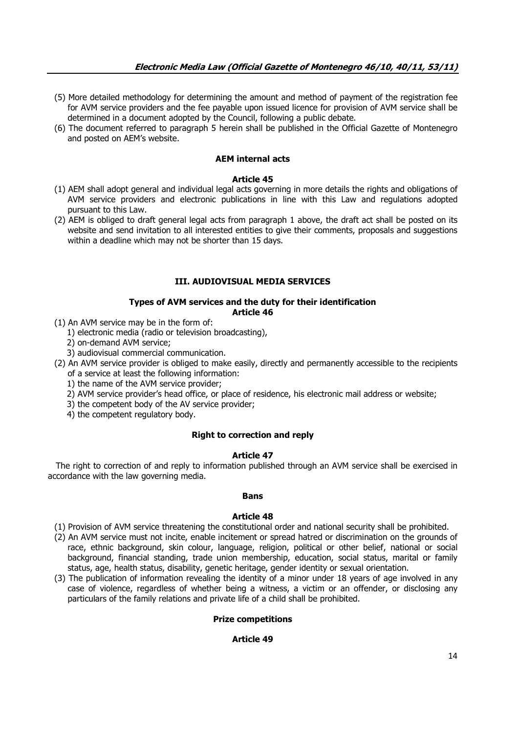(5) More detailed methodology for determining the amount and method of payment of the registration fee for AVM service providers and the fee payable upon issued licence for provision of AVM service shall be determined in a document adopted by the Council, following a public debate.

(6) The document referred to paragraph 5 herein shall be published in the Official Gazette of Montenegro and posted on AEM's website.

**AEM internal acts**

**Article 45**

(1) AEM shall adopt general and individual legal acts governing in more details the rights and obligations of AVM service providers and electronic publications in line with this Law and regulations adopted pursuant to this Law.

(2) AEM is obliged to draft general legal acts from paragraph 1 above, the draft act shall be posted on its website and send invitation to all interested entities to give their comments, proposals and suggestions within a deadline which may not be shorter than 15 days.

## III. AUDIOVISUAL MEDIA SERVICES

**Types of AVM services and the duty for their identification**

**Article 46**

(1) An AVM service may be in the form of:

1) electronic media (radio or television broadcasting),

2) on-demand AVM service;

3) audiovisual commercial communication.

(2) An AVM service provider is obliged to make easily, directly and permanently accessible to the recipients of a service at least the following information:

1) the name of the AVM service provider;

2) AVM service provider's head office, or place of residence, his electronic mail address or website;

3) the competent body of the AV service provider;

4) the competent regulatory body.

**Right to correction and reply**

**Article 47**

The right to correction of and reply to information published through an AVM service shall be exercised in accordance with the law governing media.

**Bans**

**Article 48**

(1) Provision of AVM service threatening the constitutional order and national security shall be prohibited.

(2) An AVM service must not incite, enable incitement or spread hatred or discrimination on the grounds of race, ethnic background, skin colour, language, religion, political or other belief, national or social background, financial standing, trade union membership, education, social status, marital or family status, age, health status, disability, genetic heritage, gender identity or sexual orientation.

(3) The publication of information revealing the identity of a minor under 18 years of age involved in any case of violence, regardless of whether being a witness, a victim or an offender, or disclosing any particulars of the family relations and private life of a child shall be prohibited.

**Prize competitions**

**Article 49**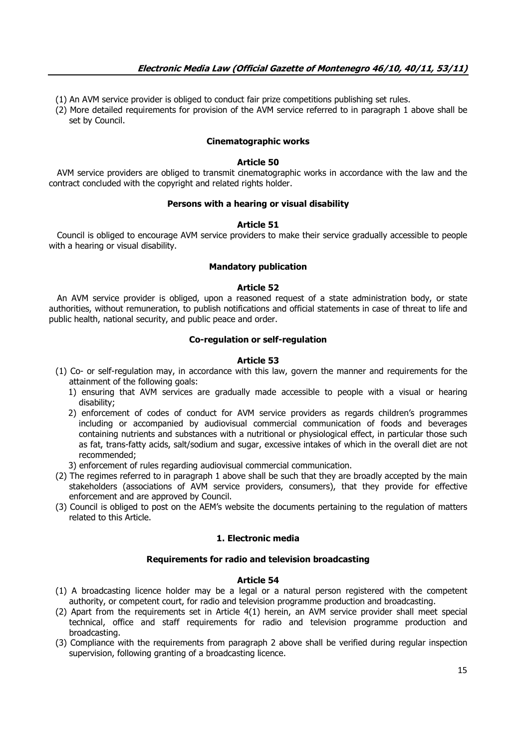(1) An AVM service provider is obliged to conduct fair prize competitions publishing set rules.

(2) More detailed requirements for provision of the AVM service referred to in paragraph 1 above shall be set by Council.

**Cinematographic works**

**Article 50**

AVM service providers are obliged to transmit cinematographic works in accordance with the law and the contract concluded with the copyright and related rights holder.

**Persons with a hearing or visual disability**

**Article 51**

Council is obliged to encourage AVM service providers to make their service gradually accessible to people with a hearing or visual disability.

**Mandatory publication**

**Article 52**

An AVM service provider is obliged, upon a reasoned request of a state administration body, or state authorities, without remuneration, to publish notifications and official statements in case of threat to life and public health, national security, and public peace and order.

**Co-regulation or self-regulation**

**Article 53**

(1) Co- or self-regulation may, in accordance with this law, govern the manner and requirements for the attainment of the following goals:

1) ensuring that AVM services are gradually made accessible to people with a visual or hearing disability;

2) enforcement of codes of conduct for AVM service providers as regards children's programmes including or accompanied by audiovisual commercial communication of foods and beverages containing nutrients and substances with a nutritional or physiological effect, in particular those such as fat, trans-fatty acids, salt/sodium and sugar, excessive intakes of which in the overall diet are not recommended;

3) enforcement of rules regarding audiovisual commercial communication.

(2) The regimes referred to in paragraph 1 above shall be such that they are broadly accepted by the main stakeholders (associations of AVM service providers, consumers), that they provide for effective enforcement and are approved by Council.

(3) Council is obliged to post on the AEM's website the documents pertaining to the regulation of matters related to this Article.

**1. Electronic media**

**Requirements for radio and television broadcasting**

**Article 54**

(1) A broadcasting licence holder may be a legal or a natural person registered with the competent authority, or competent court, for radio and television programme production and broadcasting.

(2) Apart from the requirements set in Article 4(1) herein, an AVM service provider shall meet special technical, office and staff requirements for radio and television programme production and broadcasting.

(3) Compliance with the requirements from paragraph 2 above shall be verified during regular inspection supervision, following granting of a broadcasting licence.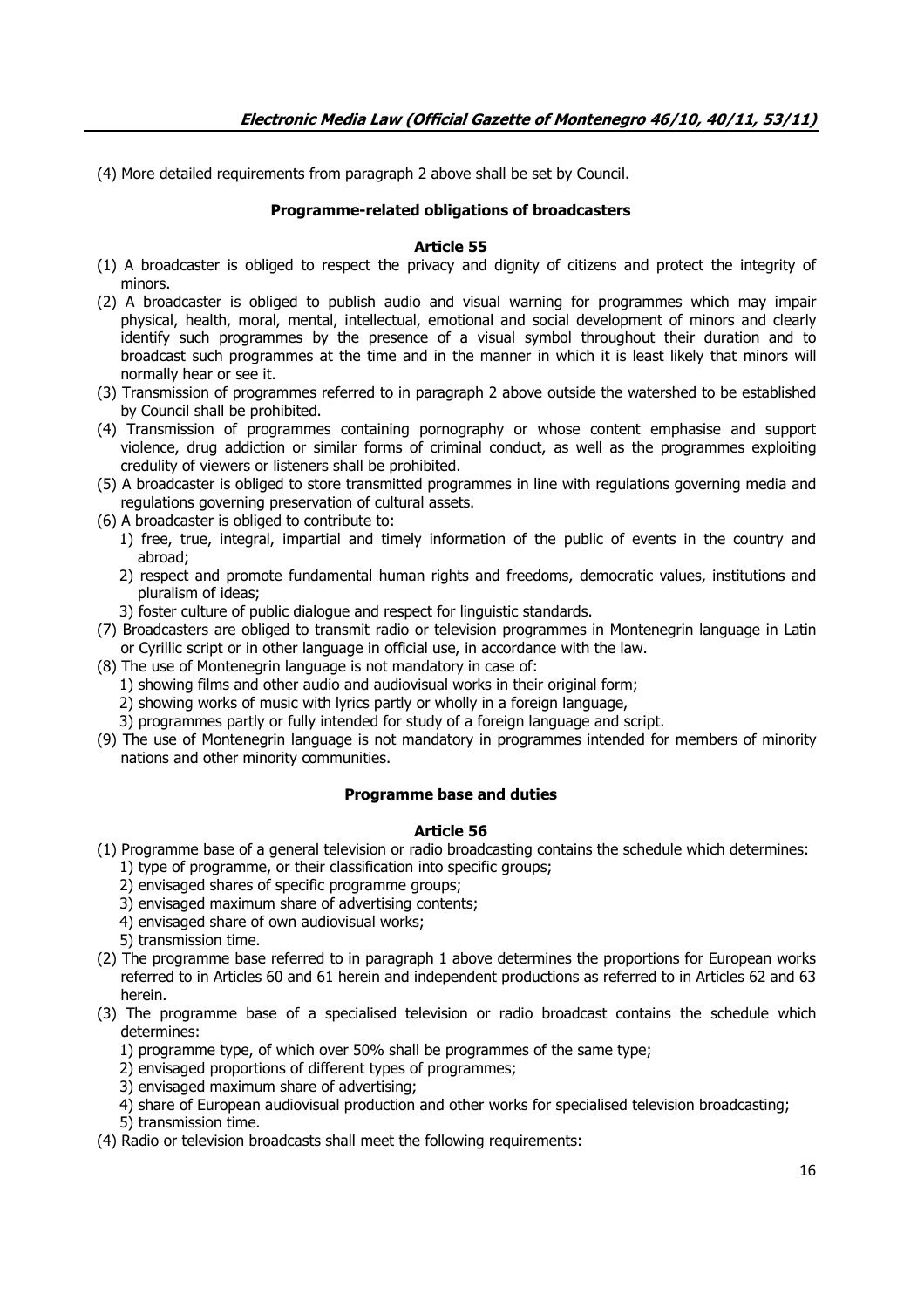(4) More detailed requirements from paragraph 2 above shall be set by Council.

**Programme-related obligations of broadcasters**

**Article 55**

(1) A broadcaster is obliged to respect the privacy and dignity of citizens and protect the integrity of minors.

(2) A broadcaster is obliged to publish audio and visual warning for programmes which may impair physical, health, moral, mental, intellectual, emotional and social development of minors and clearly identify such programmes by the presence of a visual symbol throughout their duration and to broadcast such programmes at the time and in the manner in which it is least likely that minors will normally hear or see it.

(3) Transmission of programmes referred to in paragraph 2 above outside the watershed to be established by Council shall be prohibited.

(4) Transmission of programmes containing pornography or whose content emphasise and support violence, drug addiction or similar forms of criminal conduct, as well as the programmes exploiting credulity of viewers or listeners shall be prohibited.

(5) A broadcaster is obliged to store transmitted programmes in line with regulations governing media and regulations governing preservation of cultural assets.

(6) A broadcaster is obliged to contribute to:

1) free, true, integral, impartial and timely information of the public of events in the country and abroad;
2) respect and promote fundamental human rights and freedoms, democratic values, institutions and pluralism of ideas;
3) foster culture of public dialogue and respect for linguistic standards.

(7) Broadcasters are obliged to transmit radio or television programmes in Montenegrin language in Latin or Cyrillic script or in other language in official use, in accordance with the law.

(8) The use of Montenegrin language is not mandatory in case of:

1) showing films and other audio and audiovisual works in their original form;
2) showing works of music with lyrics partly or wholly in a foreign language,
3) programmes partly or fully intended for study of a foreign language and script.

(9) The use of Montenegrin language is not mandatory in programmes intended for members of minority nations and other minority communities.

**Programme base and duties**

**Article 56**

(1) Programme base of a general television or radio broadcasting contains the schedule which determines:

1) type of programme, or their classification into specific groups;
2) envisaged shares of specific programme groups;
3) envisaged maximum share of advertising contents;
4) envisaged share of own audiovisual works;
5) transmission time.

(2) The programme base referred to in paragraph 1 above determines the proportions for European works referred to in Articles 60 and 61 herein and independent productions as referred to in Articles 62 and 63 herein.

(3) The programme base of a specialised television or radio broadcast contains the schedule which determines:

1) programme type, of which over 50% shall be programmes of the same type;
2) envisaged proportions of different types of programmes;
3) envisaged maximum share of advertising;
4) share of European audiovisual production and other works for specialised television broadcasting;
5) transmission time.

(4) Radio or television broadcasts shall meet the following requirements: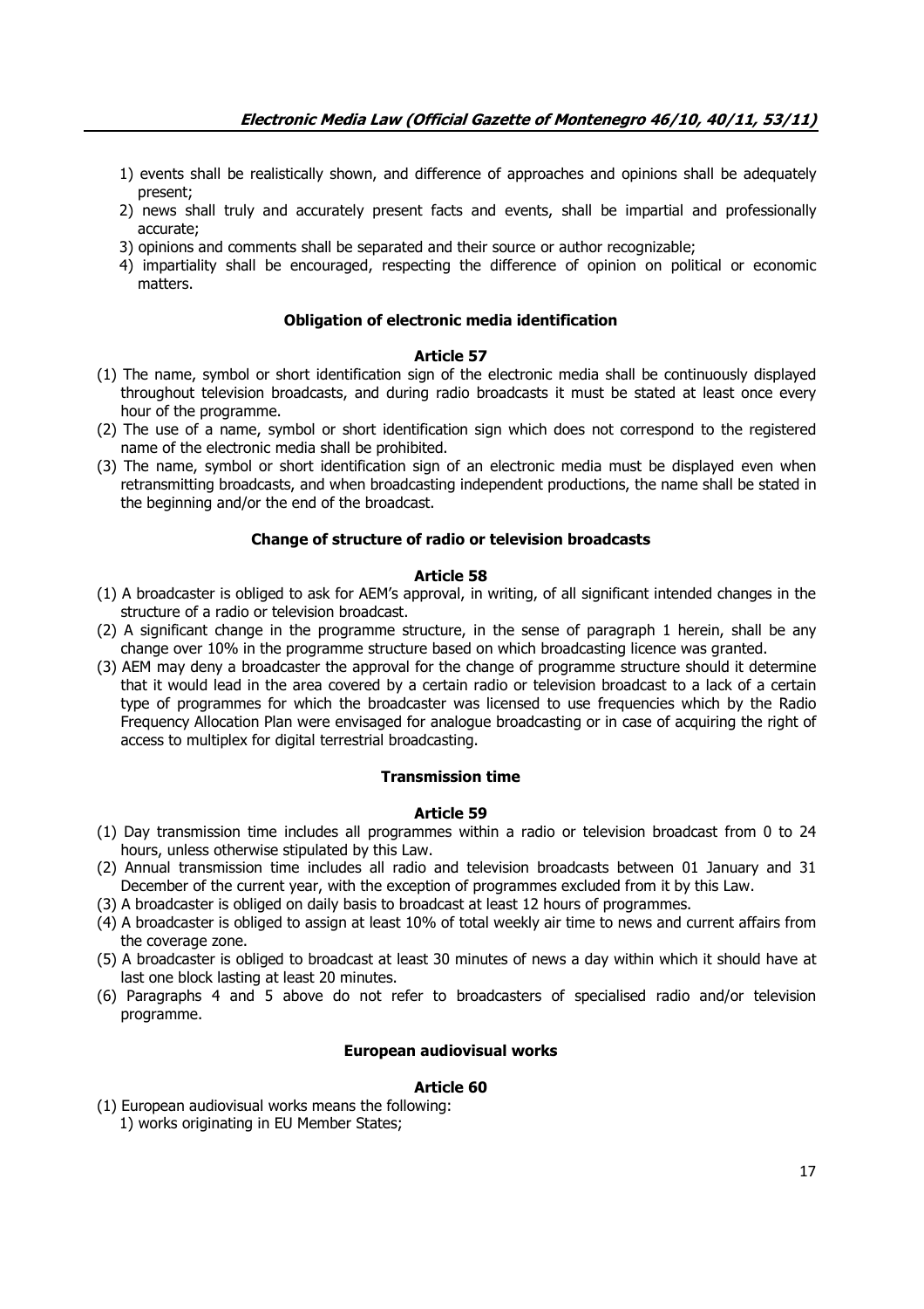1) events shall be realistically shown, and difference of approaches and opinions shall be adequately present;
2) news shall truly and accurately present facts and events, shall be impartial and professionally accurate;
3) opinions and comments shall be separated and their source or author recognizable;
4) impartiality shall be encouraged, respecting the difference of opinion on political or economic matters.

**Obligation of electronic media identification**

**Article 57**

(1) The name, symbol or short identification sign of the electronic media shall be continuously displayed throughout television broadcasts, and during radio broadcasts it must be stated at least once every hour of the programme.
(2) The use of a name, symbol or short identification sign which does not correspond to the registered name of the electronic media shall be prohibited.
(3) The name, symbol or short identification sign of an electronic media must be displayed even when retransmitting broadcasts, and when broadcasting independent productions, the name shall be stated in the beginning and/or the end of the broadcast.

**Change of structure of radio or television broadcasts**

**Article 58**

(1) A broadcaster is obliged to ask for AEM's approval, in writing, of all significant intended changes in the structure of a radio or television broadcast.
(2) A significant change in the programme structure, in the sense of paragraph 1 herein, shall be any change over 10% in the programme structure based on which broadcasting licence was granted.
(3) AEM may deny a broadcaster the approval for the change of programme structure should it determine that it would lead in the area covered by a certain radio or television broadcast to a lack of a certain type of programmes for which the broadcaster was licensed to use frequencies which by the Radio Frequency Allocation Plan were envisaged for analogue broadcasting or in case of acquiring the right of access to multiplex for digital terrestrial broadcasting.

**Transmission time**

**Article 59**

(1) Day transmission time includes all programmes within a radio or television broadcast from 0 to 24 hours, unless otherwise stipulated by this Law.
(2) Annual transmission time includes all radio and television broadcasts between 01 January and 31 December of the current year, with the exception of programmes excluded from it by this Law.
(3) A broadcaster is obliged on daily basis to broadcast at least 12 hours of programmes.
(4) A broadcaster is obliged to assign at least 10% of total weekly air time to news and current affairs from the coverage zone.
(5) A broadcaster is obliged to broadcast at least 30 minutes of news a day within which it should have at last one block lasting at least 20 minutes.
(6) Paragraphs 4 and 5 above do not refer to broadcasters of specialised radio and/or television programme.

**European audiovisual works**

**Article 60**

(1) European audiovisual works means the following:
1) works originating in EU Member States;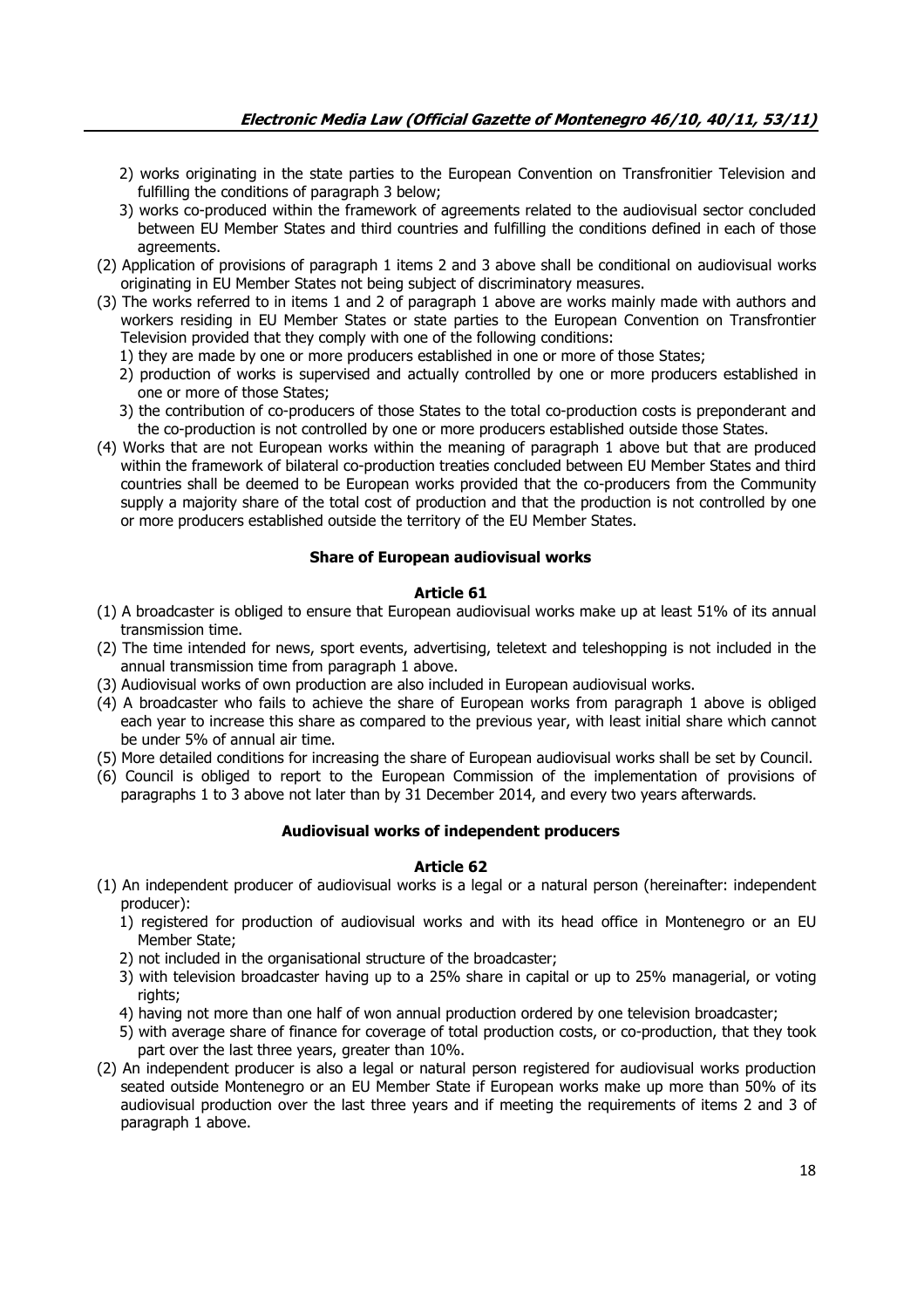2) works originating in the state parties to the European Convention on Transfronitier Television and fulfilling the conditions of paragraph 3 below;

3) works co-produced within the framework of agreements related to the audiovisual sector concluded between EU Member States and third countries and fulfilling the conditions defined in each of those agreements.

(2) Application of provisions of paragraph 1 items 2 and 3 above shall be conditional on audiovisual works originating in EU Member States not being subject of discriminatory measures.

(3) The works referred to in items 1 and 2 of paragraph 1 above are works mainly made with authors and workers residing in EU Member States or state parties to the European Convention on Transfrontier Television provided that they comply with one of the following conditions:

1) they are made by one or more producers established in one or more of those States;

2) production of works is supervised and actually controlled by one or more producers established in one or more of those States;

3) the contribution of co-producers of those States to the total co-production costs is preponderant and the co-production is not controlled by one or more producers established outside those States.

(4) Works that are not European works within the meaning of paragraph 1 above but that are produced within the framework of bilateral co-production treaties concluded between EU Member States and third countries shall be deemed to be European works provided that the co-producers from the Community supply a majority share of the total cost of production and that the production is not controlled by one or more producers established outside the territory of the EU Member States.

**Share of European audiovisual works**

**Article 61**

(1) A broadcaster is obliged to ensure that European audiovisual works make up at least 51% of its annual transmission time.

(2) The time intended for news, sport events, advertising, teletext and teleshopping is not included in the annual transmission time from paragraph 1 above.

(3) Audiovisual works of own production are also included in European audiovisual works.

(4) A broadcaster who fails to achieve the share of European works from paragraph 1 above is obliged each year to increase this share as compared to the previous year, with least initial share which cannot be under 5% of annual air time.

(5) More detailed conditions for increasing the share of European audiovisual works shall be set by Council.

(6) Council is obliged to report to the European Commission of the implementation of provisions of paragraphs 1 to 3 above not later than by 31 December 2014, and every two years afterwards.

**Audiovisual works of independent producers**

**Article 62**

(1) An independent producer of audiovisual works is a legal or a natural person (hereinafter: independent producer):

1) registered for production of audiovisual works and with its head office in Montenegro or an EU Member State;

2) not included in the organisational structure of the broadcaster;

3) with television broadcaster having up to a 25% share in capital or up to 25% managerial, or voting rights;

4) having not more than one half of won annual production ordered by one television broadcaster;

5) with average share of finance for coverage of total production costs, or co-production, that they took part over the last three years, greater than 10%.

(2) An independent producer is also a legal or natural person registered for audiovisual works production seated outside Montenegro or an EU Member State if European works make up more than 50% of its audiovisual production over the last three years and if meeting the requirements of items 2 and 3 of paragraph 1 above.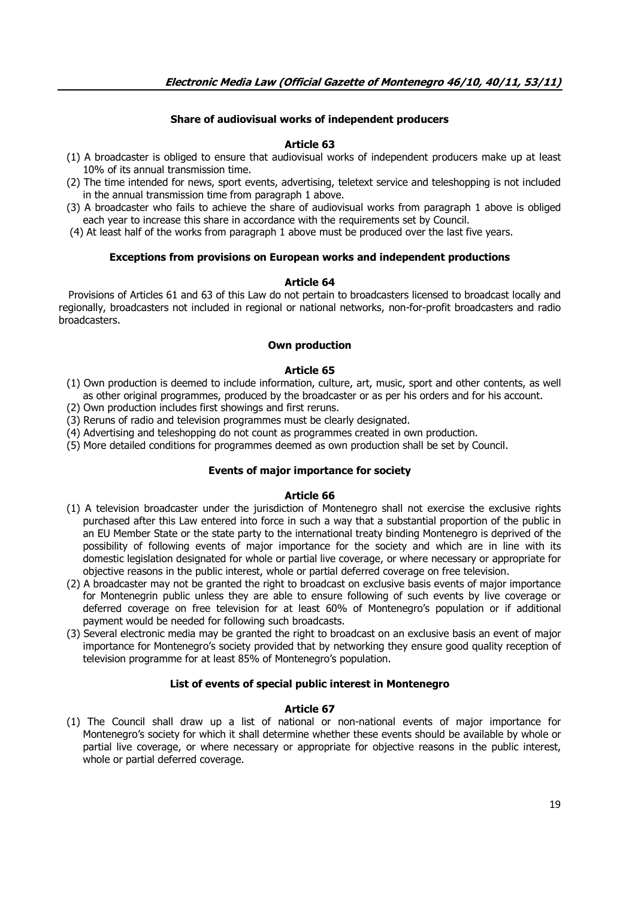#### Share of audiovisual works of independent producers

#### Article 63

(1) A broadcaster is obliged to ensure that audiovisual works of independent producers make up at least 10% of its annual transmission time.
(2) The time intended for news, sport events, advertising, teletext service and teleshopping is not included in the annual transmission time from paragraph 1 above.
(3) A broadcaster who fails to achieve the share of audiovisual works from paragraph 1 above is obliged each year to increase this share in accordance with the requirements set by Council.
(4) At least half of the works from paragraph 1 above must be produced over the last five years.

#### Exceptions from provisions on European works and independent productions

#### Article 64

Provisions of Articles 61 and 63 of this Law do not pertain to broadcasters licensed to broadcast locally and regionally, broadcasters not included in regional or national networks, non-for-profit broadcasters and radio broadcasters.

#### Own production

#### Article 65

(1) Own production is deemed to include information, culture, art, music, sport and other contents, as well as other original programmes, produced by the broadcaster or as per his orders and for his account.
(2) Own production includes first showings and first reruns.
(3) Reruns of radio and television programmes must be clearly designated.
(4) Advertising and teleshopping do not count as programmes created in own production.
(5) More detailed conditions for programmes deemed as own production shall be set by Council.

#### Events of major importance for society

#### Article 66

(1) A television broadcaster under the jurisdiction of Montenegro shall not exercise the exclusive rights purchased after this Law entered into force in such a way that a substantial proportion of the public in an EU Member State or the state party to the international treaty binding Montenegro is deprived of the possibility of following events of major importance for the society and which are in line with its domestic legislation designated for whole or partial live coverage, or where necessary or appropriate for objective reasons in the public interest, whole or partial deferred coverage on free television.
(2) A broadcaster may not be granted the right to broadcast on exclusive basis events of major importance for Montenegrin public unless they are able to ensure following of such events by live coverage or deferred coverage on free television for at least 60% of Montenegro's population or if additional payment would be needed for following such broadcasts.
(3) Several electronic media may be granted the right to broadcast on an exclusive basis an event of major importance for Montenegro's society provided that by networking they ensure good quality reception of television programme for at least 85% of Montenegro's population.

#### List of events of special public interest in Montenegro

#### Article 67

(1) The Council shall draw up a list of national or non-national events of major importance for Montenegro's society for which it shall determine whether these events should be available by whole or partial live coverage, or where necessary or appropriate for objective reasons in the public interest, whole or partial deferred coverage.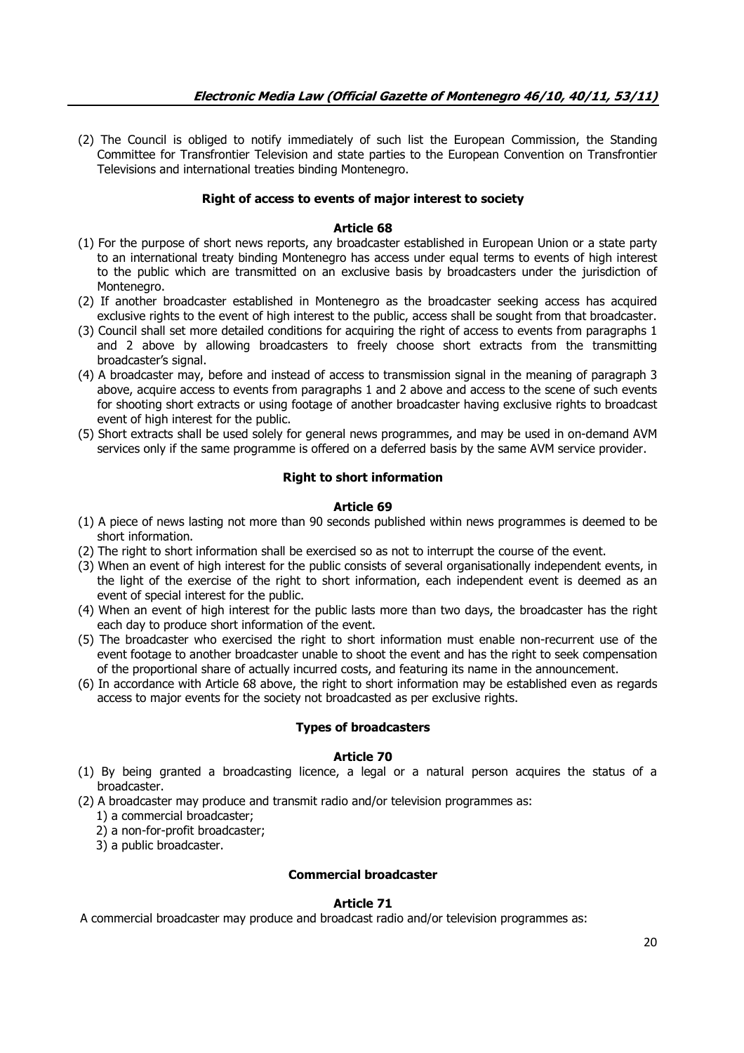(2) The Council is obliged to notify immediately of such list the European Commission, the Standing Committee for Transfrontier Television and state parties to the European Convention on Transfrontier Televisions and international treaties binding Montenegro.

**Right of access to events of major interest to society**

**Article 68**

(1) For the purpose of short news reports, any broadcaster established in European Union or a state party to an international treaty binding Montenegro has access under equal terms to events of high interest to the public which are transmitted on an exclusive basis by broadcasters under the jurisdiction of Montenegro.

(2) If another broadcaster established in Montenegro as the broadcaster seeking access has acquired exclusive rights to the event of high interest to the public, access shall be sought from that broadcaster.

(3) Council shall set more detailed conditions for acquiring the right of access to events from paragraphs 1 and 2 above by allowing broadcasters to freely choose short extracts from the transmitting broadcaster's signal.

(4) A broadcaster may, before and instead of access to transmission signal in the meaning of paragraph 3 above, acquire access to events from paragraphs 1 and 2 above and access to the scene of such events for shooting short extracts or using footage of another broadcaster having exclusive rights to broadcast event of high interest for the public.

(5) Short extracts shall be used solely for general news programmes, and may be used in on-demand AVM services only if the same programme is offered on a deferred basis by the same AVM service provider.

**Right to short information**

**Article 69**

(1) A piece of news lasting not more than 90 seconds published within news programmes is deemed to be short information.

(2) The right to short information shall be exercised so as not to interrupt the course of the event.

(3) When an event of high interest for the public consists of several organisationally independent events, in the light of the exercise of the right to short information, each independent event is deemed as an event of special interest for the public.

(4) When an event of high interest for the public lasts more than two days, the broadcaster has the right each day to produce short information of the event.

(5) The broadcaster who exercised the right to short information must enable non-recurrent use of the event footage to another broadcaster unable to shoot the event and has the right to seek compensation of the proportional share of actually incurred costs, and featuring its name in the announcement.

(6) In accordance with Article 68 above, the right to short information may be established even as regards access to major events for the society not broadcasted as per exclusive rights.

**Types of broadcasters**

**Article 70**

(1) By being granted a broadcasting licence, a legal or a natural person acquires the status of a broadcaster.

(2) A broadcaster may produce and transmit radio and/or television programmes as:

1) a commercial broadcaster;
2) a non-for-profit broadcaster;
3) a public broadcaster.

**Commercial broadcaster**

**Article 71**

A commercial broadcaster may produce and broadcast radio and/or television programmes as: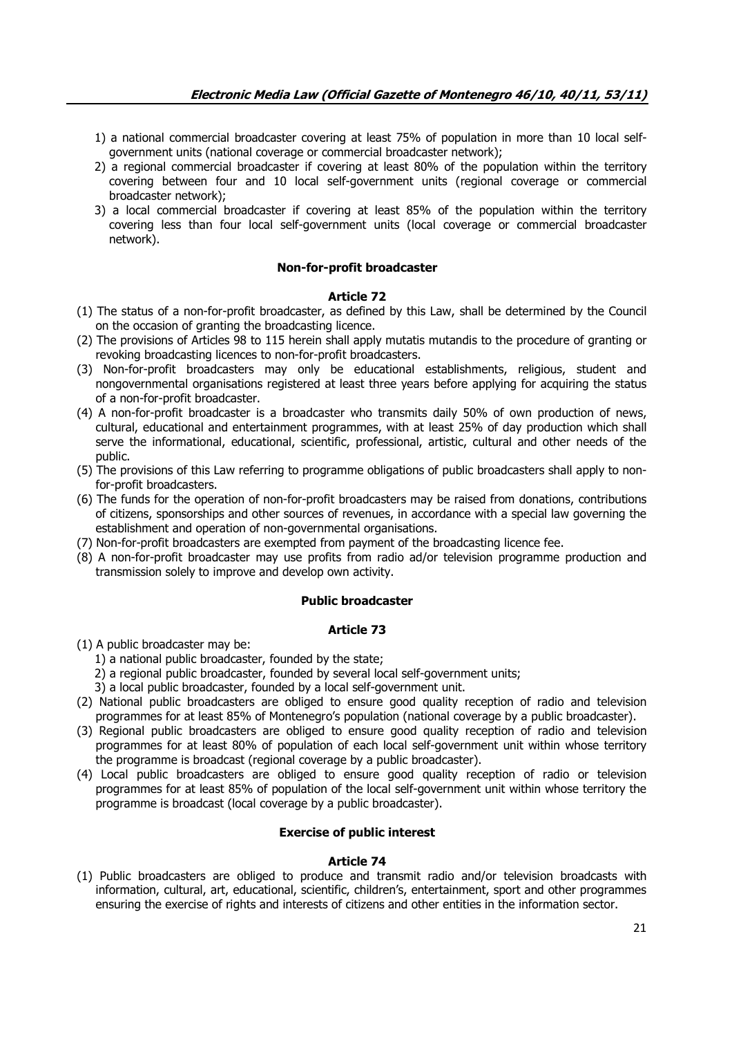1) a national commercial broadcaster covering at least 75% of population in more than 10 local self-government units (national coverage or commercial broadcaster network);
2) a regional commercial broadcaster if covering at least 80% of the population within the territory covering between four and 10 local self-government units (regional coverage or commercial broadcaster network);
3) a local commercial broadcaster if covering at least 85% of the population within the territory covering less than four local self-government units (local coverage or commercial broadcaster network).

**Non-for-profit broadcaster**

**Article 72**

(1) The status of a non-for-profit broadcaster, as defined by this Law, shall be determined by the Council on the occasion of granting the broadcasting licence.
(2) The provisions of Articles 98 to 115 herein shall apply mutatis mutandis to the procedure of granting or revoking broadcasting licences to non-for-profit broadcasters.
(3) Non-for-profit broadcasters may only be educational establishments, religious, student and nongovernmental organisations registered at least three years before applying for acquiring the status of a non-for-profit broadcaster.
(4) A non-for-profit broadcaster is a broadcaster who transmits daily 50% of own production of news, cultural, educational and entertainment programmes, with at least 25% of day production which shall serve the informational, educational, scientific, professional, artistic, cultural and other needs of the public.
(5) The provisions of this Law referring to programme obligations of public broadcasters shall apply to non-for-profit broadcasters.
(6) The funds for the operation of non-for-profit broadcasters may be raised from donations, contributions of citizens, sponsorships and other sources of revenues, in accordance with a special law governing the establishment and operation of non-governmental organisations.
(7) Non-for-profit broadcasters are exempted from payment of the broadcasting licence fee.
(8) A non-for-profit broadcaster may use profits from radio ad/or television programme production and transmission solely to improve and develop own activity.

**Public broadcaster**

**Article 73**

(1) A public broadcaster may be:
1) a national public broadcaster, founded by the state;
2) a regional public broadcaster, founded by several local self-government units;
3) a local public broadcaster, founded by a local self-government unit.
(2) National public broadcasters are obliged to ensure good quality reception of radio and television programmes for at least 85% of Montenegro's population (national coverage by a public broadcaster).
(3) Regional public broadcasters are obliged to ensure good quality reception of radio and television programmes for at least 80% of population of each local self-government unit within whose territory the programme is broadcast (regional coverage by a public broadcaster).
(4) Local public broadcasters are obliged to ensure good quality reception of radio or television programmes for at least 85% of population of the local self-government unit within whose territory the programme is broadcast (local coverage by a public broadcaster).

**Exercise of public interest**

**Article 74**

(1) Public broadcasters are obliged to produce and transmit radio and/or television broadcasts with information, cultural, art, educational, scientific, children's, entertainment, sport and other programmes ensuring the exercise of rights and interests of citizens and other entities in the information sector.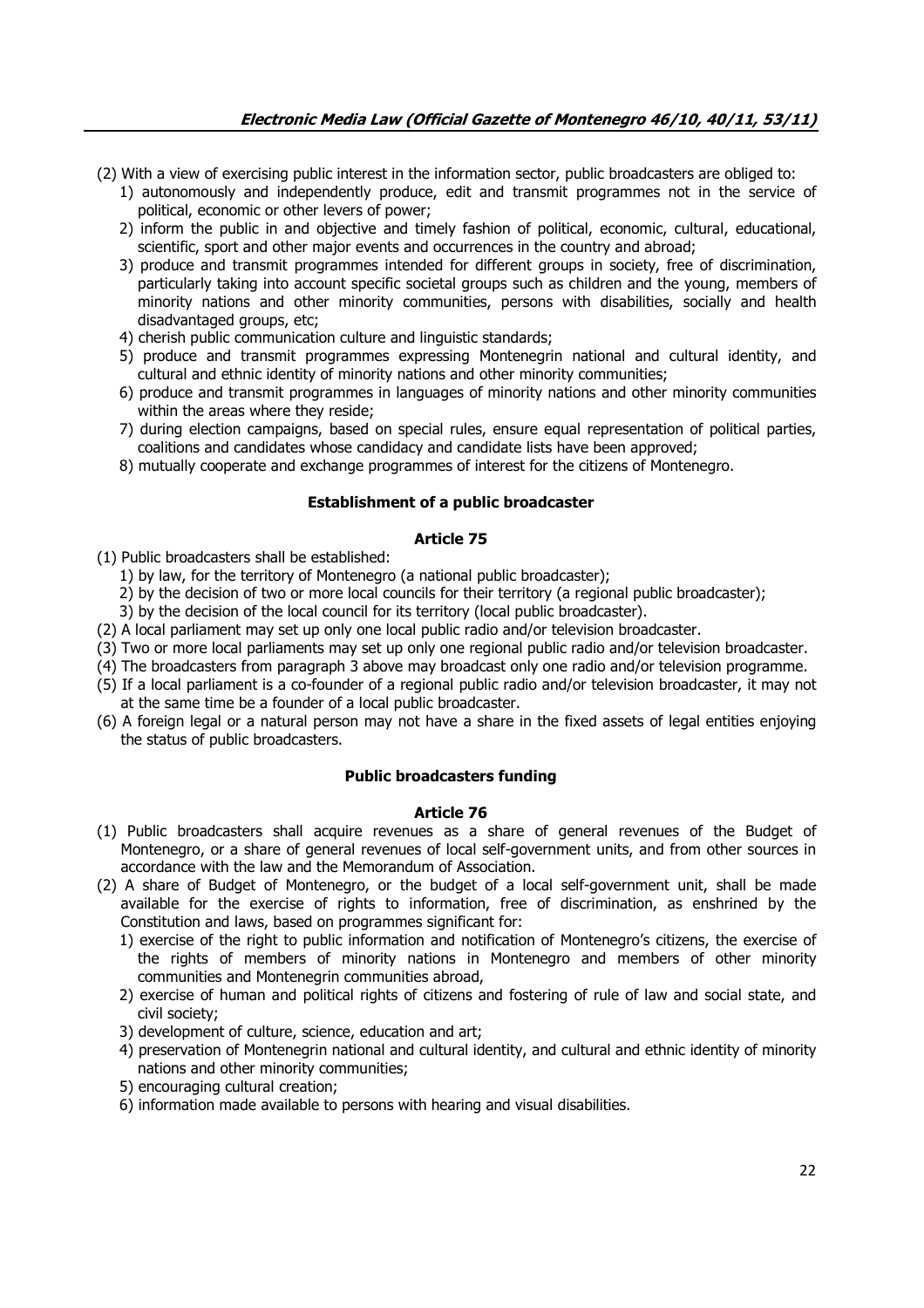(2) With a view of exercising public interest in the information sector, public broadcasters are obliged to:

1) autonomously and independently produce, edit and transmit programmes not in the service of political, economic or other levers of power;
2) inform the public in and objective and timely fashion of political, economic, cultural, educational, scientific, sport and other major events and occurrences in the country and abroad;
3) produce and transmit programmes intended for different groups in society, free of discrimination, particularly taking into account specific societal groups such as children and the young, members of minority nations and other minority communities, persons with disabilities, socially and health disadvantaged groups, etc;
4) cherish public communication culture and linguistic standards;
5) produce and transmit programmes expressing Montenegrin national and cultural identity, and cultural and ethnic identity of minority nations and other minority communities;
6) produce and transmit programmes in languages of minority nations and other minority communities within the areas where they reside;
7) during election campaigns, based on special rules, ensure equal representation of political parties, coalitions and candidates whose candidacy and candidate lists have been approved;
8) mutually cooperate and exchange programmes of interest for the citizens of Montenegro.

**Establishment of a public broadcaster**

**Article 75**

(1) Public broadcasters shall be established:

1) by law, for the territory of Montenegro (a national public broadcaster);
2) by the decision of two or more local councils for their territory (a regional public broadcaster);
3) by the decision of the local council for its territory (local public broadcaster).

(2) A local parliament may set up only one local public radio and/or television broadcaster.

(3) Two or more local parliaments may set up only one regional public radio and/or television broadcaster.

(4) The broadcasters from paragraph 3 above may broadcast only one radio and/or television programme.

(5) If a local parliament is a co-founder of a regional public radio and/or television broadcaster, it may not at the same time be a founder of a local public broadcaster.

(6) A foreign legal or a natural person may not have a share in the fixed assets of legal entities enjoying the status of public broadcasters.

**Public broadcasters funding**

**Article 76**

(1) Public broadcasters shall acquire revenues as a share of general revenues of the Budget of Montenegro, or a share of general revenues of local self-government units, and from other sources in accordance with the law and the Memorandum of Association.

(2) A share of Budget of Montenegro, or the budget of a local self-government unit, shall be made available for the exercise of rights to information, free of discrimination, as enshrined by the Constitution and laws, based on programmes significant for:

1) exercise of the right to public information and notification of Montenegro's citizens, the exercise of the rights of members of minority nations in Montenegro and members of other minority communities and Montenegrin communities abroad,
2) exercise of human and political rights of citizens and fostering of rule of law and social state, and civil society;
3) development of culture, science, education and art;
4) preservation of Montenegrin national and cultural identity, and cultural and ethnic identity of minority nations and other minority communities;
5) encouraging cultural creation;
6) information made available to persons with hearing and visual disabilities.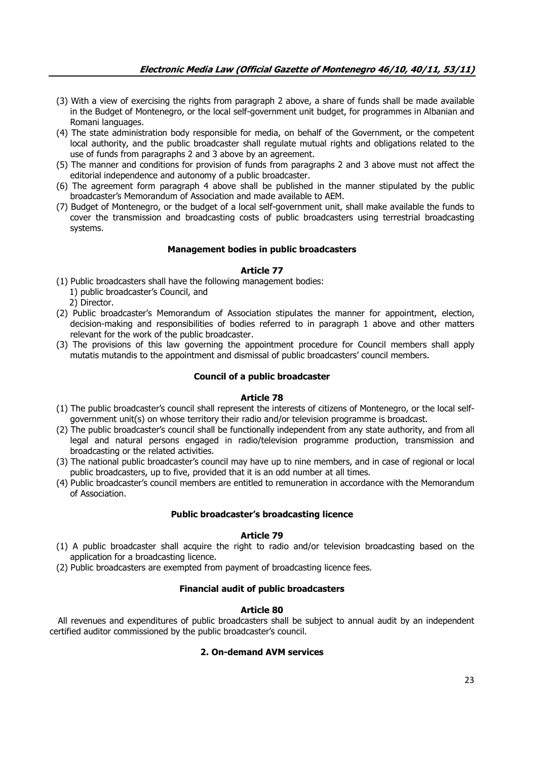(3) With a view of exercising the rights from paragraph 2 above, a share of funds shall be made available in the Budget of Montenegro, or the local self-government unit budget, for programmes in Albanian and Romani languages.

(4) The state administration body responsible for media, on behalf of the Government, or the competent local authority, and the public broadcaster shall regulate mutual rights and obligations related to the use of funds from paragraphs 2 and 3 above by an agreement.

(5) The manner and conditions for provision of funds from paragraphs 2 and 3 above must not affect the editorial independence and autonomy of a public broadcaster.

(6) The agreement form paragraph 4 above shall be published in the manner stipulated by the public broadcaster's Memorandum of Association and made available to AEM.

(7) Budget of Montenegro, or the budget of a local self-government unit, shall make available the funds to cover the transmission and broadcasting costs of public broadcasters using terrestrial broadcasting systems.

**Management bodies in public broadcasters**

**Article 77**

(1) Public broadcasters shall have the following management bodies:
   1) public broadcaster's Council, and
   2) Director.

(2) Public broadcaster's Memorandum of Association stipulates the manner for appointment, election, decision-making and responsibilities of bodies referred to in paragraph 1 above and other matters relevant for the work of the public broadcaster.

(3) The provisions of this law governing the appointment procedure for Council members shall apply mutatis mutandis to the appointment and dismissal of public broadcasters' council members.

**Council of a public broadcaster**

**Article 78**

(1) The public broadcaster's council shall represent the interests of citizens of Montenegro, or the local self-government unit(s) on whose territory their radio and/or television programme is broadcast.

(2) The public broadcaster's council shall be functionally independent from any state authority, and from all legal and natural persons engaged in radio/television programme production, transmission and broadcasting or the related activities.

(3) The national public broadcaster's council may have up to nine members, and in case of regional or local public broadcasters, up to five, provided that it is an odd number at all times.

(4) Public broadcaster's council members are entitled to remuneration in accordance with the Memorandum of Association.

**Public broadcaster's broadcasting licence**

**Article 79**

(1) A public broadcaster shall acquire the right to radio and/or television broadcasting based on the application for a broadcasting licence.

(2) Public broadcasters are exempted from payment of broadcasting licence fees.

**Financial audit of public broadcasters**

**Article 80**

All revenues and expenditures of public broadcasters shall be subject to annual audit by an independent certified auditor commissioned by the public broadcaster's council.

**2. On-demand AVM services**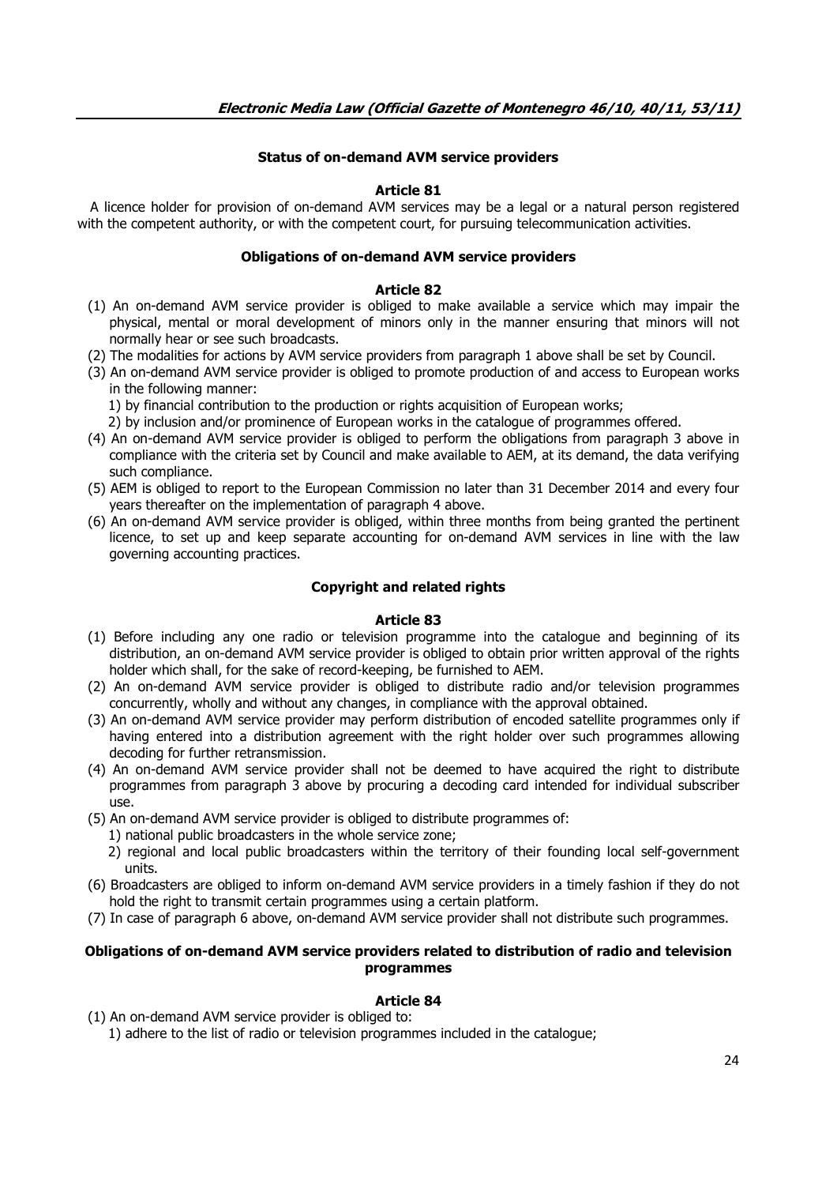### Status of on-demand AVM service providers

#### Article 81

A licence holder for provision of on-demand AVM services may be a legal or a natural person registered with the competent authority, or with the competent court, for pursuing telecommunication activities.

### Obligations of on-demand AVM service providers

#### Article 82

(1) An on-demand AVM service provider is obliged to make available a service which may impair the physical, mental or moral development of minors only in the manner ensuring that minors will not normally hear or see such broadcasts.

(2) The modalities for actions by AVM service providers from paragraph 1 above shall be set by Council.

(3) An on-demand AVM service provider is obliged to promote production of and access to European works in the following manner:

1) by financial contribution to the production or rights acquisition of European works;

2) by inclusion and/or prominence of European works in the catalogue of programmes offered.

(4) An on-demand AVM service provider is obliged to perform the obligations from paragraph 3 above in compliance with the criteria set by Council and make available to AEM, at its demand, the data verifying such compliance.

(5) AEM is obliged to report to the European Commission no later than 31 December 2014 and every four years thereafter on the implementation of paragraph 4 above.

(6) An on-demand AVM service provider is obliged, within three months from being granted the pertinent licence, to set up and keep separate accounting for on-demand AVM services in line with the law governing accounting practices.

### Copyright and related rights

#### Article 83

(1) Before including any one radio or television programme into the catalogue and beginning of its distribution, an on-demand AVM service provider is obliged to obtain prior written approval of the rights holder which shall, for the sake of record-keeping, be furnished to AEM.

(2) An on-demand AVM service provider is obliged to distribute radio and/or television programmes concurrently, wholly and without any changes, in compliance with the approval obtained.

(3) An on-demand AVM service provider may perform distribution of encoded satellite programmes only if having entered into a distribution agreement with the right holder over such programmes allowing decoding for further retransmission.

(4) An on-demand AVM service provider shall not be deemed to have acquired the right to distribute programmes from paragraph 3 above by procuring a decoding card intended for individual subscriber use.

(5) An on-demand AVM service provider is obliged to distribute programmes of:

1) national public broadcasters in the whole service zone;

2) regional and local public broadcasters within the territory of their founding local self-government units.

(6) Broadcasters are obliged to inform on-demand AVM service providers in a timely fashion if they do not hold the right to transmit certain programmes using a certain platform.

(7) In case of paragraph 6 above, on-demand AVM service provider shall not distribute such programmes.

### Obligations of on-demand AVM service providers related to distribution of radio and television programmes

#### Article 84

(1) An on-demand AVM service provider is obliged to:

1) adhere to the list of radio or television programmes included in the catalogue;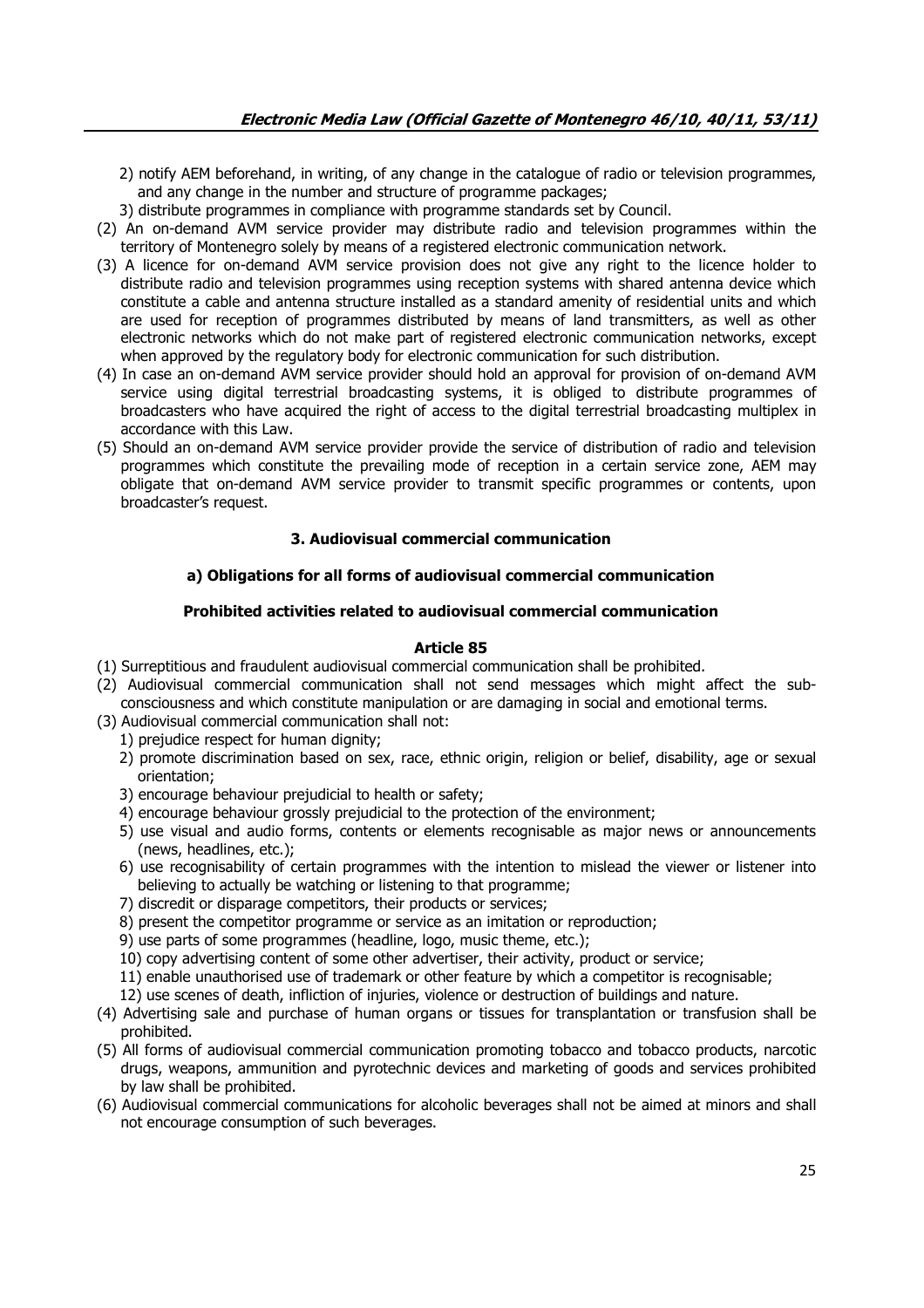2) notify AEM beforehand, in writing, of any change in the catalogue of radio or television programmes, and any change in the number and structure of programme packages;

3) distribute programmes in compliance with programme standards set by Council.

(2) An on-demand AVM service provider may distribute radio and television programmes within the territory of Montenegro solely by means of a registered electronic communication network.

(3) A licence for on-demand AVM service provision does not give any right to the licence holder to distribute radio and television programmes using reception systems with shared antenna device which constitute a cable and antenna structure installed as a standard amenity of residential units and which are used for reception of programmes distributed by means of land transmitters, as well as other electronic networks which do not make part of registered electronic communication networks, except when approved by the regulatory body for electronic communication for such distribution.

(4) In case an on-demand AVM service provider should hold an approval for provision of on-demand AVM service using digital terrestrial broadcasting systems, it is obliged to distribute programmes of broadcasters who have acquired the right of access to the digital terrestrial broadcasting multiplex in accordance with this Law.

(5) Should an on-demand AVM service provider provide the service of distribution of radio and television programmes which constitute the prevailing mode of reception in a certain service zone, AEM may obligate that on-demand AVM service provider to transmit specific programmes or contents, upon broadcaster's request.

## 3. Audiovisual commercial communication

### a) Obligations for all forms of audiovisual commercial communication

#### Prohibited activities related to audiovisual commercial communication

#### Article 85

(1) Surreptitious and fraudulent audiovisual commercial communication shall be prohibited.

(2) Audiovisual commercial communication shall not send messages which might affect the sub-consciousness and which constitute manipulation or are damaging in social and emotional terms.

(3) Audiovisual commercial communication shall not:

1) prejudice respect for human dignity;
2) promote discrimination based on sex, race, ethnic origin, religion or belief, disability, age or sexual orientation;
3) encourage behaviour prejudicial to health or safety;
4) encourage behaviour grossly prejudicial to the protection of the environment;
5) use visual and audio forms, contents or elements recognisable as major news or announcements (news, headlines, etc.);
6) use recognisability of certain programmes with the intention to mislead the viewer or listener into believing to actually be watching or listening to that programme;
7) discredit or disparage competitors, their products or services;
8) present the competitor programme or service as an imitation or reproduction;
9) use parts of some programmes (headline, logo, music theme, etc.);
10) copy advertising content of some other advertiser, their activity, product or service;
11) enable unauthorised use of trademark or other feature by which a competitor is recognisable;
12) use scenes of death, infliction of injuries, violence or destruction of buildings and nature.

(4) Advertising sale and purchase of human organs or tissues for transplantation or transfusion shall be prohibited.

(5) All forms of audiovisual commercial communication promoting tobacco and tobacco products, narcotic drugs, weapons, ammunition and pyrotechnic devices and marketing of goods and services prohibited by law shall be prohibited.

(6) Audiovisual commercial communications for alcoholic beverages shall not be aimed at minors and shall not encourage consumption of such beverages.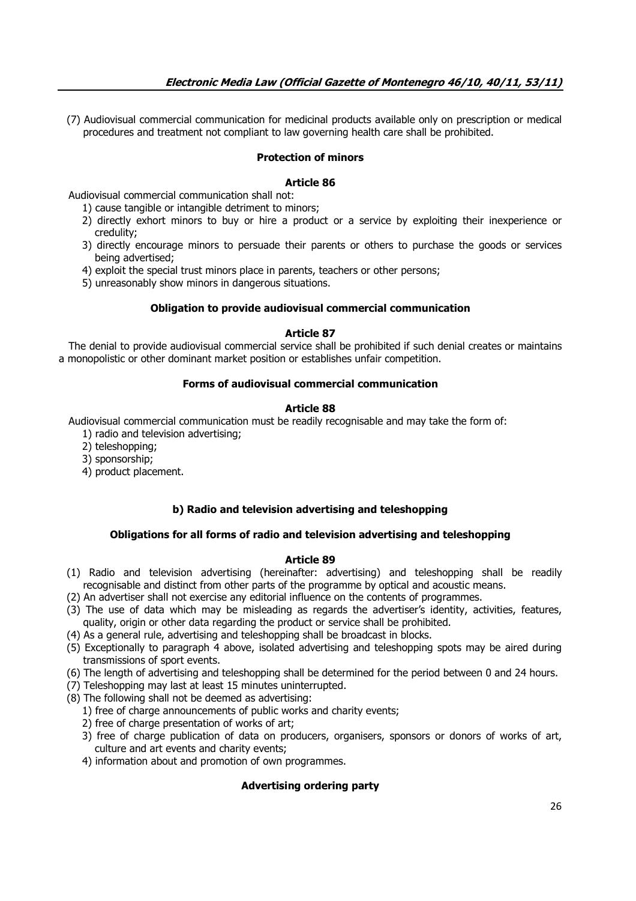(7) Audiovisual commercial communication for medicinal products available only on prescription or medical procedures and treatment not compliant to law governing health care shall be prohibited.

**Protection of minors**

**Article 86**

Audiovisual commercial communication shall not:

1) cause tangible or intangible detriment to minors;
2) directly exhort minors to buy or hire a product or a service by exploiting their inexperience or credulity;
3) directly encourage minors to persuade their parents or others to purchase the goods or services being advertised;
4) exploit the special trust minors place in parents, teachers or other persons;
5) unreasonably show minors in dangerous situations.

**Obligation to provide audiovisual commercial communication**

**Article 87**

The denial to provide audiovisual commercial service shall be prohibited if such denial creates or maintains a monopolistic or other dominant market position or establishes unfair competition.

**Forms of audiovisual commercial communication**

**Article 88**

Audiovisual commercial communication must be readily recognisable and may take the form of:

1) radio and television advertising;
2) teleshopping;
3) sponsorship;
4) product placement.

**b) Radio and television advertising and teleshopping**

**Obligations for all forms of radio and television advertising and teleshopping**

**Article 89**

(1) Radio and television advertising (hereinafter: advertising) and teleshopping shall be readily recognisable and distinct from other parts of the programme by optical and acoustic means.

(2) An advertiser shall not exercise any editorial influence on the contents of programmes.

(3) The use of data which may be misleading as regards the advertiser's identity, activities, features, quality, origin or other data regarding the product or service shall be prohibited.

(4) As a general rule, advertising and teleshopping shall be broadcast in blocks.

(5) Exceptionally to paragraph 4 above, isolated advertising and teleshopping spots may be aired during transmissions of sport events.

(6) The length of advertising and teleshopping shall be determined for the period between 0 and 24 hours.

(7) Teleshopping may last at least 15 minutes uninterrupted.

(8) The following shall not be deemed as advertising:

1) free of charge announcements of public works and charity events;
2) free of charge presentation of works of art;
3) free of charge publication of data on producers, organisers, sponsors or donors of works of art, culture and art events and charity events;
4) information about and promotion of own programmes.

**Advertising ordering party**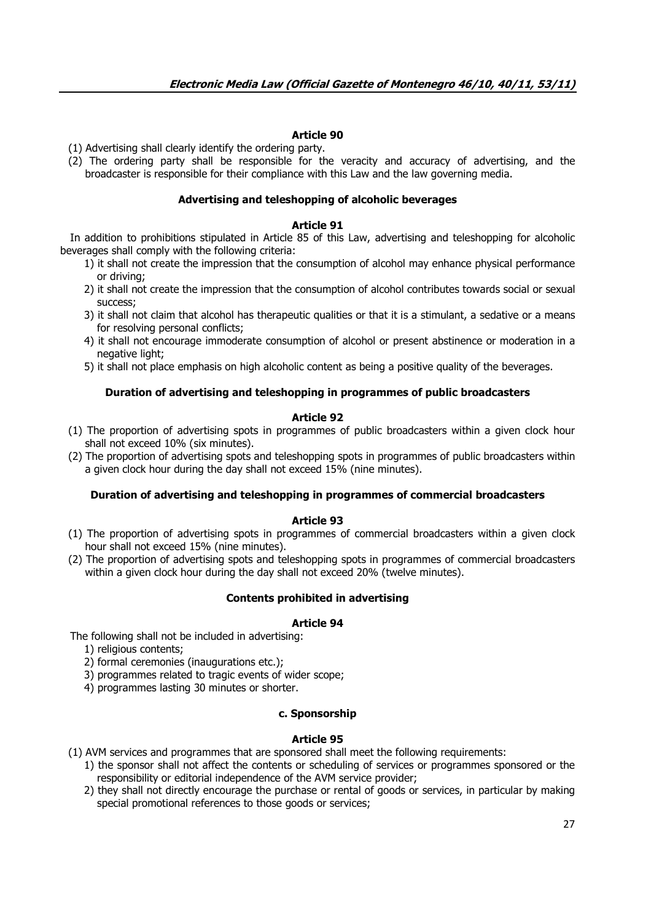### Article 90

(1) Advertising shall clearly identify the ordering party.

(2) The ordering party shall be responsible for the veracity and accuracy of advertising, and the broadcaster is responsible for their compliance with this Law and the law governing media.

### Advertising and teleshopping of alcoholic beverages

### Article 91

In addition to prohibitions stipulated in Article 85 of this Law, advertising and teleshopping for alcoholic beverages shall comply with the following criteria:

1) it shall not create the impression that the consumption of alcohol may enhance physical performance or driving;
2) it shall not create the impression that the consumption of alcohol contributes towards social or sexual success;
3) it shall not claim that alcohol has therapeutic qualities or that it is a stimulant, a sedative or a means for resolving personal conflicts;
4) it shall not encourage immoderate consumption of alcohol or present abstinence or moderation in a negative light;
5) it shall not place emphasis on high alcoholic content as being a positive quality of the beverages.

### Duration of advertising and teleshopping in programmes of public broadcasters

### Article 92

(1) The proportion of advertising spots in programmes of public broadcasters within a given clock hour shall not exceed 10% (six minutes).

(2) The proportion of advertising spots and teleshopping spots in programmes of public broadcasters within a given clock hour during the day shall not exceed 15% (nine minutes).

### Duration of advertising and teleshopping in programmes of commercial broadcasters

### Article 93

(1) The proportion of advertising spots in programmes of commercial broadcasters within a given clock hour shall not exceed 15% (nine minutes).

(2) The proportion of advertising spots and teleshopping spots in programmes of commercial broadcasters within a given clock hour during the day shall not exceed 20% (twelve minutes).

### Contents prohibited in advertising

### Article 94

The following shall not be included in advertising:

1) religious contents;
2) formal ceremonies (inaugurations etc.);
3) programmes related to tragic events of wider scope;
4) programmes lasting 30 minutes or shorter.

### c. Sponsorship

### Article 95

(1) AVM services and programmes that are sponsored shall meet the following requirements:

1) the sponsor shall not affect the contents or scheduling of services or programmes sponsored or the responsibility or editorial independence of the AVM service provider;
2) they shall not directly encourage the purchase or rental of goods or services, in particular by making special promotional references to those goods or services;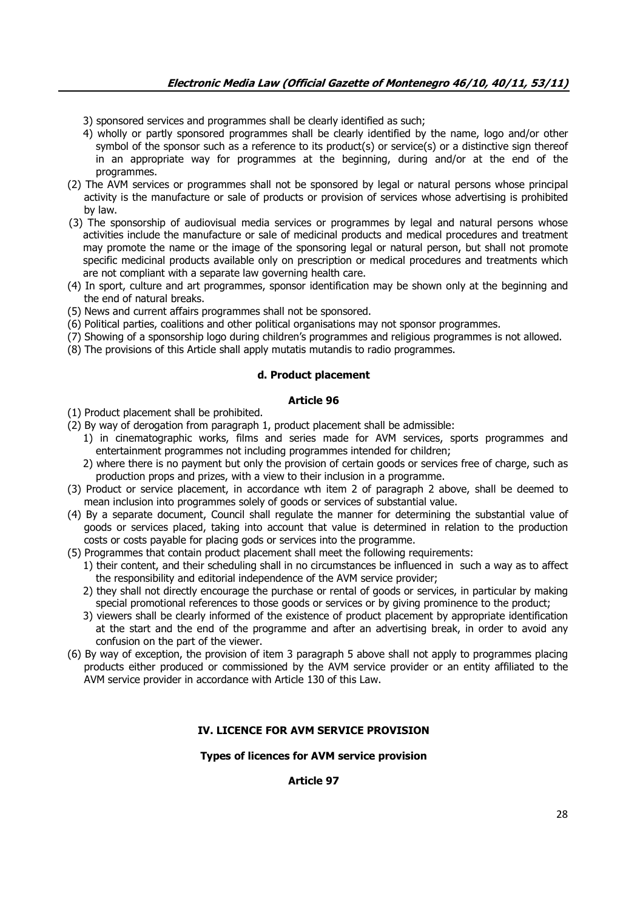3) sponsored services and programmes shall be clearly identified as such;

4) wholly or partly sponsored programmes shall be clearly identified by the name, logo and/or other symbol of the sponsor such as a reference to its product(s) or service(s) or a distinctive sign thereof in an appropriate way for programmes at the beginning, during and/or at the end of the programmes.

(2) The AVM services or programmes shall not be sponsored by legal or natural persons whose principal activity is the manufacture or sale of products or provision of services whose advertising is prohibited by law.

(3) The sponsorship of audiovisual media services or programmes by legal and natural persons whose activities include the manufacture or sale of medicinal products and medical procedures and treatment may promote the name or the image of the sponsoring legal or natural person, but shall not promote specific medicinal products available only on prescription or medical procedures and treatments which are not compliant with a separate law governing health care.

(4) In sport, culture and art programmes, sponsor identification may be shown only at the beginning and the end of natural breaks.

(5) News and current affairs programmes shall not be sponsored.

(6) Political parties, coalitions and other political organisations may not sponsor programmes.

(7) Showing of a sponsorship logo during children's programmes and religious programmes is not allowed.

(8) The provisions of this Article shall apply mutatis mutandis to radio programmes.

### d. Product placement

#### Article 96

(1) Product placement shall be prohibited.

(2) By way of derogation from paragraph 1, product placement shall be admissible:

1) in cinematographic works, films and series made for AVM services, sports programmes and entertainment programmes not including programmes intended for children;

2) where there is no payment but only the provision of certain goods or services free of charge, such as production props and prizes, with a view to their inclusion in a programme.

(3) Product or service placement, in accordance wth item 2 of paragraph 2 above, shall be deemed to mean inclusion into programmes solely of goods or services of substantial value.

(4) By a separate document, Council shall regulate the manner for determining the substantial value of goods or services placed, taking into account that value is determined in relation to the production costs or costs payable for placing gods or services into the programme.

(5) Programmes that contain product placement shall meet the following requirements:

1) their content, and their scheduling shall in no circumstances be influenced in such a way as to affect the responsibility and editorial independence of the AVM service provider;

2) they shall not directly encourage the purchase or rental of goods or services, in particular by making special promotional references to those goods or services or by giving prominence to the product;

3) viewers shall be clearly informed of the existence of product placement by appropriate identification at the start and the end of the programme and after an advertising break, in order to avoid any confusion on the part of the viewer.

(6) By way of exception, the provision of item 3 paragraph 5 above shall not apply to programmes placing products either produced or commissioned by the AVM service provider or an entity affiliated to the AVM service provider in accordance with Article 130 of this Law.

## IV. LICENCE FOR AVM SERVICE PROVISION

### Types of licences for AVM service provision

#### Article 97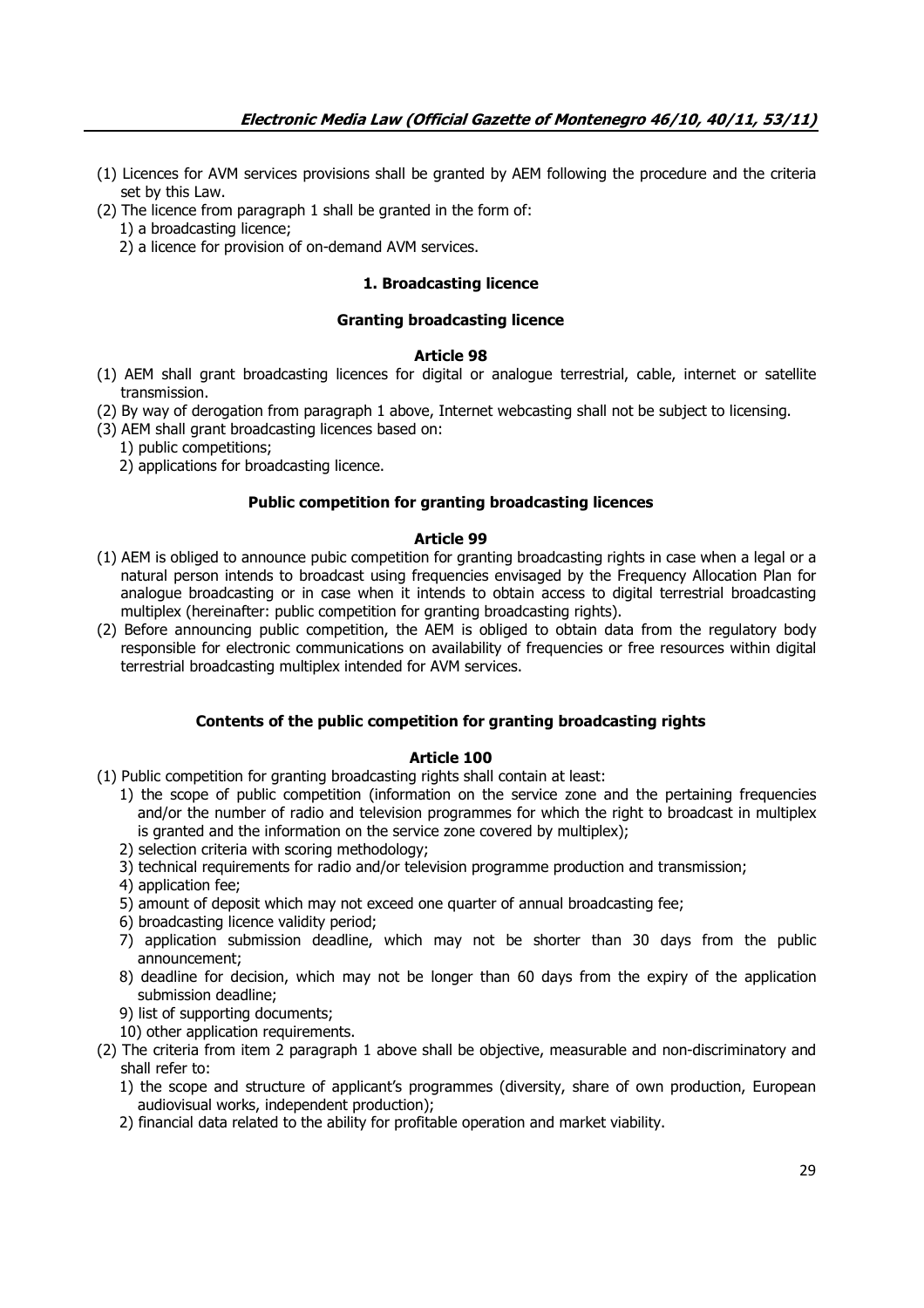(1) Licences for AVM services provisions shall be granted by AEM following the procedure and the criteria set by this Law.

(2) The licence from paragraph 1 shall be granted in the form of:

1) a broadcasting licence;

2) a licence for provision of on-demand AVM services.

### 1. Broadcasting licence

#### Granting broadcasting licence

##### Article 98

(1) AEM shall grant broadcasting licences for digital or analogue terrestrial, cable, internet or satellite transmission.

(2) By way of derogation from paragraph 1 above, Internet webcasting shall not be subject to licensing.

(3) AEM shall grant broadcasting licences based on:

1) public competitions;

2) applications for broadcasting licence.

#### Public competition for granting broadcasting licences

##### Article 99

(1) AEM is obliged to announce pubic competition for granting broadcasting rights in case when a legal or a natural person intends to broadcast using frequencies envisaged by the Frequency Allocation Plan for analogue broadcasting or in case when it intends to obtain access to digital terrestrial broadcasting multiplex (hereinafter: public competition for granting broadcasting rights).

(2) Before announcing public competition, the AEM is obliged to obtain data from the regulatory body responsible for electronic communications on availability of frequencies or free resources within digital terrestrial broadcasting multiplex intended for AVM services.

#### Contents of the public competition for granting broadcasting rights

##### Article 100

(1) Public competition for granting broadcasting rights shall contain at least:

1) the scope of public competition (information on the service zone and the pertaining frequencies and/or the number of radio and television programmes for which the right to broadcast in multiplex is granted and the information on the service zone covered by multiplex);

2) selection criteria with scoring methodology;

3) technical requirements for radio and/or television programme production and transmission;

4) application fee;

5) amount of deposit which may not exceed one quarter of annual broadcasting fee;

6) broadcasting licence validity period;

7) application submission deadline, which may not be shorter than 30 days from the public announcement;

8) deadline for decision, which may not be longer than 60 days from the expiry of the application submission deadline;

9) list of supporting documents;

10) other application requirements.

(2) The criteria from item 2 paragraph 1 above shall be objective, measurable and non-discriminatory and shall refer to:

1) the scope and structure of applicant's programmes (diversity, share of own production, European audiovisual works, independent production);

2) financial data related to the ability for profitable operation and market viability.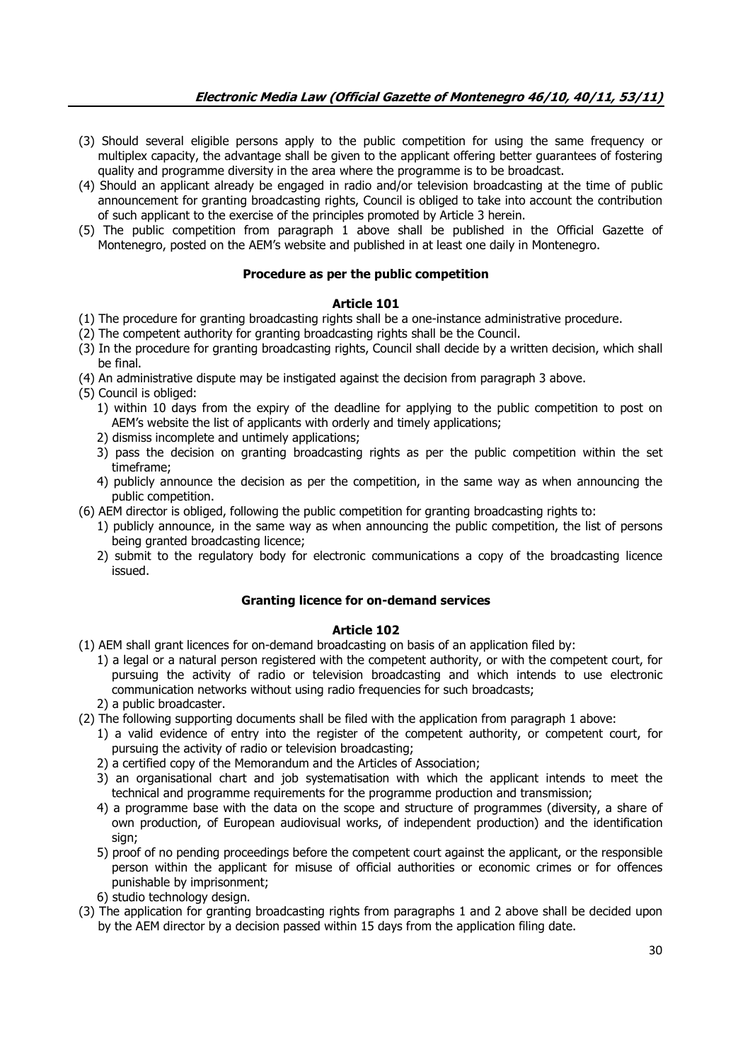(3) Should several eligible persons apply to the public competition for using the same frequency or multiplex capacity, the advantage shall be given to the applicant offering better guarantees of fostering quality and programme diversity in the area where the programme is to be broadcast.

(4) Should an applicant already be engaged in radio and/or television broadcasting at the time of public announcement for granting broadcasting rights, Council is obliged to take into account the contribution of such applicant to the exercise of the principles promoted by Article 3 herein.

(5) The public competition from paragraph 1 above shall be published in the Official Gazette of Montenegro, posted on the AEM's website and published in at least one daily in Montenegro.

**Procedure as per the public competition**

**Article 101**

(1) The procedure for granting broadcasting rights shall be a one-instance administrative procedure.

(2) The competent authority for granting broadcasting rights shall be the Council.

(3) In the procedure for granting broadcasting rights, Council shall decide by a written decision, which shall be final.

(4) An administrative dispute may be instigated against the decision from paragraph 3 above.

(5) Council is obliged:

1) within 10 days from the expiry of the deadline for applying to the public competition to post on AEM's website the list of applicants with orderly and timely applications;
2) dismiss incomplete and untimely applications;
3) pass the decision on granting broadcasting rights as per the public competition within the set timeframe;
4) publicly announce the decision as per the competition, in the same way as when announcing the public competition.

(6) AEM director is obliged, following the public competition for granting broadcasting rights to:

1) publicly announce, in the same way as when announcing the public competition, the list of persons being granted broadcasting licence;
2) submit to the regulatory body for electronic communications a copy of the broadcasting licence issued.

**Granting licence for on-demand services**

**Article 102**

(1) AEM shall grant licences for on-demand broadcasting on basis of an application filed by:

1) a legal or a natural person registered with the competent authority, or with the competent court, for pursuing the activity of radio or television broadcasting and which intends to use electronic communication networks without using radio frequencies for such broadcasts;
2) a public broadcaster.

(2) The following supporting documents shall be filed with the application from paragraph 1 above:

1) a valid evidence of entry into the register of the competent authority, or competent court, for pursuing the activity of radio or television broadcasting;
2) a certified copy of the Memorandum and the Articles of Association;
3) an organisational chart and job systematisation with which the applicant intends to meet the technical and programme requirements for the programme production and transmission;
4) a programme base with the data on the scope and structure of programmes (diversity, a share of own production, of European audiovisual works, of independent production) and the identification sign;
5) proof of no pending proceedings before the competent court against the applicant, or the responsible person within the applicant for misuse of official authorities or economic crimes or for offences punishable by imprisonment;
6) studio technology design.

(3) The application for granting broadcasting rights from paragraphs 1 and 2 above shall be decided upon by the AEM director by a decision passed within 15 days from the application filing date.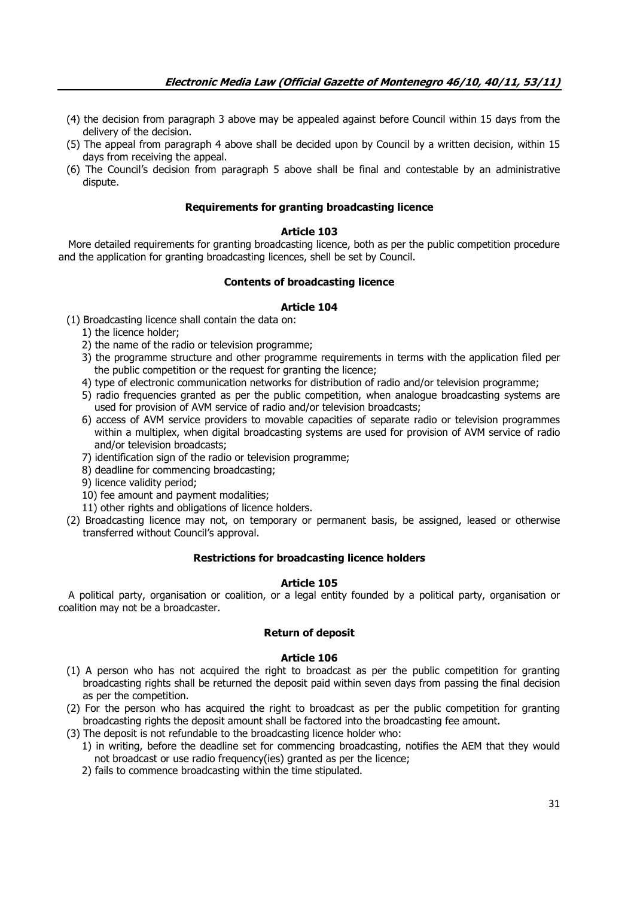(4) the decision from paragraph 3 above may be appealed against before Council within 15 days from the delivery of the decision.

(5) The appeal from paragraph 4 above shall be decided upon by Council by a written decision, within 15 days from receiving the appeal.

(6) The Council's decision from paragraph 5 above shall be final and contestable by an administrative dispute.

### Requirements for granting broadcasting licence

#### Article 103

More detailed requirements for granting broadcasting licence, both as per the public competition procedure and the application for granting broadcasting licences, shell be set by Council.

### Contents of broadcasting licence

#### Article 104

(1) Broadcasting licence shall contain the data on:

1) the licence holder;
2) the name of the radio or television programme;
3) the programme structure and other programme requirements in terms with the application filed per the public competition or the request for granting the licence;
4) type of electronic communication networks for distribution of radio and/or television programme;
5) radio frequencies granted as per the public competition, when analogue broadcasting systems are used for provision of AVM service of radio and/or television broadcasts;
6) access of AVM service providers to movable capacities of separate radio or television programmes within a multiplex, when digital broadcasting systems are used for provision of AVM service of radio and/or television broadcasts;
7) identification sign of the radio or television programme;
8) deadline for commencing broadcasting;
9) licence validity period;
10) fee amount and payment modalities;
11) other rights and obligations of licence holders.

(2) Broadcasting licence may not, on temporary or permanent basis, be assigned, leased or otherwise transferred without Council's approval.

### Restrictions for broadcasting licence holders

#### Article 105

A political party, organisation or coalition, or a legal entity founded by a political party, organisation or coalition may not be a broadcaster.

### Return of deposit

#### Article 106

(1) A person who has not acquired the right to broadcast as per the public competition for granting broadcasting rights shall be returned the deposit paid within seven days from passing the final decision as per the competition.

(2) For the person who has acquired the right to broadcast as per the public competition for granting broadcasting rights the deposit amount shall be factored into the broadcasting fee amount.

(3) The deposit is not refundable to the broadcasting licence holder who:

1) in writing, before the deadline set for commencing broadcasting, notifies the AEM that they would not broadcast or use radio frequency(ies) granted as per the licence;
2) fails to commence broadcasting within the time stipulated.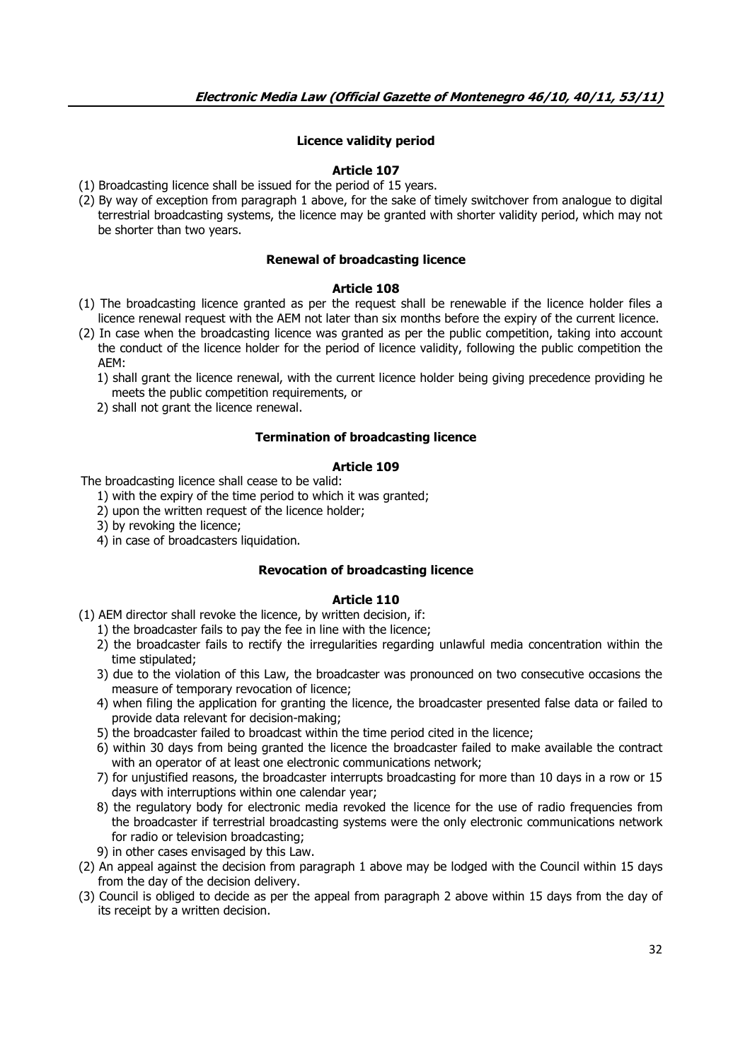### Licence validity period

#### Article 107

(1) Broadcasting licence shall be issued for the period of 15 years.

(2) By way of exception from paragraph 1 above, for the sake of timely switchover from analogue to digital terrestrial broadcasting systems, the licence may be granted with shorter validity period, which may not be shorter than two years.

### Renewal of broadcasting licence

#### Article 108

(1) The broadcasting licence granted as per the request shall be renewable if the licence holder files a licence renewal request with the AEM not later than six months before the expiry of the current licence.

(2) In case when the broadcasting licence was granted as per the public competition, taking into account the conduct of the licence holder for the period of licence validity, following the public competition the AEM:

1) shall grant the licence renewal, with the current licence holder being giving precedence providing he meets the public competition requirements, or
2) shall not grant the licence renewal.

### Termination of broadcasting licence

#### Article 109

The broadcasting licence shall cease to be valid:

1) with the expiry of the time period to which it was granted;
2) upon the written request of the licence holder;
3) by revoking the licence;
4) in case of broadcasters liquidation.

### Revocation of broadcasting licence

#### Article 110

(1) AEM director shall revoke the licence, by written decision, if:

1) the broadcaster fails to pay the fee in line with the licence;
2) the broadcaster fails to rectify the irregularities regarding unlawful media concentration within the time stipulated;
3) due to the violation of this Law, the broadcaster was pronounced on two consecutive occasions the measure of temporary revocation of licence;
4) when filing the application for granting the licence, the broadcaster presented false data or failed to provide data relevant for decision-making;
5) the broadcaster failed to broadcast within the time period cited in the licence;
6) within 30 days from being granted the licence the broadcaster failed to make available the contract with an operator of at least one electronic communications network;
7) for unjustified reasons, the broadcaster interrupts broadcasting for more than 10 days in a row or 15 days with interruptions within one calendar year;
8) the regulatory body for electronic media revoked the licence for the use of radio frequencies from the broadcaster if terrestrial broadcasting systems were the only electronic communications network for radio or television broadcasting;
9) in other cases envisaged by this Law.

(2) An appeal against the decision from paragraph 1 above may be lodged with the Council within 15 days from the day of the decision delivery.

(3) Council is obliged to decide as per the appeal from paragraph 2 above within 15 days from the day of its receipt by a written decision.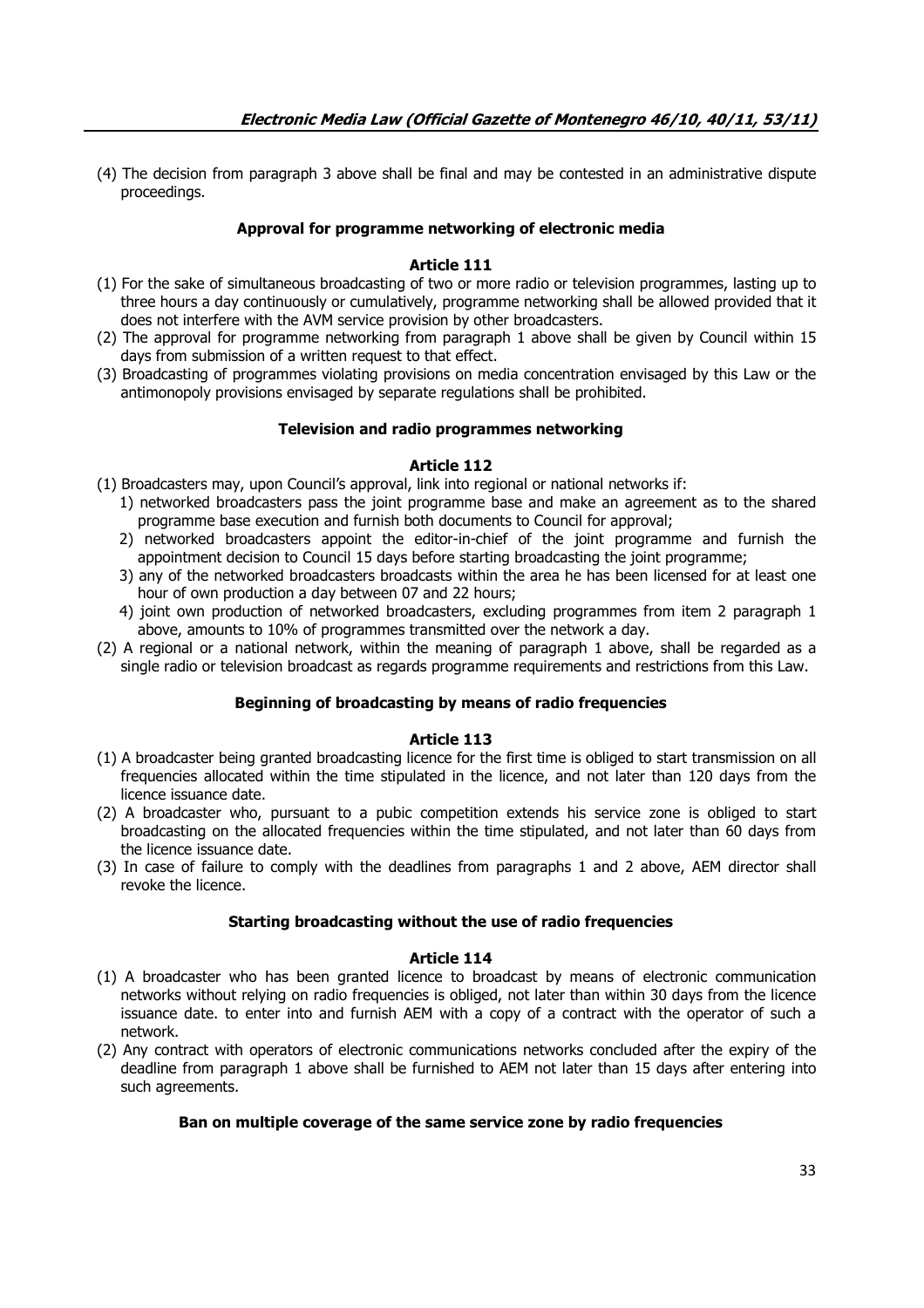(4) The decision from paragraph 3 above shall be final and may be contested in an administrative dispute proceedings.

### Approval for programme networking of electronic media

#### Article 111

(1) For the sake of simultaneous broadcasting of two or more radio or television programmes, lasting up to three hours a day continuously or cumulatively, programme networking shall be allowed provided that it does not interfere with the AVM service provision by other broadcasters.

(2) The approval for programme networking from paragraph 1 above shall be given by Council within 15 days from submission of a written request to that effect.

(3) Broadcasting of programmes violating provisions on media concentration envisaged by this Law or the antimonopoly provisions envisaged by separate regulations shall be prohibited.

### Television and radio programmes networking

#### Article 112

(1) Broadcasters may, upon Council's approval, link into regional or national networks if:

1) networked broadcasters pass the joint programme base and make an agreement as to the shared programme base execution and furnish both documents to Council for approval;
2) networked broadcasters appoint the editor-in-chief of the joint programme and furnish the appointment decision to Council 15 days before starting broadcasting the joint programme;
3) any of the networked broadcasters broadcasts within the area he has been licensed for at least one hour of own production a day between 07 and 22 hours;
4) joint own production of networked broadcasters, excluding programmes from item 2 paragraph 1 above, amounts to 10% of programmes transmitted over the network a day.

(2) A regional or a national network, within the meaning of paragraph 1 above, shall be regarded as a single radio or television broadcast as regards programme requirements and restrictions from this Law.

### Beginning of broadcasting by means of radio frequencies

#### Article 113

(1) A broadcaster being granted broadcasting licence for the first time is obliged to start transmission on all frequencies allocated within the time stipulated in the licence, and not later than 120 days from the licence issuance date.

(2) A broadcaster who, pursuant to a pubic competition extends his service zone is obliged to start broadcasting on the allocated frequencies within the time stipulated, and not later than 60 days from the licence issuance date.

(3) In case of failure to comply with the deadlines from paragraphs 1 and 2 above, AEM director shall revoke the licence.

### Starting broadcasting without the use of radio frequencies

#### Article 114

(1) A broadcaster who has been granted licence to broadcast by means of electronic communication networks without relying on radio frequencies is obliged, not later than within 30 days from the licence issuance date. to enter into and furnish AEM with a copy of a contract with the operator of such a network.

(2) Any contract with operators of electronic communications networks concluded after the expiry of the deadline from paragraph 1 above shall be furnished to AEM not later than 15 days after entering into such agreements.

### Ban on multiple coverage of the same service zone by radio frequencies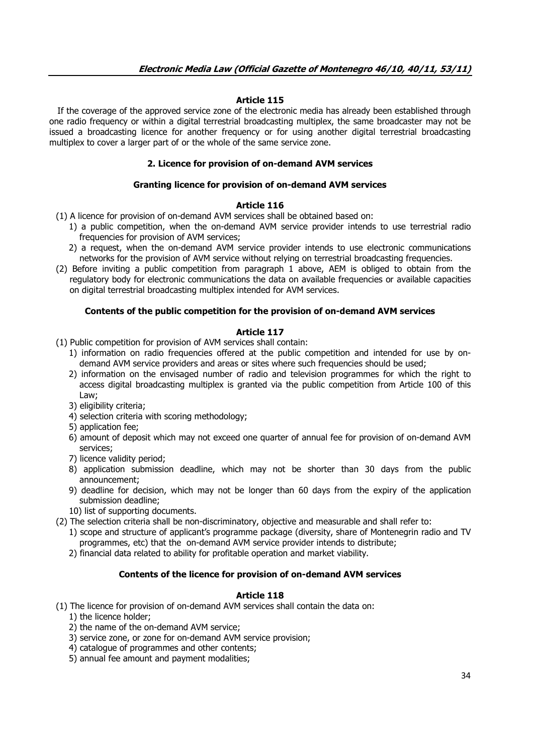#### Article 115

If the coverage of the approved service zone of the electronic media has already been established through one radio frequency or within a digital terrestrial broadcasting multiplex, the same broadcaster may not be issued a broadcasting licence for another frequency or for using another digital terrestrial broadcasting multiplex to cover a larger part of or the whole of the same service zone.

### 2. Licence for provision of on-demand AVM services

#### Granting licence for provision of on-demand AVM services

#### Article 116

(1) A licence for provision of on-demand AVM services shall be obtained based on:
   1) a public competition, when the on-demand AVM service provider intends to use terrestrial radio frequencies for provision of AVM services;
   2) a request, when the on-demand AVM service provider intends to use electronic communications networks for the provision of AVM service without relying on terrestrial broadcasting frequencies.

(2) Before inviting a public competition from paragraph 1 above, AEM is obliged to obtain from the regulatory body for electronic communications the data on available frequencies or available capacities on digital terrestrial broadcasting multiplex intended for AVM services.

#### Contents of the public competition for the provision of on-demand AVM services

#### Article 117

(1) Public competition for provision of AVM services shall contain:
   1) information on radio frequencies offered at the public competition and intended for use by on-demand AVM service providers and areas or sites where such frequencies should be used;
   2) information on the envisaged number of radio and television programmes for which the right to access digital broadcasting multiplex is granted via the public competition from Article 100 of this Law;
   3) eligibility criteria;
   4) selection criteria with scoring methodology;
   5) application fee;
   6) amount of deposit which may not exceed one quarter of annual fee for provision of on-demand AVM services;
   7) licence validity period;
   8) application submission deadline, which may not be shorter than 30 days from the public announcement;
   9) deadline for decision, which may not be longer than 60 days from the expiry of the application submission deadline;
   10) list of supporting documents.

(2) The selection criteria shall be non-discriminatory, objective and measurable and shall refer to:
   1) scope and structure of applicant's programme package (diversity, share of Montenegrin radio and TV programmes, etc) that the on-demand AVM service provider intends to distribute;
   2) financial data related to ability for profitable operation and market viability.

#### Contents of the licence for provision of on-demand AVM services

#### Article 118

(1) The licence for provision of on-demand AVM services shall contain the data on:
   1) the licence holder;
   2) the name of the on-demand AVM service;
   3) service zone, or zone for on-demand AVM service provision;
   4) catalogue of programmes and other contents;
   5) annual fee amount and payment modalities;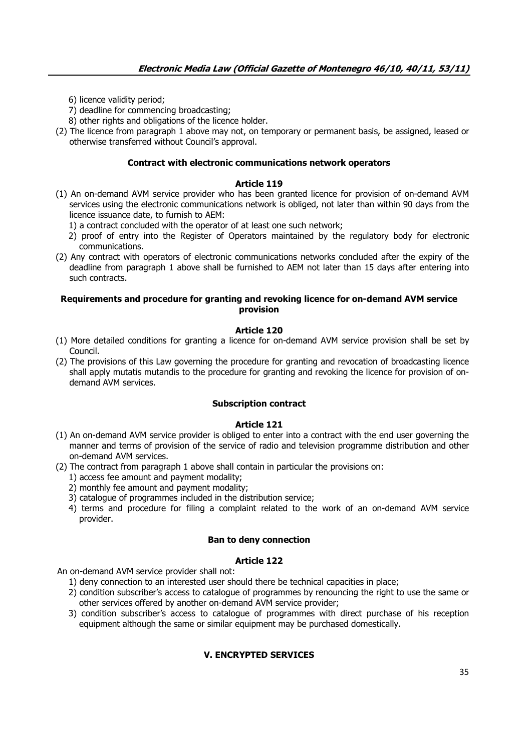6) licence validity period;
7) deadline for commencing broadcasting;
8) other rights and obligations of the licence holder.

(2) The licence from paragraph 1 above may not, on temporary or permanent basis, be assigned, leased or otherwise transferred without Council's approval.

### Contract with electronic communications network operators

#### Article 119

(1) An on-demand AVM service provider who has been granted licence for provision of on-demand AVM services using the electronic communications network is obliged, not later than within 90 days from the licence issuance date, to furnish to AEM:
1) a contract concluded with the operator of at least one such network;
2) proof of entry into the Register of Operators maintained by the regulatory body for electronic communications.

(2) Any contract with operators of electronic communications networks concluded after the expiry of the deadline from paragraph 1 above shall be furnished to AEM not later than 15 days after entering into such contracts.

### Requirements and procedure for granting and revoking licence for on-demand AVM service provision

#### Article 120

(1) More detailed conditions for granting a licence for on-demand AVM service provision shall be set by Council.

(2) The provisions of this Law governing the procedure for granting and revocation of broadcasting licence shall apply mutatis mutandis to the procedure for granting and revoking the licence for provision of on-demand AVM services.

### Subscription contract

#### Article 121

(1) An on-demand AVM service provider is obliged to enter into a contract with the end user governing the manner and terms of provision of the service of radio and television programme distribution and other on-demand AVM services.

(2) The contract from paragraph 1 above shall contain in particular the provisions on:
1) access fee amount and payment modality;
2) monthly fee amount and payment modality;
3) catalogue of programmes included in the distribution service;
4) terms and procedure for filing a complaint related to the work of an on-demand AVM service provider.

### Ban to deny connection

#### Article 122

An on-demand AVM service provider shall not:
1) deny connection to an interested user should there be technical capacities in place;
2) condition subscriber's access to catalogue of programmes by renouncing the right to use the same or other services offered by another on-demand AVM service provider;
3) condition subscriber's access to catalogue of programmes with direct purchase of his reception equipment although the same or similar equipment may be purchased domestically.

## V. ENCRYPTED SERVICES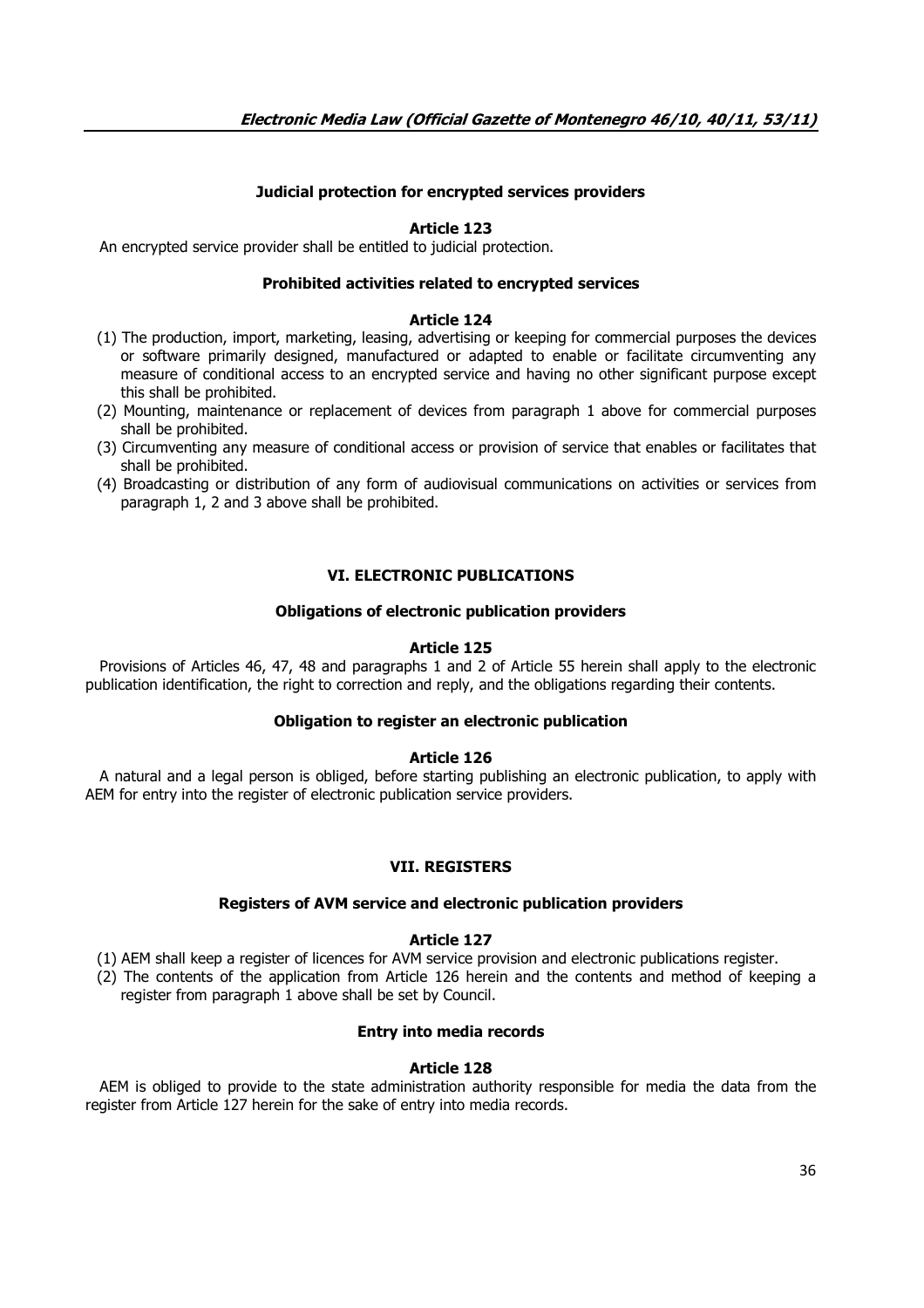**Judicial protection for encrypted services providers**

**Article 123**

An encrypted service provider shall be entitled to judicial protection.

**Prohibited activities related to encrypted services**

**Article 124**

(1) The production, import, marketing, leasing, advertising or keeping for commercial purposes the devices or software primarily designed, manufactured or adapted to enable or facilitate circumventing any measure of conditional access to an encrypted service and having no other significant purpose except this shall be prohibited.

(2) Mounting, maintenance or replacement of devices from paragraph 1 above for commercial purposes shall be prohibited.

(3) Circumventing any measure of conditional access or provision of service that enables or facilitates that shall be prohibited.

(4) Broadcasting or distribution of any form of audiovisual communications on activities or services from paragraph 1, 2 and 3 above shall be prohibited.

## VI. ELECTRONIC PUBLICATIONS

**Obligations of electronic publication providers**

**Article 125**

Provisions of Articles 46, 47, 48 and paragraphs 1 and 2 of Article 55 herein shall apply to the electronic publication identification, the right to correction and reply, and the obligations regarding their contents.

**Obligation to register an electronic publication**

**Article 126**

A natural and a legal person is obliged, before starting publishing an electronic publication, to apply with AEM for entry into the register of electronic publication service providers.

## VII. REGISTERS

**Registers of AVM service and electronic publication providers**

**Article 127**

(1) AEM shall keep a register of licences for AVM service provision and electronic publications register.

(2) The contents of the application from Article 126 herein and the contents and method of keeping a register from paragraph 1 above shall be set by Council.

**Entry into media records**

**Article 128**

AEM is obliged to provide to the state administration authority responsible for media the data from the register from Article 127 herein for the sake of entry into media records.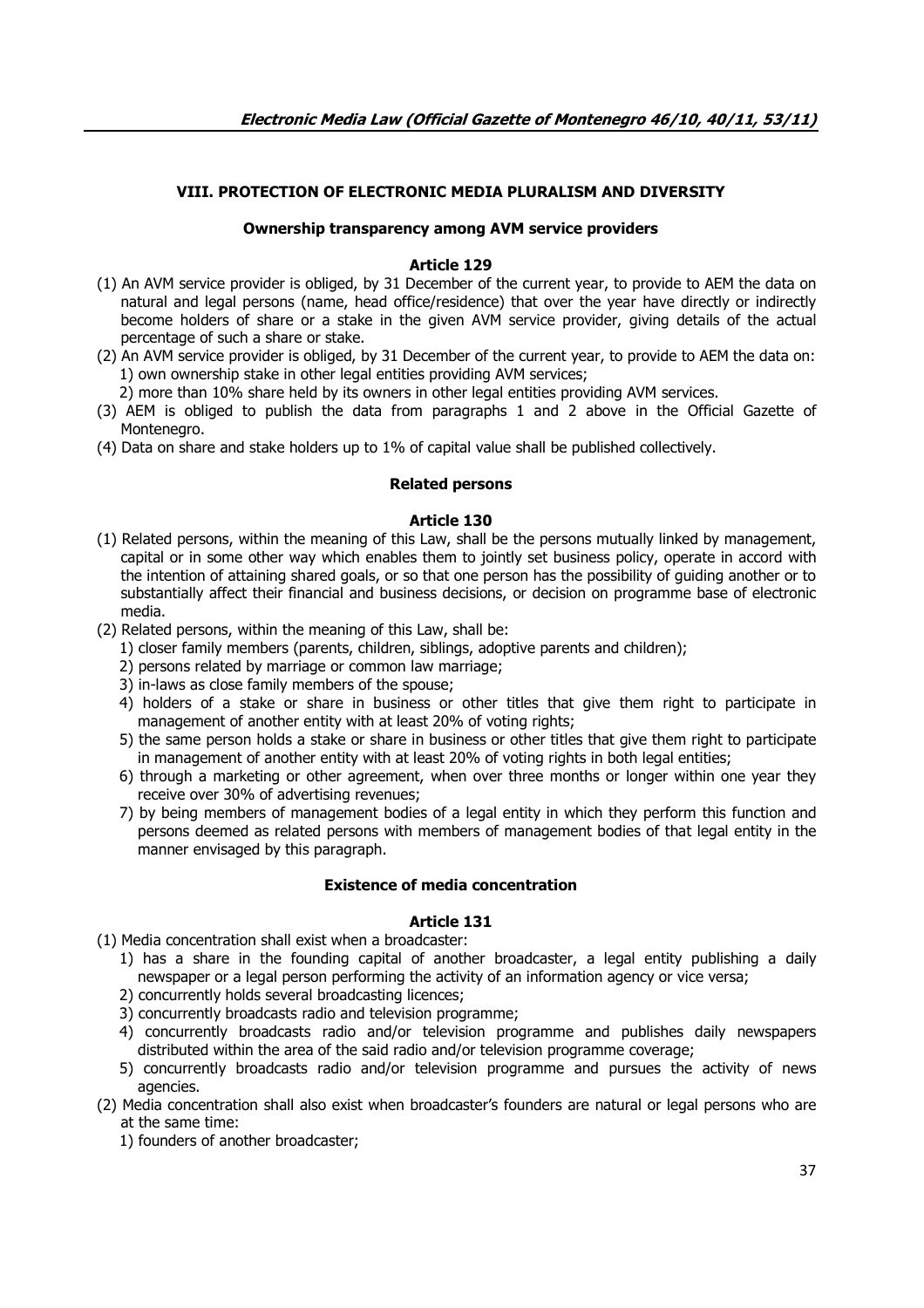## VIII. PROTECTION OF ELECTRONIC MEDIA PLURALISM AND DIVERSITY

### Ownership transparency among AVM service providers

#### Article 129

(1) An AVM service provider is obliged, by 31 December of the current year, to provide to AEM the data on natural and legal persons (name, head office/residence) that over the year have directly or indirectly become holders of share or a stake in the given AVM service provider, giving details of the actual percentage of such a share or stake.

(2) An AVM service provider is obliged, by 31 December of the current year, to provide to AEM the data on:
   1) own ownership stake in other legal entities providing AVM services;
   2) more than 10% share held by its owners in other legal entities providing AVM services.

(3) AEM is obliged to publish the data from paragraphs 1 and 2 above in the Official Gazette of Montenegro.

(4) Data on share and stake holders up to 1% of capital value shall be published collectively.

### Related persons

#### Article 130

(1) Related persons, within the meaning of this Law, shall be the persons mutually linked by management, capital or in some other way which enables them to jointly set business policy, operate in accord with the intention of attaining shared goals, or so that one person has the possibility of guiding another or to substantially affect their financial and business decisions, or decision on programme base of electronic media.

(2) Related persons, within the meaning of this Law, shall be:
   1) closer family members (parents, children, siblings, adoptive parents and children);
   2) persons related by marriage or common law marriage;
   3) in-laws as close family members of the spouse;
   4) holders of a stake or share in business or other titles that give them right to participate in management of another entity with at least 20% of voting rights;
   5) the same person holds a stake or share in business or other titles that give them right to participate in management of another entity with at least 20% of voting rights in both legal entities;
   6) through a marketing or other agreement, when over three months or longer within one year they receive over 30% of advertising revenues;
   7) by being members of management bodies of a legal entity in which they perform this function and persons deemed as related persons with members of management bodies of that legal entity in the manner envisaged by this paragraph.

### Existence of media concentration

#### Article 131

(1) Media concentration shall exist when a broadcaster:
   1) has a share in the founding capital of another broadcaster, a legal entity publishing a daily newspaper or a legal person performing the activity of an information agency or vice versa;
   2) concurrently holds several broadcasting licences;
   3) concurrently broadcasts radio and television programme;
   4) concurrently broadcasts radio and/or television programme and publishes daily newspapers distributed within the area of the said radio and/or television programme coverage;
   5) concurrently broadcasts radio and/or television programme and pursues the activity of news agencies.

(2) Media concentration shall also exist when broadcaster's founders are natural or legal persons who are at the same time:
   1) founders of another broadcaster;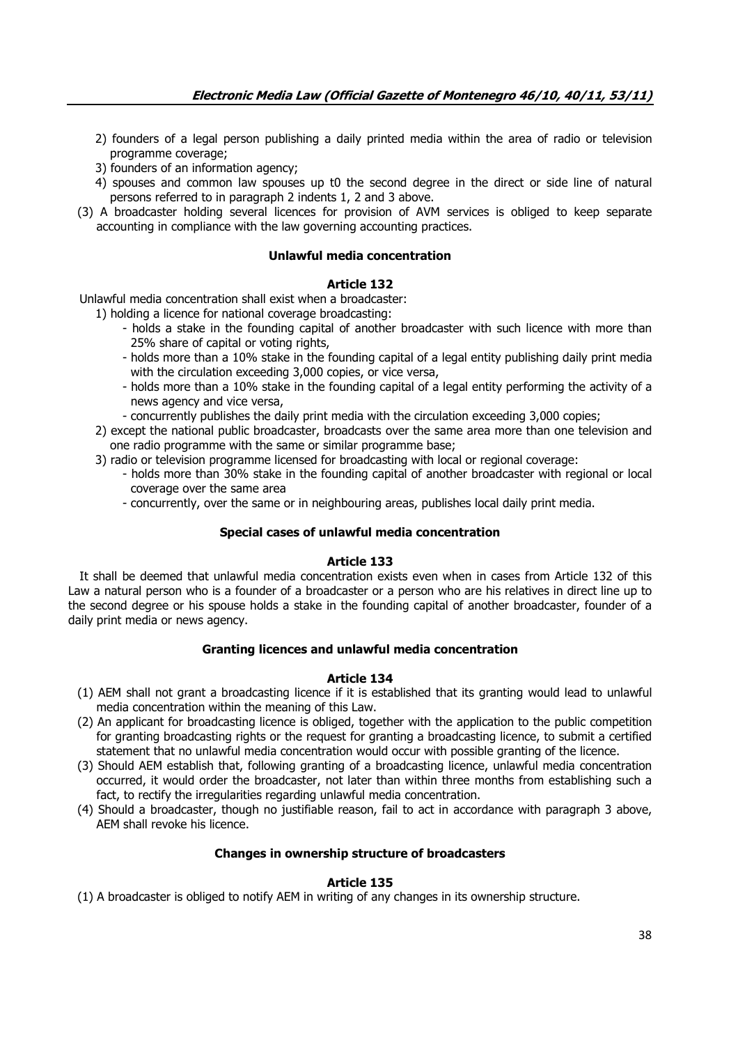2) founders of a legal person publishing a daily printed media within the area of radio or television programme coverage;

3) founders of an information agency;

4) spouses and common law spouses up t0 the second degree in the direct or side line of natural persons referred to in paragraph 2 indents 1, 2 and 3 above.

(3) A broadcaster holding several licences for provision of AVM services is obliged to keep separate accounting in compliance with the law governing accounting practices.

#### Unlawful media concentration

#### Article 132

Unlawful media concentration shall exist when a broadcaster:

1) holding a licence for national coverage broadcasting:
   - holds a stake in the founding capital of another broadcaster with such licence with more than 25% share of capital or voting rights,
   - holds more than a 10% stake in the founding capital of a legal entity publishing daily print media with the circulation exceeding 3,000 copies, or vice versa,
   - holds more than a 10% stake in the founding capital of a legal entity performing the activity of a news agency and vice versa,
   - concurrently publishes the daily print media with the circulation exceeding 3,000 copies;

2) except the national public broadcaster, broadcasts over the same area more than one television and one radio programme with the same or similar programme base;

3) radio or television programme licensed for broadcasting with local or regional coverage:
   - holds more than 30% stake in the founding capital of another broadcaster with regional or local coverage over the same area
   - concurrently, over the same or in neighbouring areas, publishes local daily print media.

#### Special cases of unlawful media concentration

#### Article 133

It shall be deemed that unlawful media concentration exists even when in cases from Article 132 of this Law a natural person who is a founder of a broadcaster or a person who are his relatives in direct line up to the second degree or his spouse holds a stake in the founding capital of another broadcaster, founder of a daily print media or news agency.

#### Granting licences and unlawful media concentration

#### Article 134

(1) AEM shall not grant a broadcasting licence if it is established that its granting would lead to unlawful media concentration within the meaning of this Law.

(2) An applicant for broadcasting licence is obliged, together with the application to the public competition for granting broadcasting rights or the request for granting a broadcasting licence, to submit a certified statement that no unlawful media concentration would occur with possible granting of the licence.

(3) Should AEM establish that, following granting of a broadcasting licence, unlawful media concentration occurred, it would order the broadcaster, not later than within three months from establishing such a fact, to rectify the irregularities regarding unlawful media concentration.

(4) Should a broadcaster, though no justifiable reason, fail to act in accordance with paragraph 3 above, AEM shall revoke his licence.

#### Changes in ownership structure of broadcasters

#### Article 135

(1) A broadcaster is obliged to notify AEM in writing of any changes in its ownership structure.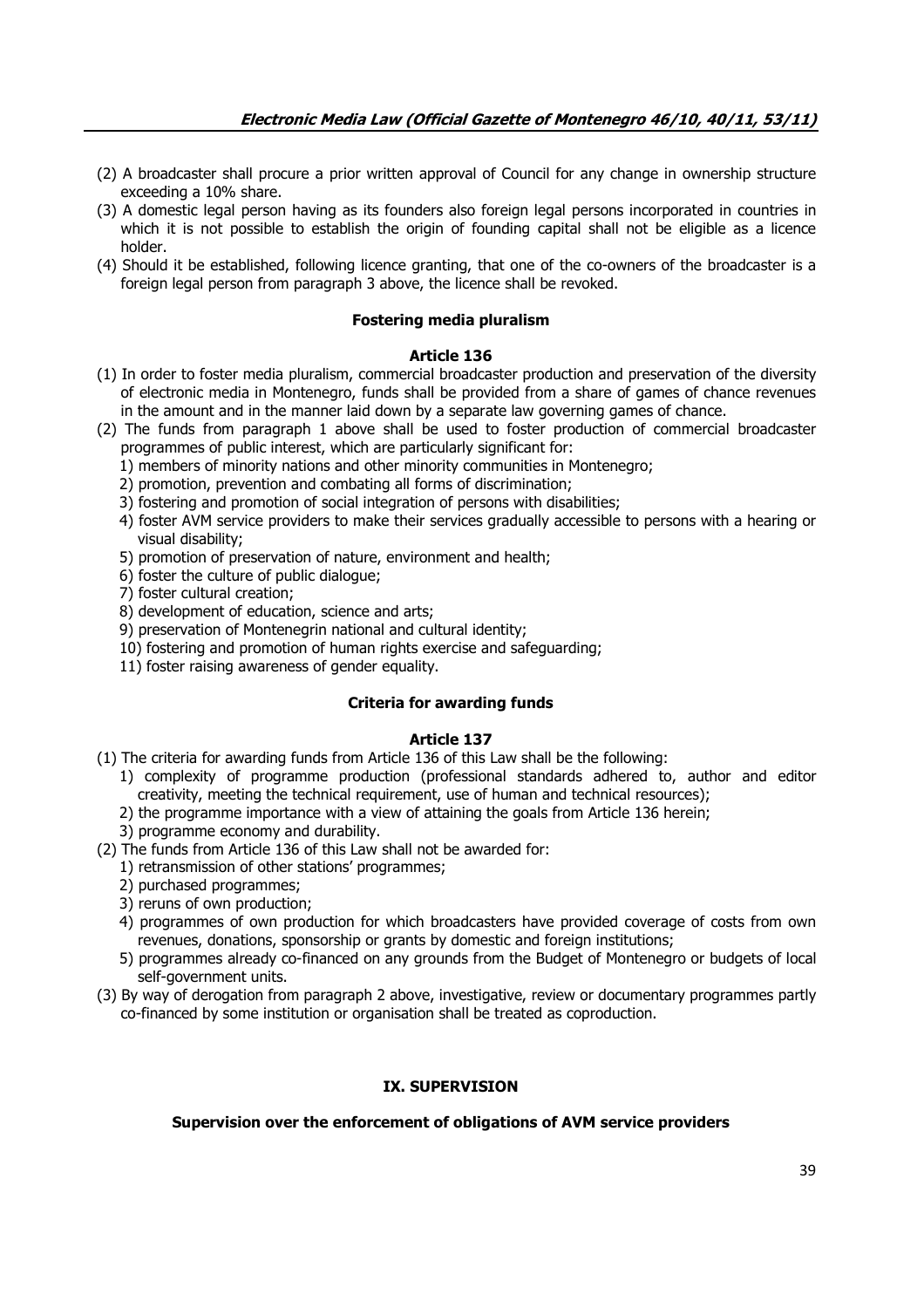(2) A broadcaster shall procure a prior written approval of Council for any change in ownership structure exceeding a 10% share.

(3) A domestic legal person having as its founders also foreign legal persons incorporated in countries in which it is not possible to establish the origin of founding capital shall not be eligible as a licence holder.

(4) Should it be established, following licence granting, that one of the co-owners of the broadcaster is a foreign legal person from paragraph 3 above, the licence shall be revoked.

#### Fostering media pluralism

#### Article 136

(1) In order to foster media pluralism, commercial broadcaster production and preservation of the diversity of electronic media in Montenegro, funds shall be provided from a share of games of chance revenues in the amount and in the manner laid down by a separate law governing games of chance.

(2) The funds from paragraph 1 above shall be used to foster production of commercial broadcaster programmes of public interest, which are particularly significant for:

1) members of minority nations and other minority communities in Montenegro;
2) promotion, prevention and combating all forms of discrimination;
3) fostering and promotion of social integration of persons with disabilities;
4) foster AVM service providers to make their services gradually accessible to persons with a hearing or visual disability;
5) promotion of preservation of nature, environment and health;
6) foster the culture of public dialogue;
7) foster cultural creation;
8) development of education, science and arts;
9) preservation of Montenegrin national and cultural identity;
10) fostering and promotion of human rights exercise and safeguarding;
11) foster raising awareness of gender equality.

#### Criteria for awarding funds

#### Article 137

(1) The criteria for awarding funds from Article 136 of this Law shall be the following:

1) complexity of programme production (professional standards adhered to, author and editor creativity, meeting the technical requirement, use of human and technical resources);
2) the programme importance with a view of attaining the goals from Article 136 herein;
3) programme economy and durability.

(2) The funds from Article 136 of this Law shall not be awarded for:

1) retransmission of other stations' programmes;
2) purchased programmes;
3) reruns of own production;
4) programmes of own production for which broadcasters have provided coverage of costs from own revenues, donations, sponsorship or grants by domestic and foreign institutions;
5) programmes already co-financed on any grounds from the Budget of Montenegro or budgets of local self-government units.

(3) By way of derogation from paragraph 2 above, investigative, review or documentary programmes partly co-financed by some institution or organisation shall be treated as coproduction.

### IX. SUPERVISION

#### Supervision over the enforcement of obligations of AVM service providers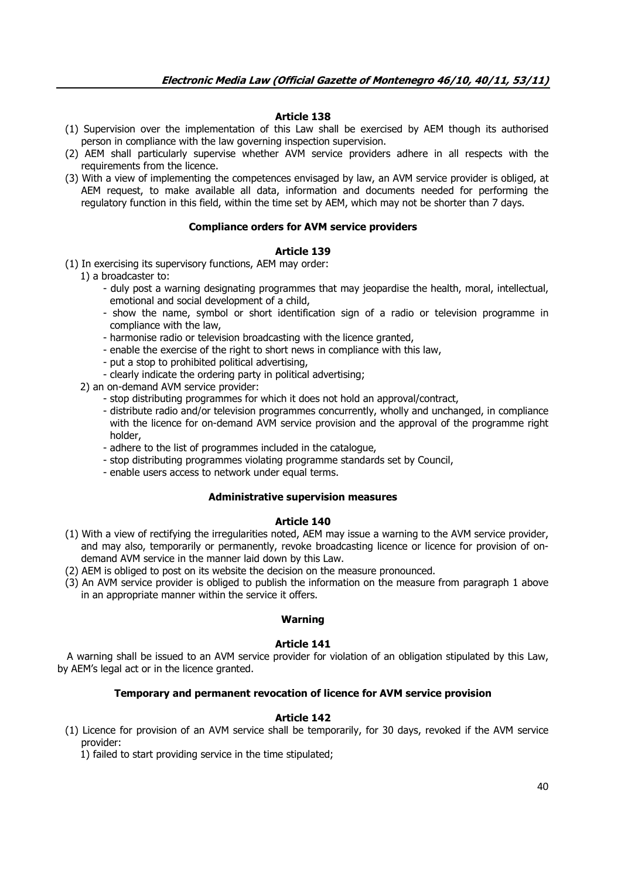### Article 138

(1) Supervision over the implementation of this Law shall be exercised by AEM though its authorised person in compliance with the law governing inspection supervision.

(2) AEM shall particularly supervise whether AVM service providers adhere in all respects with the requirements from the licence.

(3) With a view of implementing the competences envisaged by law, an AVM service provider is obliged, at AEM request, to make available all data, information and documents needed for performing the regulatory function in this field, within the time set by AEM, which may not be shorter than 7 days.

### Compliance orders for AVM service providers

### Article 139

(1) In exercising its supervisory functions, AEM may order:

1) a broadcaster to:
   - duly post a warning designating programmes that may jeopardise the health, moral, intellectual, emotional and social development of a child,
   - show the name, symbol or short identification sign of a radio or television programme in compliance with the law,
   - harmonise radio or television broadcasting with the licence granted,
   - enable the exercise of the right to short news in compliance with this law,
   - put a stop to prohibited political advertising,
   - clearly indicate the ordering party in political advertising;

2) an on-demand AVM service provider:
   - stop distributing programmes for which it does not hold an approval/contract,
   - distribute radio and/or television programmes concurrently, wholly and unchanged, in compliance with the licence for on-demand AVM service provision and the approval of the programme right holder,
   - adhere to the list of programmes included in the catalogue,
   - stop distributing programmes violating programme standards set by Council,
   - enable users access to network under equal terms.

### Administrative supervision measures

### Article 140

(1) With a view of rectifying the irregularities noted, AEM may issue a warning to the AVM service provider, and may also, temporarily or permanently, revoke broadcasting licence or licence for provision of on-demand AVM service in the manner laid down by this Law.

(2) AEM is obliged to post on its website the decision on the measure pronounced.

(3) An AVM service provider is obliged to publish the information on the measure from paragraph 1 above in an appropriate manner within the service it offers.

### Warning

### Article 141

A warning shall be issued to an AVM service provider for violation of an obligation stipulated by this Law, by AEM's legal act or in the licence granted.

### Temporary and permanent revocation of licence for AVM service provision

### Article 142

(1) Licence for provision of an AVM service shall be temporarily, for 30 days, revoked if the AVM service provider:

1) failed to start providing service in the time stipulated;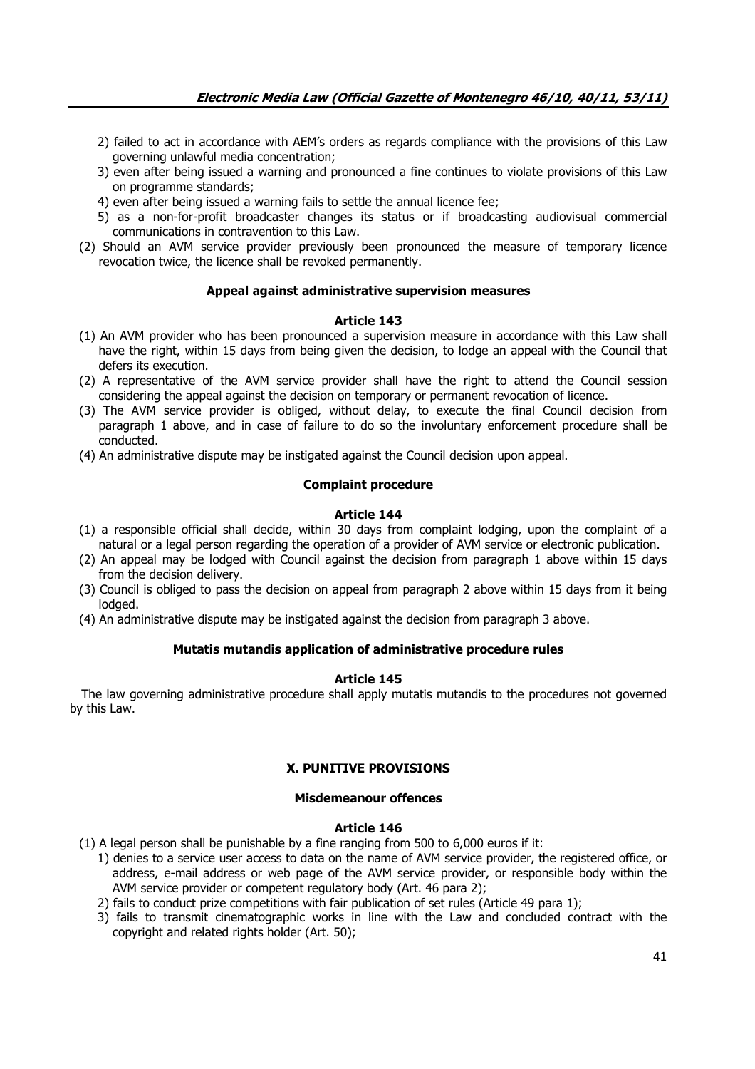2) failed to act in accordance with AEM's orders as regards compliance with the provisions of this Law governing unlawful media concentration;

3) even after being issued a warning and pronounced a fine continues to violate provisions of this Law on programme standards;

4) even after being issued a warning fails to settle the annual licence fee;

5) as a non-for-profit broadcaster changes its status or if broadcasting audiovisual commercial communications in contravention to this Law.

(2) Should an AVM service provider previously been pronounced the measure of temporary licence revocation twice, the licence shall be revoked permanently.

**Appeal against administrative supervision measures**

**Article 143**

(1) An AVM provider who has been pronounced a supervision measure in accordance with this Law shall have the right, within 15 days from being given the decision, to lodge an appeal with the Council that defers its execution.

(2) A representative of the AVM service provider shall have the right to attend the Council session considering the appeal against the decision on temporary or permanent revocation of licence.

(3) The AVM service provider is obliged, without delay, to execute the final Council decision from paragraph 1 above, and in case of failure to do so the involuntary enforcement procedure shall be conducted.

(4) An administrative dispute may be instigated against the Council decision upon appeal.

**Complaint procedure**

**Article 144**

(1) a responsible official shall decide, within 30 days from complaint lodging, upon the complaint of a natural or a legal person regarding the operation of a provider of AVM service or electronic publication.

(2) An appeal may be lodged with Council against the decision from paragraph 1 above within 15 days from the decision delivery.

(3) Council is obliged to pass the decision on appeal from paragraph 2 above within 15 days from it being lodged.

(4) An administrative dispute may be instigated against the decision from paragraph 3 above.

**Mutatis mutandis application of administrative procedure rules**

**Article 145**

The law governing administrative procedure shall apply mutatis mutandis to the procedures not governed by this Law.

## X. PUNITIVE PROVISIONS

**Misdemeanour offences**

**Article 146**

(1) A legal person shall be punishable by a fine ranging from 500 to 6,000 euros if it:

1) denies to a service user access to data on the name of AVM service provider, the registered office, or address, e-mail address or web page of the AVM service provider, or responsible body within the AVM service provider or competent regulatory body (Art. 46 para 2);

2) fails to conduct prize competitions with fair publication of set rules (Article 49 para 1);

3) fails to transmit cinematographic works in line with the Law and concluded contract with the copyright and related rights holder (Art. 50);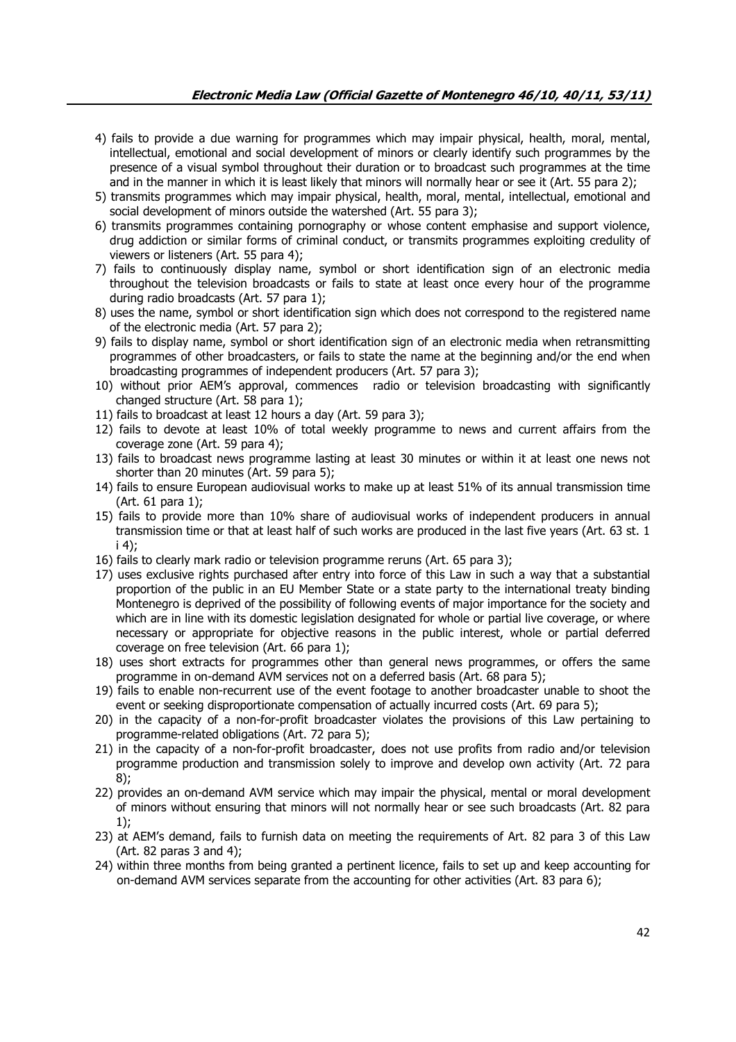4) fails to provide a due warning for programmes which may impair physical, health, moral, mental, intellectual, emotional and social development of minors or clearly identify such programmes by the presence of a visual symbol throughout their duration or to broadcast such programmes at the time and in the manner in which it is least likely that minors will normally hear or see it (Art. 55 para 2);
5) transmits programmes which may impair physical, health, moral, mental, intellectual, emotional and social development of minors outside the watershed (Art. 55 para 3);
6) transmits programmes containing pornography or whose content emphasise and support violence, drug addiction or similar forms of criminal conduct, or transmits programmes exploiting credulity of viewers or listeners (Art. 55 para 4);
7) fails to continuously display name, symbol or short identification sign of an electronic media throughout the television broadcasts or fails to state at least once every hour of the programme during radio broadcasts (Art. 57 para 1);
8) uses the name, symbol or short identification sign which does not correspond to the registered name of the electronic media (Art. 57 para 2);
9) fails to display name, symbol or short identification sign of an electronic media when retransmitting programmes of other broadcasters, or fails to state the name at the beginning and/or the end when broadcasting programmes of independent producers (Art. 57 para 3);
10) without prior AEM's approval, commences radio or television broadcasting with significantly changed structure (Art. 58 para 1);
11) fails to broadcast at least 12 hours a day (Art. 59 para 3);
12) fails to devote at least 10% of total weekly programme to news and current affairs from the coverage zone (Art. 59 para 4);
13) fails to broadcast news programme lasting at least 30 minutes or within it at least one news not shorter than 20 minutes (Art. 59 para 5);
14) fails to ensure European audiovisual works to make up at least 51% of its annual transmission time (Art. 61 para 1);
15) fails to provide more than 10% share of audiovisual works of independent producers in annual transmission time or that at least half of such works are produced in the last five years (Art. 63 st. 1 i 4);
16) fails to clearly mark radio or television programme reruns (Art. 65 para 3);
17) uses exclusive rights purchased after entry into force of this Law in such a way that a substantial proportion of the public in an EU Member State or a state party to the international treaty binding Montenegro is deprived of the possibility of following events of major importance for the society and which are in line with its domestic legislation designated for whole or partial live coverage, or where necessary or appropriate for objective reasons in the public interest, whole or partial deferred coverage on free television (Art. 66 para 1);
18) uses short extracts for programmes other than general news programmes, or offers the same programme in on-demand AVM services not on a deferred basis (Art. 68 para 5);
19) fails to enable non-recurrent use of the event footage to another broadcaster unable to shoot the event or seeking disproportionate compensation of actually incurred costs (Art. 69 para 5);
20) in the capacity of a non-for-profit broadcaster violates the provisions of this Law pertaining to programme-related obligations (Art. 72 para 5);
21) in the capacity of a non-for-profit broadcaster, does not use profits from radio and/or television programme production and transmission solely to improve and develop own activity (Art. 72 para 8);
22) provides an on-demand AVM service which may impair the physical, mental or moral development of minors without ensuring that minors will not normally hear or see such broadcasts (Art. 82 para 1);
23) at AEM's demand, fails to furnish data on meeting the requirements of Art. 82 para 3 of this Law (Art. 82 paras 3 and 4);
24) within three months from being granted a pertinent licence, fails to set up and keep accounting for on-demand AVM services separate from the accounting for other activities (Art. 83 para 6);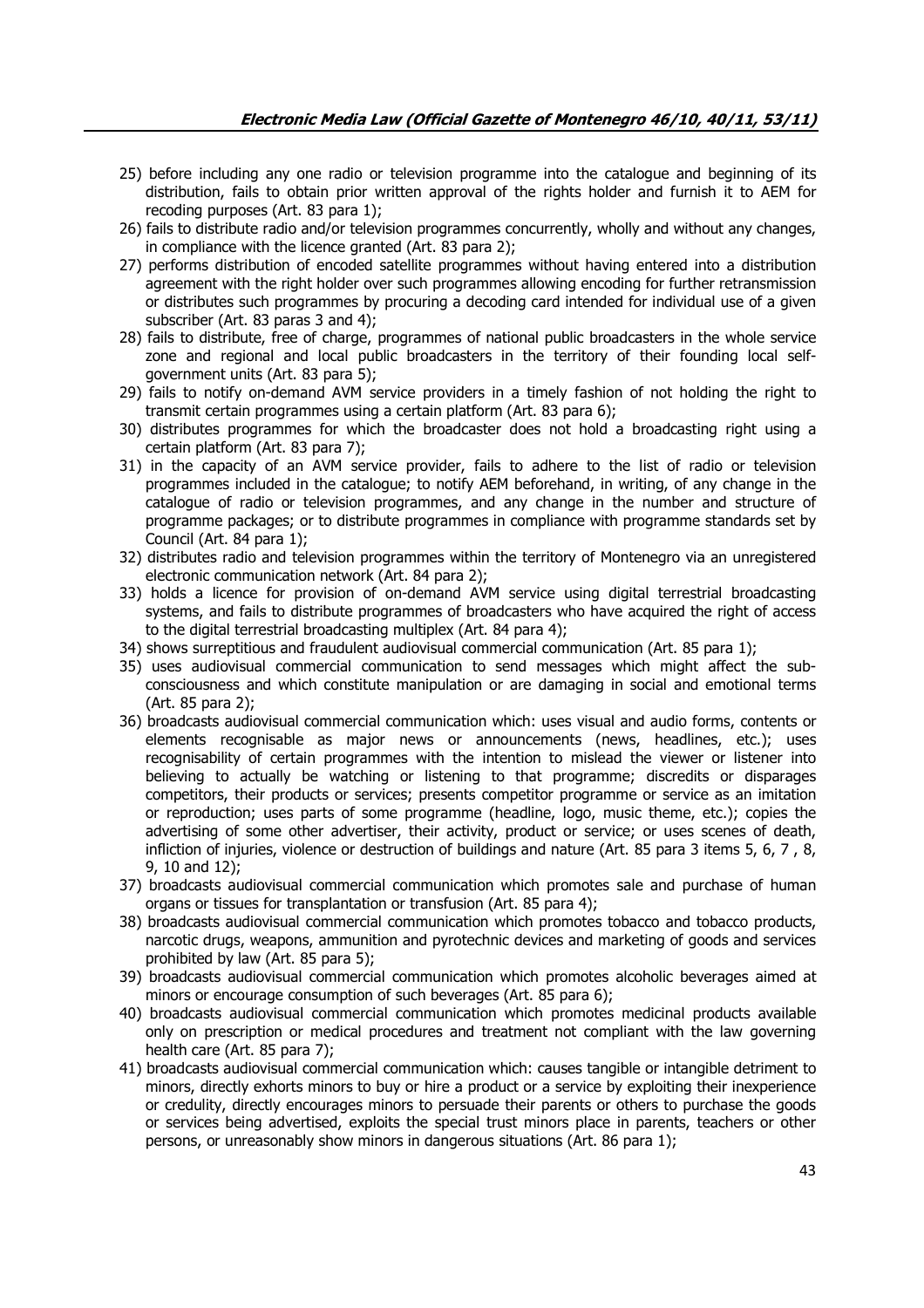25) before including any one radio or television programme into the catalogue and beginning of its distribution, fails to obtain prior written approval of the rights holder and furnish it to AEM for recoding purposes (Art. 83 para 1);
26) fails to distribute radio and/or television programmes concurrently, wholly and without any changes, in compliance with the licence granted (Art. 83 para 2);
27) performs distribution of encoded satellite programmes without having entered into a distribution agreement with the right holder over such programmes allowing encoding for further retransmission or distributes such programmes by procuring a decoding card intended for individual use of a given subscriber (Art. 83 paras 3 and 4);
28) fails to distribute, free of charge, programmes of national public broadcasters in the whole service zone and regional and local public broadcasters in the territory of their founding local self-government units (Art. 83 para 5);
29) fails to notify on-demand AVM service providers in a timely fashion of not holding the right to transmit certain programmes using a certain platform (Art. 83 para 6);
30) distributes programmes for which the broadcaster does not hold a broadcasting right using a certain platform (Art. 83 para 7);
31) in the capacity of an AVM service provider, fails to adhere to the list of radio or television programmes included in the catalogue; to notify AEM beforehand, in writing, of any change in the catalogue of radio or television programmes, and any change in the number and structure of programme packages; or to distribute programmes in compliance with programme standards set by Council (Art. 84 para 1);
32) distributes radio and television programmes within the territory of Montenegro via an unregistered electronic communication network (Art. 84 para 2);
33) holds a licence for provision of on-demand AVM service using digital terrestrial broadcasting systems, and fails to distribute programmes of broadcasters who have acquired the right of access to the digital terrestrial broadcasting multiplex (Art. 84 para 4);
34) shows surreptitious and fraudulent audiovisual commercial communication (Art. 85 para 1);
35) uses audiovisual commercial communication to send messages which might affect the sub-consciousness and which constitute manipulation or are damaging in social and emotional terms (Art. 85 para 2);
36) broadcasts audiovisual commercial communication which: uses visual and audio forms, contents or elements recognisable as major news or announcements (news, headlines, etc.); uses recognisability of certain programmes with the intention to mislead the viewer or listener into believing to actually be watching or listening to that programme; discredits or disparages competitors, their products or services; presents competitor programme or service as an imitation or reproduction; uses parts of some programme (headline, logo, music theme, etc.); copies the advertising of some other advertiser, their activity, product or service; or uses scenes of death, infliction of injuries, violence or destruction of buildings and nature (Art. 85 para 3 items 5, 6, 7 , 8, 9, 10 and 12);
37) broadcasts audiovisual commercial communication which promotes sale and purchase of human organs or tissues for transplantation or transfusion (Art. 85 para 4);
38) broadcasts audiovisual commercial communication which promotes tobacco and tobacco products, narcotic drugs, weapons, ammunition and pyrotechnic devices and marketing of goods and services prohibited by law (Art. 85 para 5);
39) broadcasts audiovisual commercial communication which promotes alcoholic beverages aimed at minors or encourage consumption of such beverages (Art. 85 para 6);
40) broadcasts audiovisual commercial communication which promotes medicinal products available only on prescription or medical procedures and treatment not compliant with the law governing health care (Art. 85 para 7);
41) broadcasts audiovisual commercial communication which: causes tangible or intangible detriment to minors, directly exhorts minors to buy or hire a product or a service by exploiting their inexperience or credulity, directly encourages minors to persuade their parents or others to purchase the goods or services being advertised, exploits the special trust minors place in parents, teachers or other persons, or unreasonably show minors in dangerous situations (Art. 86 para 1);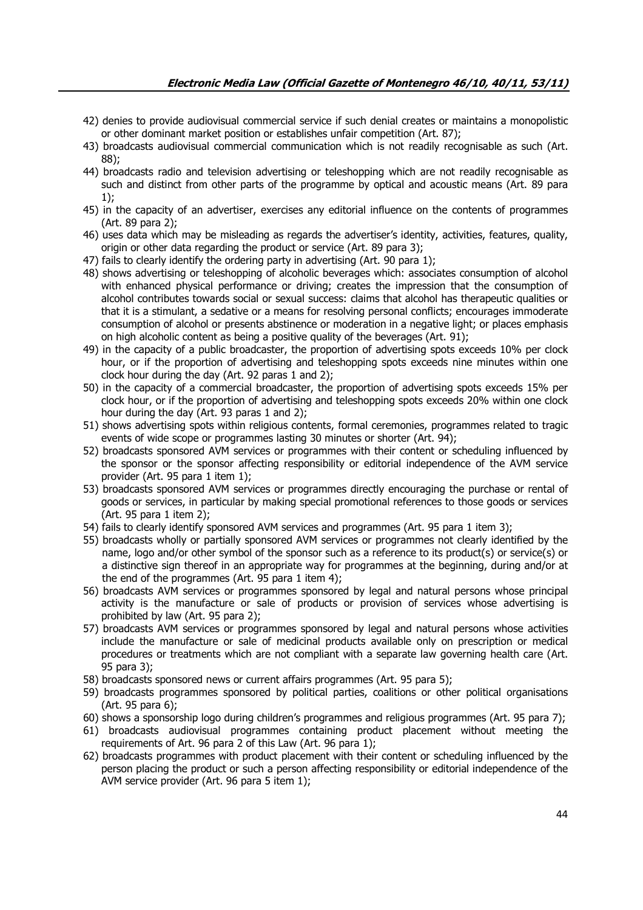42) denies to provide audiovisual commercial service if such denial creates or maintains a monopolistic or other dominant market position or establishes unfair competition (Art. 87);

43) broadcasts audiovisual commercial communication which is not readily recognisable as such (Art. 88);

44) broadcasts radio and television advertising or teleshopping which are not readily recognisable as such and distinct from other parts of the programme by optical and acoustic means (Art. 89 para 1);

45) in the capacity of an advertiser, exercises any editorial influence on the contents of programmes (Art. 89 para 2);

46) uses data which may be misleading as regards the advertiser's identity, activities, features, quality, origin or other data regarding the product or service (Art. 89 para 3);

47) fails to clearly identify the ordering party in advertising (Art. 90 para 1);

48) shows advertising or teleshopping of alcoholic beverages which: associates consumption of alcohol with enhanced physical performance or driving; creates the impression that the consumption of alcohol contributes towards social or sexual success: claims that alcohol has therapeutic qualities or that it is a stimulant, a sedative or a means for resolving personal conflicts; encourages immoderate consumption of alcohol or presents abstinence or moderation in a negative light; or places emphasis on high alcoholic content as being a positive quality of the beverages (Art. 91);

49) in the capacity of a public broadcaster, the proportion of advertising spots exceeds 10% per clock hour, or if the proportion of advertising and teleshopping spots exceeds nine minutes within one clock hour during the day (Art. 92 paras 1 and 2);

50) in the capacity of a commercial broadcaster, the proportion of advertising spots exceeds 15% per clock hour, or if the proportion of advertising and teleshopping spots exceeds 20% within one clock hour during the day (Art. 93 paras 1 and 2);

51) shows advertising spots within religious contents, formal ceremonies, programmes related to tragic events of wide scope or programmes lasting 30 minutes or shorter (Art. 94);

52) broadcasts sponsored AVM services or programmes with their content or scheduling influenced by the sponsor or the sponsor affecting responsibility or editorial independence of the AVM service provider (Art. 95 para 1 item 1);

53) broadcasts sponsored AVM services or programmes directly encouraging the purchase or rental of goods or services, in particular by making special promotional references to those goods or services (Art. 95 para 1 item 2);

54) fails to clearly identify sponsored AVM services and programmes (Art. 95 para 1 item 3);

55) broadcasts wholly or partially sponsored AVM services or programmes not clearly identified by the name, logo and/or other symbol of the sponsor such as a reference to its product(s) or service(s) or a distinctive sign thereof in an appropriate way for programmes at the beginning, during and/or at the end of the programmes (Art. 95 para 1 item 4);

56) broadcasts AVM services or programmes sponsored by legal and natural persons whose principal activity is the manufacture or sale of products or provision of services whose advertising is prohibited by law (Art. 95 para 2);

57) broadcasts AVM services or programmes sponsored by legal and natural persons whose activities include the manufacture or sale of medicinal products available only on prescription or medical procedures or treatments which are not compliant with a separate law governing health care (Art. 95 para 3);

58) broadcasts sponsored news or current affairs programmes (Art. 95 para 5);

59) broadcasts programmes sponsored by political parties, coalitions or other political organisations (Art. 95 para 6);

60) shows a sponsorship logo during children's programmes and religious programmes (Art. 95 para 7);

61) broadcasts audiovisual programmes containing product placement without meeting the requirements of Art. 96 para 2 of this Law (Art. 96 para 1);

62) broadcasts programmes with product placement with their content or scheduling influenced by the person placing the product or such a person affecting responsibility or editorial independence of the AVM service provider (Art. 96 para 5 item 1);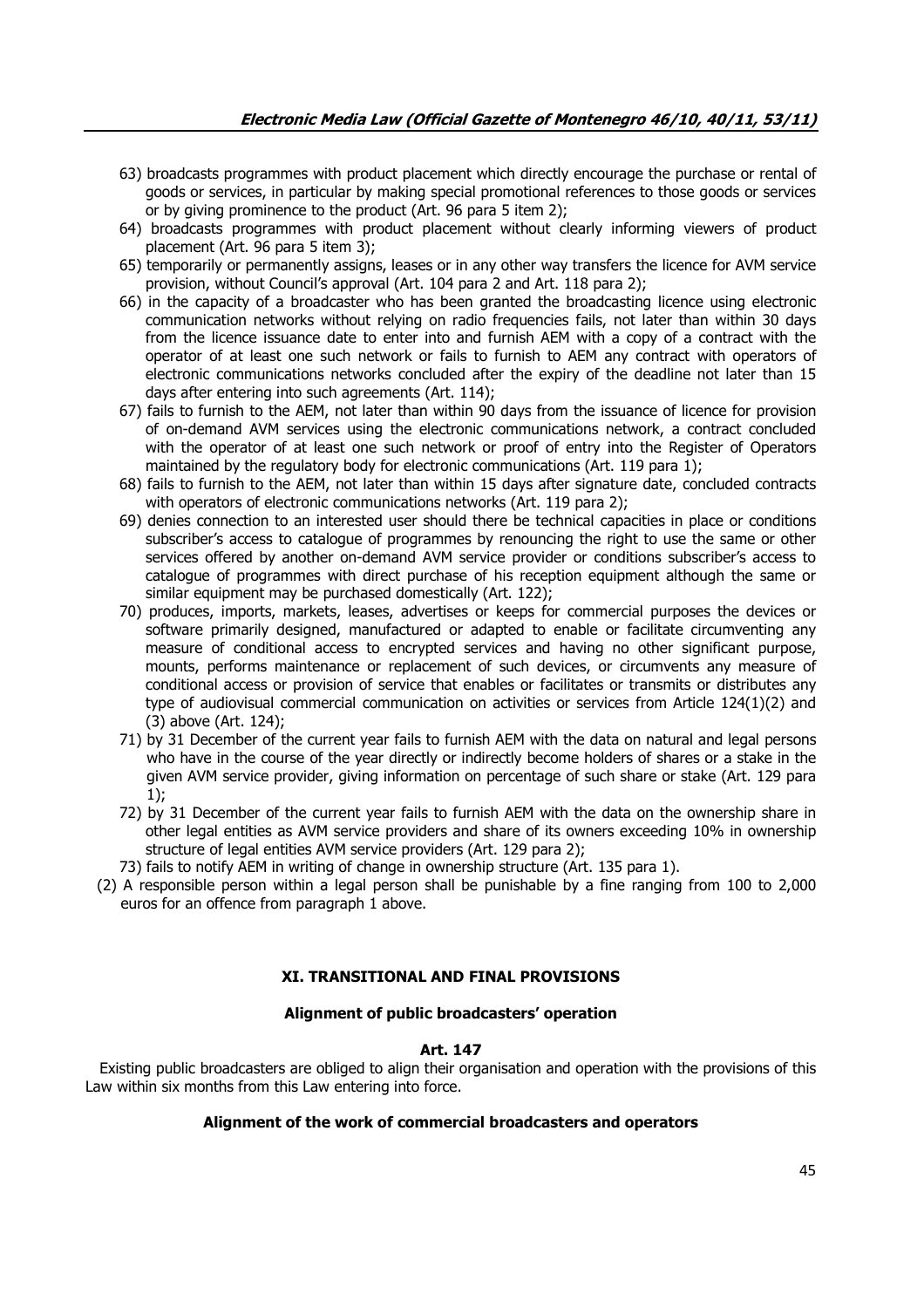63) broadcasts programmes with product placement which directly encourage the purchase or rental of goods or services, in particular by making special promotional references to those goods or services or by giving prominence to the product (Art. 96 para 5 item 2);

64) broadcasts programmes with product placement without clearly informing viewers of product placement (Art. 96 para 5 item 3);

65) temporarily or permanently assigns, leases or in any other way transfers the licence for AVM service provision, without Council's approval (Art. 104 para 2 and Art. 118 para 2);

66) in the capacity of a broadcaster who has been granted the broadcasting licence using electronic communication networks without relying on radio frequencies fails, not later than within 30 days from the licence issuance date to enter into and furnish AEM with a copy of a contract with the operator of at least one such network or fails to furnish to AEM any contract with operators of electronic communications networks concluded after the expiry of the deadline not later than 15 days after entering into such agreements (Art. 114);

67) fails to furnish to the AEM, not later than within 90 days from the issuance of licence for provision of on-demand AVM services using the electronic communications network, a contract concluded with the operator of at least one such network or proof of entry into the Register of Operators maintained by the regulatory body for electronic communications (Art. 119 para 1);

68) fails to furnish to the AEM, not later than within 15 days after signature date, concluded contracts with operators of electronic communications networks (Art. 119 para 2);

69) denies connection to an interested user should there be technical capacities in place or conditions subscriber's access to catalogue of programmes by renouncing the right to use the same or other services offered by another on-demand AVM service provider or conditions subscriber's access to catalogue of programmes with direct purchase of his reception equipment although the same or similar equipment may be purchased domestically (Art. 122);

70) produces, imports, markets, leases, advertises or keeps for commercial purposes the devices or software primarily designed, manufactured or adapted to enable or facilitate circumventing any measure of conditional access to encrypted services and having no other significant purpose, mounts, performs maintenance or replacement of such devices, or circumvents any measure of conditional access or provision of service that enables or facilitates or transmits or distributes any type of audiovisual commercial communication on activities or services from Article 124(1)(2) and (3) above (Art. 124);

71) by 31 December of the current year fails to furnish AEM with the data on natural and legal persons who have in the course of the year directly or indirectly become holders of shares or a stake in the given AVM service provider, giving information on percentage of such share or stake (Art. 129 para 1);

72) by 31 December of the current year fails to furnish AEM with the data on the ownership share in other legal entities as AVM service providers and share of its owners exceeding 10% in ownership structure of legal entities AVM service providers (Art. 129 para 2);

73) fails to notify AEM in writing of change in ownership structure (Art. 135 para 1).

(2) A responsible person within a legal person shall be punishable by a fine ranging from 100 to 2,000 euros for an offence from paragraph 1 above.

## XI. TRANSITIONAL AND FINAL PROVISIONS

### Alignment of public broadcasters' operation

#### Art. 147

Existing public broadcasters are obliged to align their organisation and operation with the provisions of this Law within six months from this Law entering into force.

### Alignment of the work of commercial broadcasters and operators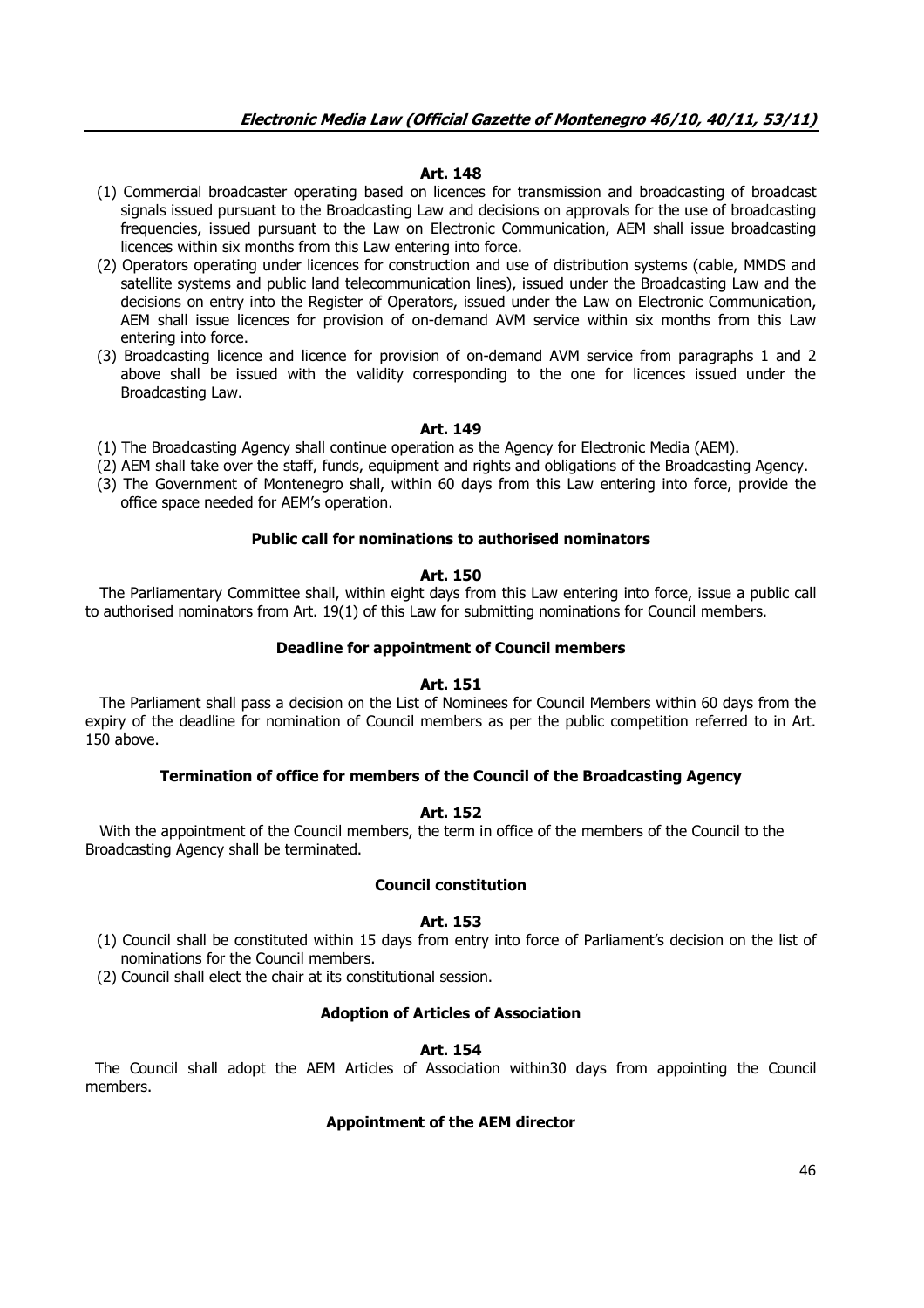#### Art. 148

(1) Commercial broadcaster operating based on licences for transmission and broadcasting of broadcast signals issued pursuant to the Broadcasting Law and decisions on approvals for the use of broadcasting frequencies, issued pursuant to the Law on Electronic Communication, AEM shall issue broadcasting licences within six months from this Law entering into force.

(2) Operators operating under licences for construction and use of distribution systems (cable, MMDS and satellite systems and public land telecommunication lines), issued under the Broadcasting Law and the decisions on entry into the Register of Operators, issued under the Law on Electronic Communication, AEM shall issue licences for provision of on-demand AVM service within six months from this Law entering into force.

(3) Broadcasting licence and licence for provision of on-demand AVM service from paragraphs 1 and 2 above shall be issued with the validity corresponding to the one for licences issued under the Broadcasting Law.

#### Art. 149

(1) The Broadcasting Agency shall continue operation as the Agency for Electronic Media (AEM).

(2) AEM shall take over the staff, funds, equipment and rights and obligations of the Broadcasting Agency.

(3) The Government of Montenegro shall, within 60 days from this Law entering into force, provide the office space needed for AEM's operation.

### Public call for nominations to authorised nominators

#### Art. 150

The Parliamentary Committee shall, within eight days from this Law entering into force, issue a public call to authorised nominators from Art. 19(1) of this Law for submitting nominations for Council members.

### Deadline for appointment of Council members

#### Art. 151

The Parliament shall pass a decision on the List of Nominees for Council Members within 60 days from the expiry of the deadline for nomination of Council members as per the public competition referred to in Art. 150 above.

### Termination of office for members of the Council of the Broadcasting Agency

#### Art. 152

With the appointment of the Council members, the term in office of the members of the Council to the Broadcasting Agency shall be terminated.

### Council constitution

#### Art. 153

(1) Council shall be constituted within 15 days from entry into force of Parliament's decision on the list of nominations for the Council members.

(2) Council shall elect the chair at its constitutional session.

### Adoption of Articles of Association

#### Art. 154

The Council shall adopt the AEM Articles of Association within30 days from appointing the Council members.

### Appointment of the AEM director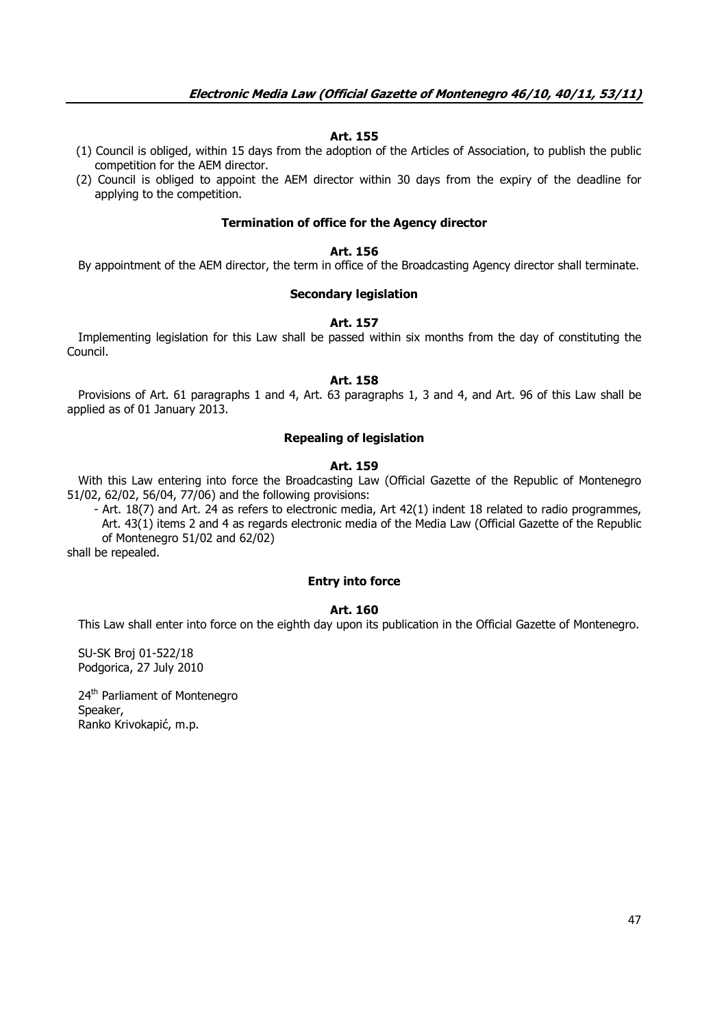**Art. 155**

(1) Council is obliged, within 15 days from the adoption of the Articles of Association, to publish the public competition for the AEM director.

(2) Council is obliged to appoint the AEM director within 30 days from the expiry of the deadline for applying to the competition.

**Termination of office for the Agency director**

**Art. 156**

By appointment of the AEM director, the term in office of the Broadcasting Agency director shall terminate.

**Secondary legislation**

**Art. 157**

Implementing legislation for this Law shall be passed within six months from the day of constituting the Council.

**Art. 158**

Provisions of Art. 61 paragraphs 1 and 4, Art. 63 paragraphs 1, 3 and 4, and Art. 96 of this Law shall be applied as of 01 January 2013.

**Repealing of legislation**

**Art. 159**

With this Law entering into force the Broadcasting Law (Official Gazette of the Republic of Montenegro 51/02, 62/02, 56/04, 77/06) and the following provisions:

- Art. 18(7) and Art. 24 as refers to electronic media, Art 42(1) indent 18 related to radio programmes, Art. 43(1) items 2 and 4 as regards electronic media of the Media Law (Official Gazette of the Republic of Montenegro 51/02 and 62/02)

shall be repealed.

**Entry into force**

**Art. 160**

This Law shall enter into force on the eighth day upon its publication in the Official Gazette of Montenegro.

SU-SK Broj 01-522/18
Podgorica, 27 July 2010

24th Parliament of Montenegro
Speaker,
Ranko Krivokapić, m.p.